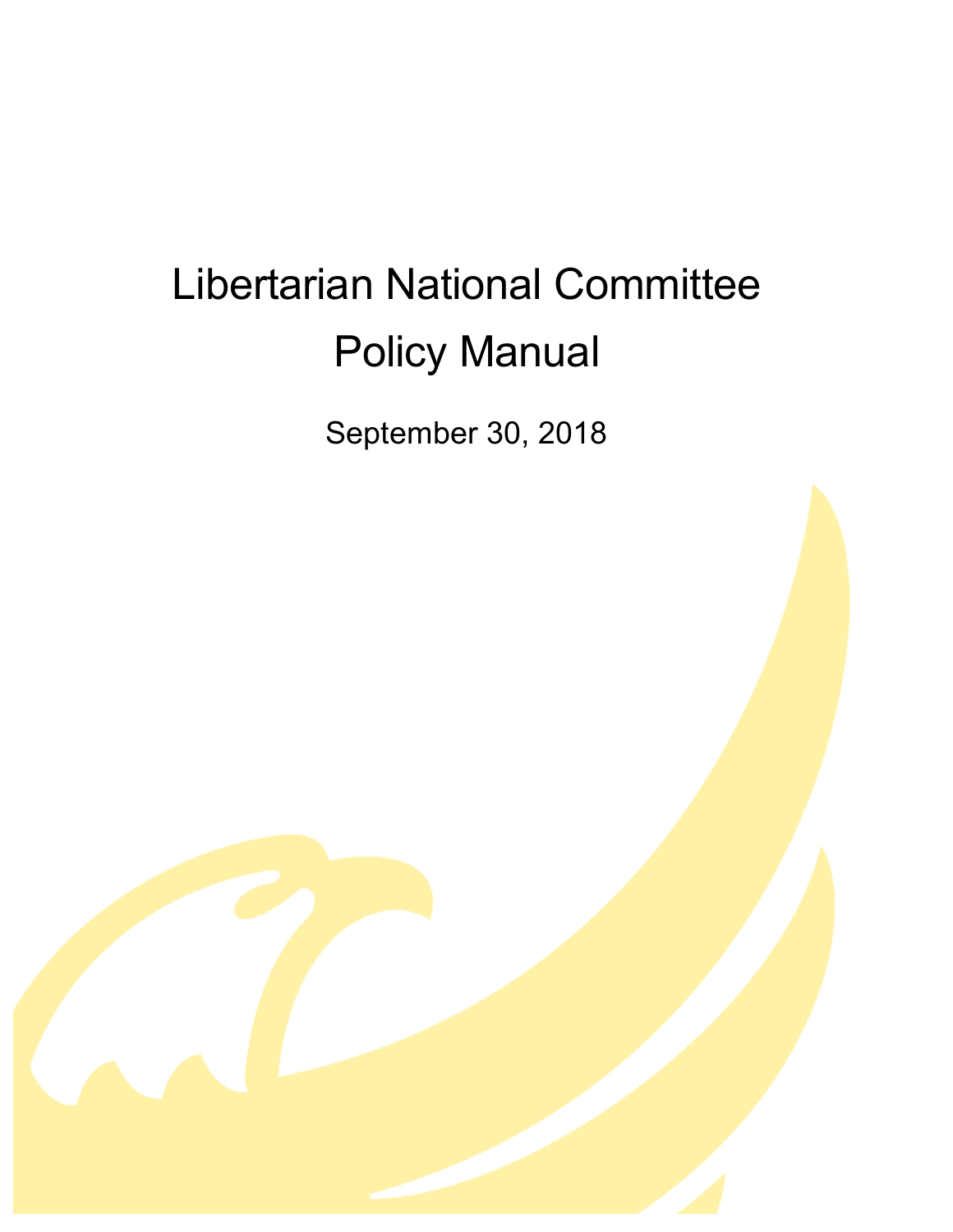# Libertarian National Committee

# Policy Manual

September 30, 2018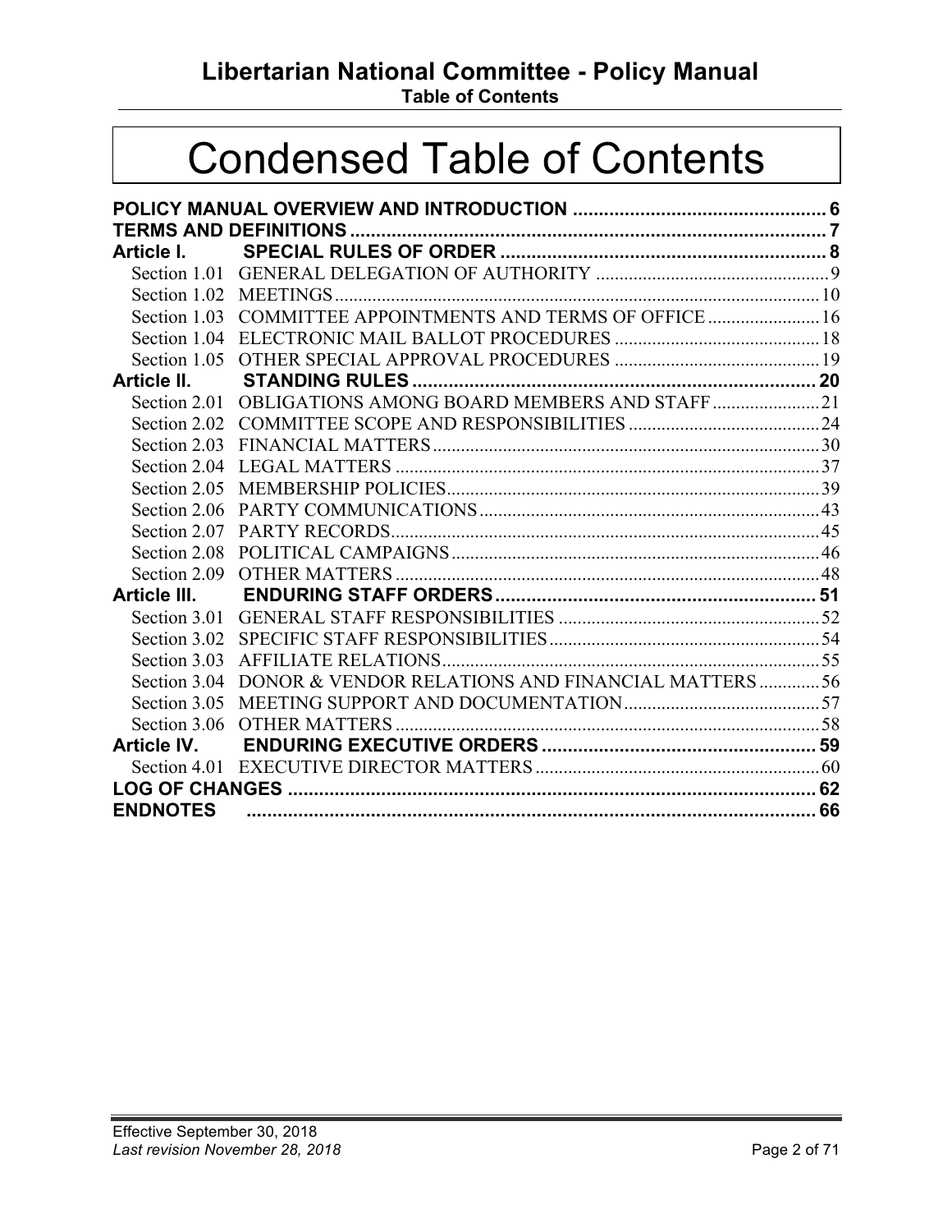# Condensed Table of Contents

**POLICY MANUAL OVERVIEW AND INTRODUCTION** ........ **6**
**TERMS AND DEFINITIONS** ........ **7**
**Article I. SPECIAL RULES OF ORDER** ........ **8**
- Section 1.01 GENERAL DELEGATION OF AUTHORITY ........ 9
- Section 1.02 MEETINGS ........ 10
- Section 1.03 COMMITTEE APPOINTMENTS AND TERMS OF OFFICE ........ 16
- Section 1.04 ELECTRONIC MAIL BALLOT PROCEDURES ........ 18
- Section 1.05 OTHER SPECIAL APPROVAL PROCEDURES ........ 19

**Article II. STANDING RULES** ........ **20**
- Section 2.01 OBLIGATIONS AMONG BOARD MEMBERS AND STAFF ........ 21
- Section 2.02 COMMITTEE SCOPE AND RESPONSIBILITIES ........ 24
- Section 2.03 FINANCIAL MATTERS ........ 30
- Section 2.04 LEGAL MATTERS ........ 37
- Section 2.05 MEMBERSHIP POLICIES ........ 39
- Section 2.06 PARTY COMMUNICATIONS ........ 43
- Section 2.07 PARTY RECORDS ........ 45
- Section 2.08 POLITICAL CAMPAIGNS ........ 46
- Section 2.09 OTHER MATTERS ........ 48

**Article III. ENDURING STAFF ORDERS** ........ **51**
- Section 3.01 GENERAL STAFF RESPONSIBILITIES ........ 52
- Section 3.02 SPECIFIC STAFF RESPONSIBILITIES ........ 54
- Section 3.03 AFFILIATE RELATIONS ........ 55
- Section 3.04 DONOR & VENDOR RELATIONS AND FINANCIAL MATTERS ........ 56
- Section 3.05 MEETING SUPPORT AND DOCUMENTATION ........ 57
- Section 3.06 OTHER MATTERS ........ 58

**Article IV. ENDURING EXECUTIVE ORDERS** ........ **59**
- Section 4.01 EXECUTIVE DIRECTOR MATTERS ........ 60

**LOG OF CHANGES** ........ **62**
**ENDNOTES** ........ **66**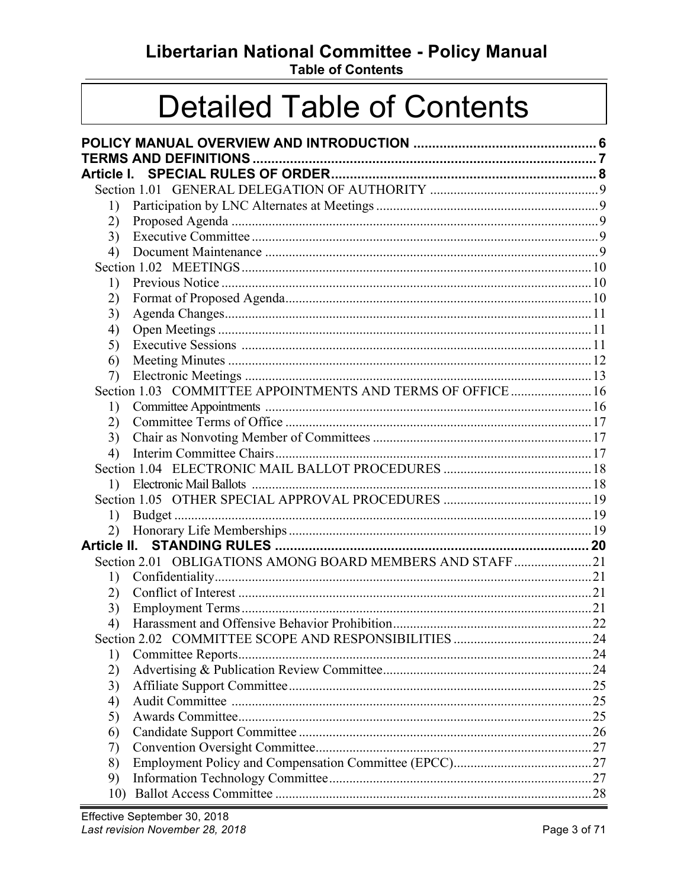# Detailed Table of Contents

**POLICY MANUAL OVERVIEW AND INTRODUCTION** ..... 6

**TERMS AND DEFINITIONS** ..... 7

**Article I. SPECIAL RULES OF ORDER** ..... 8

- Section 1.01 GENERAL DELEGATION OF AUTHORITY ..... 9
  1) Participation by LNC Alternates at Meetings ..... 9
  2) Proposed Agenda ..... 9
  3) Executive Committee ..... 9
  4) Document Maintenance ..... 9
- Section 1.02 MEETINGS ..... 10
  1) Previous Notice ..... 10
  2) Format of Proposed Agenda ..... 10
  3) Agenda Changes ..... 11
  4) Open Meetings ..... 11
  5) Executive Sessions ..... 11
  6) Meeting Minutes ..... 12
  7) Electronic Meetings ..... 13
- Section 1.03 COMMITTEE APPOINTMENTS AND TERMS OF OFFICE ..... 16
  1) Committee Appointments ..... 16
  2) Committee Terms of Office ..... 17
  3) Chair as Nonvoting Member of Committees ..... 17
  4) Interim Committee Chairs ..... 17
- Section 1.04 ELECTRONIC MAIL BALLOT PROCEDURES ..... 18
  1) Electronic Mail Ballots ..... 18
- Section 1.05 OTHER SPECIAL APPROVAL PROCEDURES ..... 19
  1) Budget ..... 19
  2) Honorary Life Memberships ..... 19

**Article II. STANDING RULES** ..... 20

- Section 2.01 OBLIGATIONS AMONG BOARD MEMBERS AND STAFF ..... 21
  1) Confidentiality ..... 21
  2) Conflict of Interest ..... 21
  3) Employment Terms ..... 21
  4) Harassment and Offensive Behavior Prohibition ..... 22
- Section 2.02 COMMITTEE SCOPE AND RESPONSIBILITIES ..... 24
  1) Committee Reports ..... 24
  2) Advertising & Publication Review Committee ..... 24
  3) Affiliate Support Committee ..... 25
  4) Audit Committee ..... 25
  5) Awards Committee ..... 25
  6) Candidate Support Committee ..... 26
  7) Convention Oversight Committee ..... 27
  8) Employment Policy and Compensation Committee (EPCC) ..... 27
  9) Information Technology Committee ..... 27
  10) Ballot Access Committee ..... 28

Effective September 30, 2018
*Last revision November 28, 2018*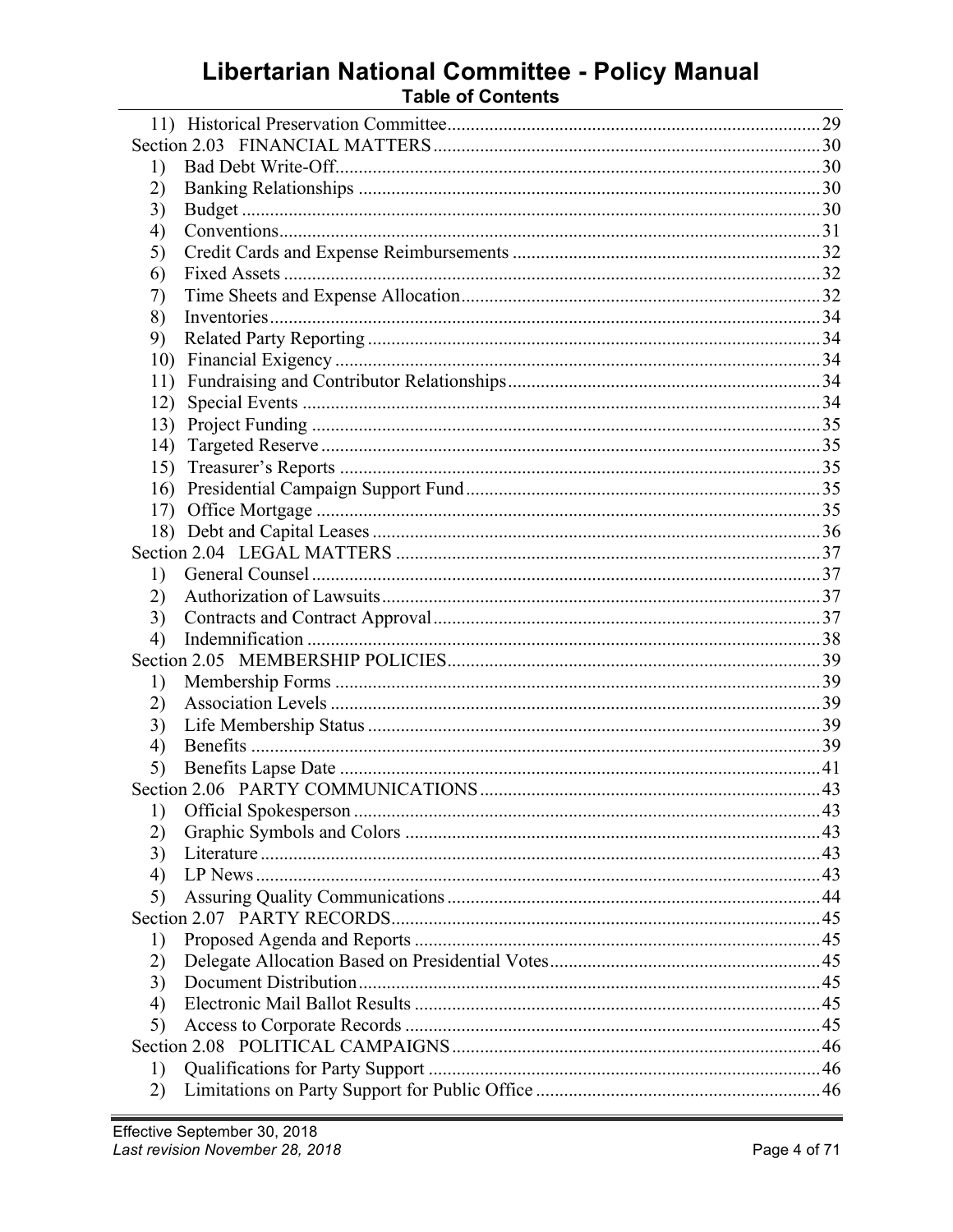## Table of Contents

11) Historical Preservation Committee ..... 29

Section 2.03 FINANCIAL MATTERS ..... 30

1) Bad Debt Write-Off ..... 30
2) Banking Relationships ..... 30
3) Budget ..... 30
4) Conventions ..... 31
5) Credit Cards and Expense Reimbursements ..... 32
6) Fixed Assets ..... 32
7) Time Sheets and Expense Allocation ..... 32
8) Inventories ..... 34
9) Related Party Reporting ..... 34
10) Financial Exigency ..... 34
11) Fundraising and Contributor Relationships ..... 34
12) Special Events ..... 34
13) Project Funding ..... 35
14) Targeted Reserve ..... 35
15) Treasurer's Reports ..... 35
16) Presidential Campaign Support Fund ..... 35
17) Office Mortgage ..... 35
18) Debt and Capital Leases ..... 36

Section 2.04 LEGAL MATTERS ..... 37

1) General Counsel ..... 37
2) Authorization of Lawsuits ..... 37
3) Contracts and Contract Approval ..... 37
4) Indemnification ..... 38

Section 2.05 MEMBERSHIP POLICIES ..... 39

1) Membership Forms ..... 39
2) Association Levels ..... 39
3) Life Membership Status ..... 39
4) Benefits ..... 39
5) Benefits Lapse Date ..... 41

Section 2.06 PARTY COMMUNICATIONS ..... 43

1) Official Spokesperson ..... 43
2) Graphic Symbols and Colors ..... 43
3) Literature ..... 43
4) LP News ..... 43
5) Assuring Quality Communications ..... 44

Section 2.07 PARTY RECORDS ..... 45

1) Proposed Agenda and Reports ..... 45
2) Delegate Allocation Based on Presidential Votes ..... 45
3) Document Distribution ..... 45
4) Electronic Mail Ballot Results ..... 45
5) Access to Corporate Records ..... 45

Section 2.08 POLITICAL CAMPAIGNS ..... 46

1) Qualifications for Party Support ..... 46
2) Limitations on Party Support for Public Office ..... 46

Effective September 30, 2018
*Last revision November 28, 2018*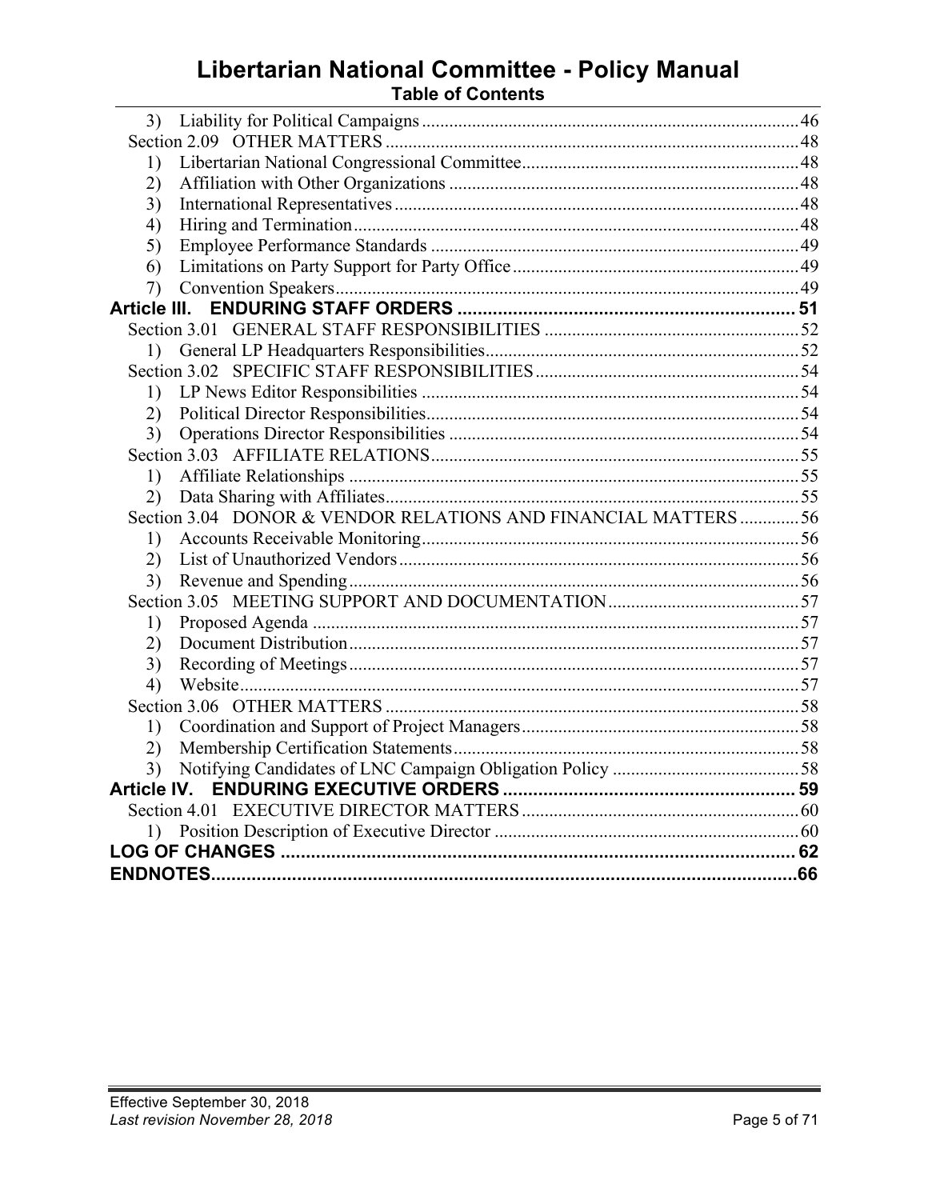3) Liability for Political Campaigns ..... 46

Section 2.09 OTHER MATTERS ..... 48

1) Libertarian National Congressional Committee ..... 48
2) Affiliation with Other Organizations ..... 48
3) International Representatives ..... 48
4) Hiring and Termination ..... 48
5) Employee Performance Standards ..... 49
6) Limitations on Party Support for Party Office ..... 49
7) Convention Speakers ..... 49

**Article III. ENDURING STAFF ORDERS ..... 51**

Section 3.01 GENERAL STAFF RESPONSIBILITIES ..... 52

1) General LP Headquarters Responsibilities ..... 52

Section 3.02 SPECIFIC STAFF RESPONSIBILITIES ..... 54

1) LP News Editor Responsibilities ..... 54
2) Political Director Responsibilities ..... 54
3) Operations Director Responsibilities ..... 54

Section 3.03 AFFILIATE RELATIONS ..... 55

1) Affiliate Relationships ..... 55
2) Data Sharing with Affiliates ..... 55

Section 3.04 DONOR & VENDOR RELATIONS AND FINANCIAL MATTERS ..... 56

1) Accounts Receivable Monitoring ..... 56
2) List of Unauthorized Vendors ..... 56
3) Revenue and Spending ..... 56

Section 3.05 MEETING SUPPORT AND DOCUMENTATION ..... 57

1) Proposed Agenda ..... 57
2) Document Distribution ..... 57
3) Recording of Meetings ..... 57
4) Website ..... 57

Section 3.06 OTHER MATTERS ..... 58

1) Coordination and Support of Project Managers ..... 58
2) Membership Certification Statements ..... 58
3) Notifying Candidates of LNC Campaign Obligation Policy ..... 58

**Article IV. ENDURING EXECUTIVE ORDERS ..... 59**

Section 4.01 EXECUTIVE DIRECTOR MATTERS ..... 60

1) Position Description of Executive Director ..... 60

**LOG OF CHANGES ..... 62**

**ENDNOTES ..... 66**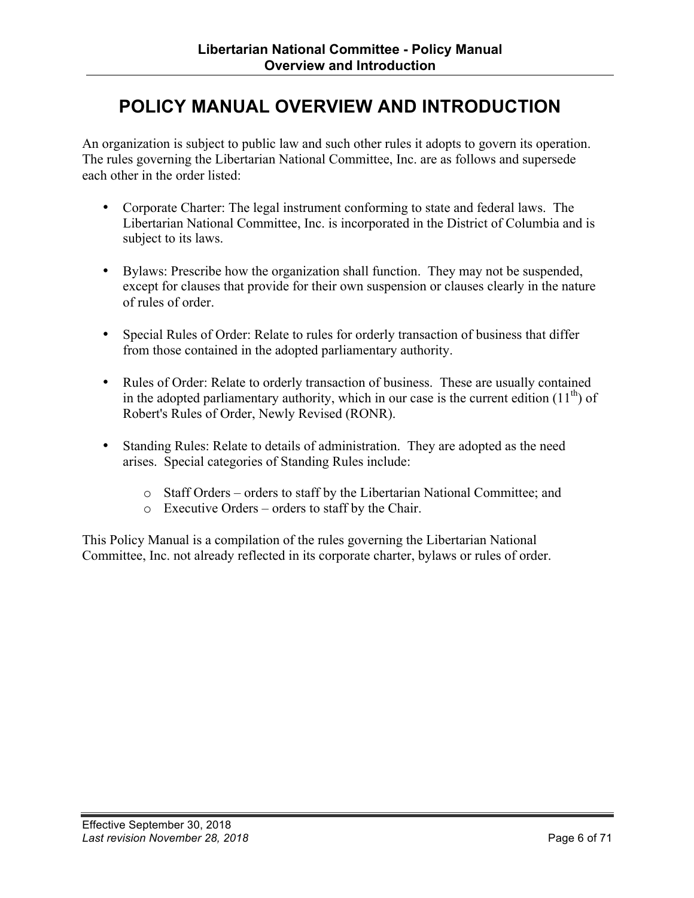# POLICY MANUAL OVERVIEW AND INTRODUCTION

An organization is subject to public law and such other rules it adopts to govern its operation. The rules governing the Libertarian National Committee, Inc. are as follows and supersede each other in the order listed:

- Corporate Charter: The legal instrument conforming to state and federal laws. The Libertarian National Committee, Inc. is incorporated in the District of Columbia and is subject to its laws.

- Bylaws: Prescribe how the organization shall function. They may not be suspended, except for clauses that provide for their own suspension or clauses clearly in the nature of rules of order.

- Special Rules of Order: Relate to rules for orderly transaction of business that differ from those contained in the adopted parliamentary authority.

- Rules of Order: Relate to orderly transaction of business. These are usually contained in the adopted parliamentary authority, which in our case is the current edition (11th) of Robert's Rules of Order, Newly Revised (RONR).

- Standing Rules: Relate to details of administration. They are adopted as the need arises. Special categories of Standing Rules include:

  - Staff Orders – orders to staff by the Libertarian National Committee; and
  - Executive Orders – orders to staff by the Chair.

This Policy Manual is a compilation of the rules governing the Libertarian National Committee, Inc. not already reflected in its corporate charter, bylaws or rules of order.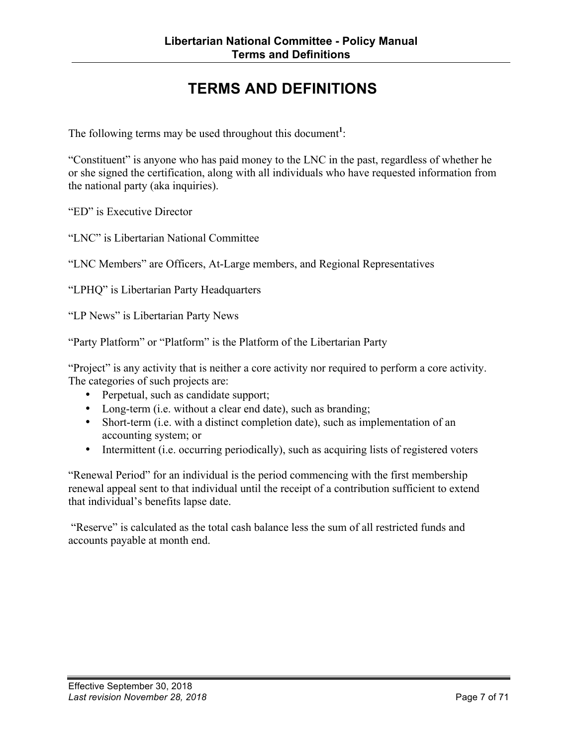# TERMS AND DEFINITIONS

The following terms may be used throughout this document[1]:

"Constituent" is anyone who has paid money to the LNC in the past, regardless of whether he or she signed the certification, along with all individuals who have requested information from the national party (aka inquiries).

"ED" is Executive Director

"LNC" is Libertarian National Committee

"LNC Members" are Officers, At-Large members, and Regional Representatives

"LPHQ" is Libertarian Party Headquarters

"LP News" is Libertarian Party News

"Party Platform" or "Platform" is the Platform of the Libertarian Party

"Project" is any activity that is neither a core activity nor required to perform a core activity. The categories of such projects are:

- Perpetual, such as candidate support;
- Long-term (i.e. without a clear end date), such as branding;
- Short-term (i.e. with a distinct completion date), such as implementation of an accounting system; or
- Intermittent (i.e. occurring periodically), such as acquiring lists of registered voters

"Renewal Period" for an individual is the period commencing with the first membership renewal appeal sent to that individual until the receipt of a contribution sufficient to extend that individual's benefits lapse date.

"Reserve" is calculated as the total cash balance less the sum of all restricted funds and accounts payable at month end.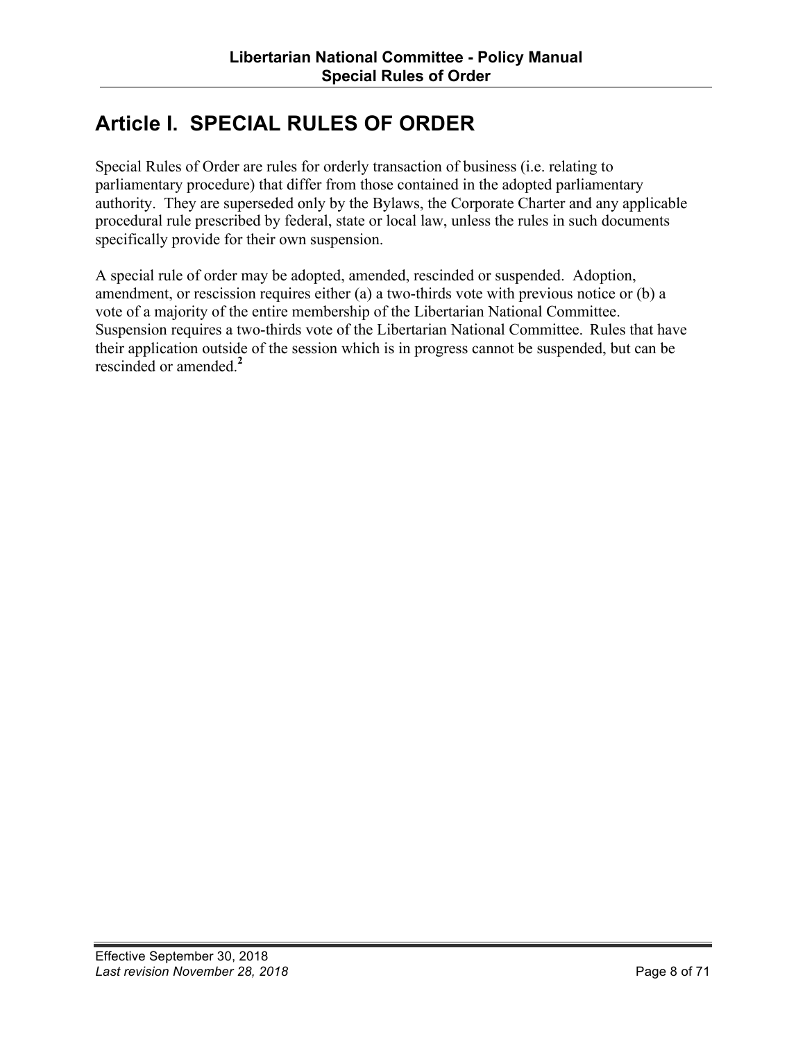# Article I. SPECIAL RULES OF ORDER

Special Rules of Order are rules for orderly transaction of business (i.e. relating to parliamentary procedure) that differ from those contained in the adopted parliamentary authority. They are superseded only by the Bylaws, the Corporate Charter and any applicable procedural rule prescribed by federal, state or local law, unless the rules in such documents specifically provide for their own suspension.

A special rule of order may be adopted, amended, rescinded or suspended. Adoption, amendment, or rescission requires either (a) a two-thirds vote with previous notice or (b) a vote of a majority of the entire membership of the Libertarian National Committee. Suspension requires a two-thirds vote of the Libertarian National Committee. Rules that have their application outside of the session which is in progress cannot be suspended, but can be rescinded or amended.[2]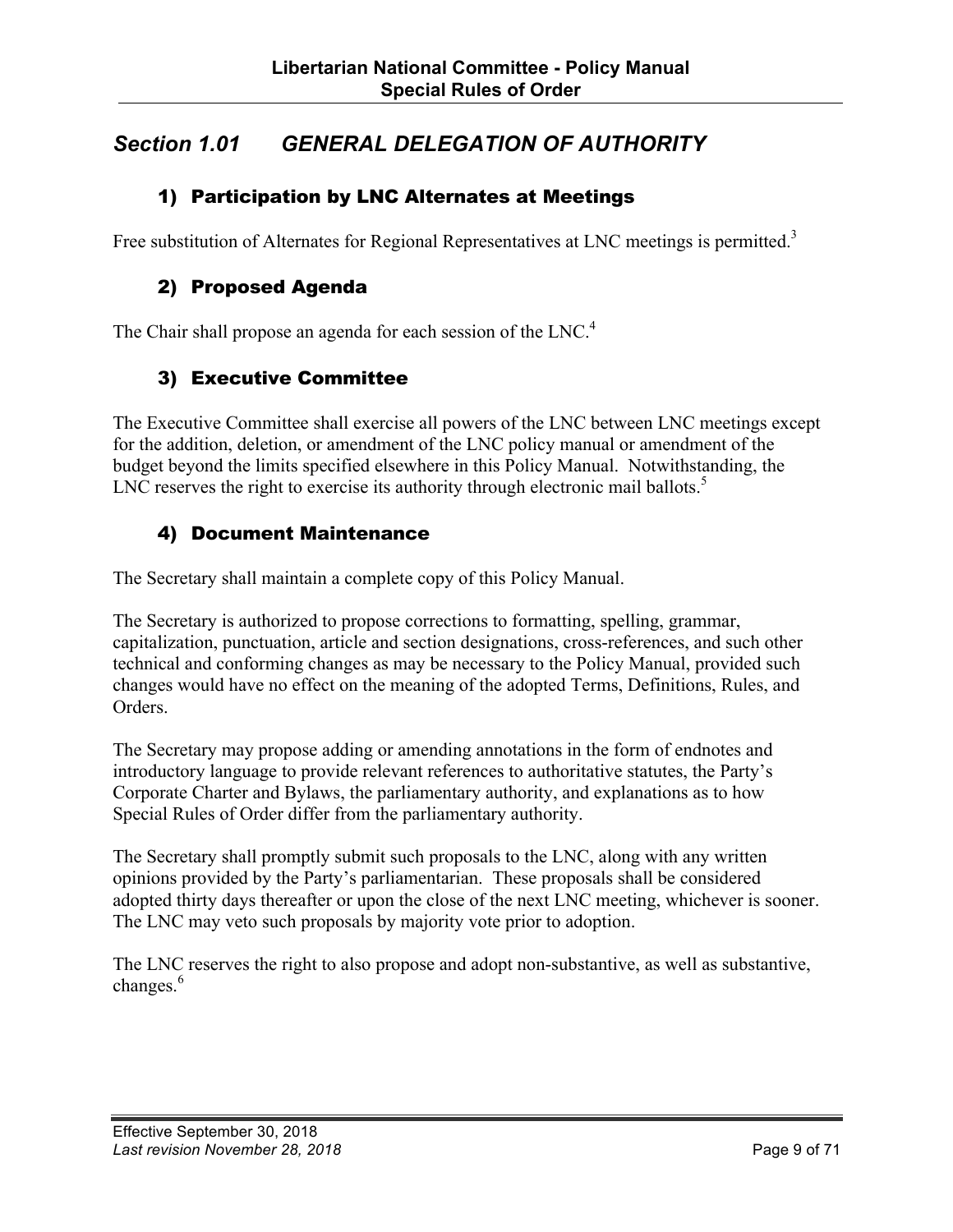## *Section 1.01 GENERAL DELEGATION OF AUTHORITY*

### 1) Participation by LNC Alternates at Meetings

Free substitution of Alternates for Regional Representatives at LNC meetings is permitted.[3]

### 2) Proposed Agenda

The Chair shall propose an agenda for each session of the LNC.[4]

### 3) Executive Committee

The Executive Committee shall exercise all powers of the LNC between LNC meetings except for the addition, deletion, or amendment of the LNC policy manual or amendment of the budget beyond the limits specified elsewhere in this Policy Manual. Notwithstanding, the LNC reserves the right to exercise its authority through electronic mail ballots.[5]

### 4) Document Maintenance

The Secretary shall maintain a complete copy of this Policy Manual.

The Secretary is authorized to propose corrections to formatting, spelling, grammar, capitalization, punctuation, article and section designations, cross-references, and such other technical and conforming changes as may be necessary to the Policy Manual, provided such changes would have no effect on the meaning of the adopted Terms, Definitions, Rules, and Orders.

The Secretary may propose adding or amending annotations in the form of endnotes and introductory language to provide relevant references to authoritative statutes, the Party's Corporate Charter and Bylaws, the parliamentary authority, and explanations as to how Special Rules of Order differ from the parliamentary authority.

The Secretary shall promptly submit such proposals to the LNC, along with any written opinions provided by the Party's parliamentarian. These proposals shall be considered adopted thirty days thereafter or upon the close of the next LNC meeting, whichever is sooner. The LNC may veto such proposals by majority vote prior to adoption.

The LNC reserves the right to also propose and adopt non-substantive, as well as substantive, changes.[6]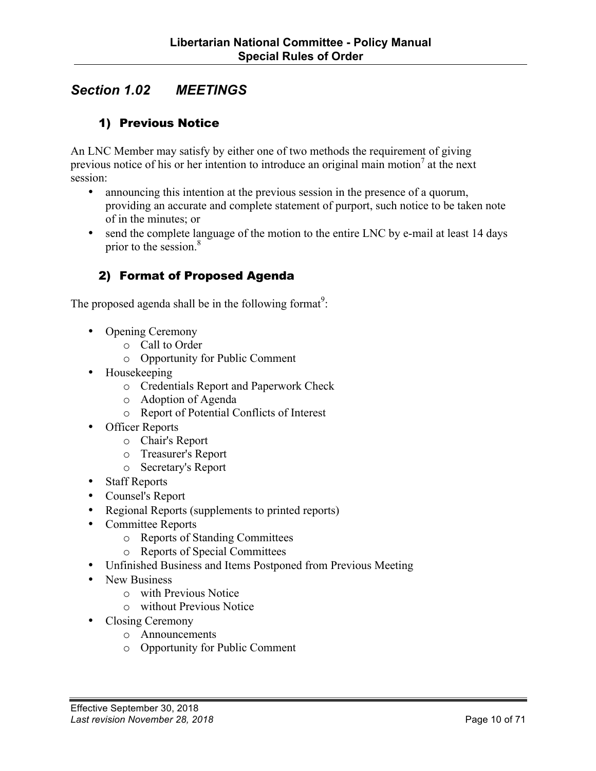## *Section 1.02 MEETINGS*

### 1) Previous Notice

An LNC Member may satisfy by either one of two methods the requirement of giving previous notice of his or her intention to introduce an original main motion[7] at the next session:

- announcing this intention at the previous session in the presence of a quorum, providing an accurate and complete statement of purport, such notice to be taken note of in the minutes; or
- send the complete language of the motion to the entire LNC by e-mail at least 14 days prior to the session.[8]

### 2) Format of Proposed Agenda

The proposed agenda shall be in the following format[9]:

- Opening Ceremony
  - Call to Order
  - Opportunity for Public Comment
- Housekeeping
  - Credentials Report and Paperwork Check
  - Adoption of Agenda
  - Report of Potential Conflicts of Interest
- Officer Reports
  - Chair's Report
  - Treasurer's Report
  - Secretary's Report
- Staff Reports
- Counsel's Report
- Regional Reports (supplements to printed reports)
- Committee Reports
  - Reports of Standing Committees
  - Reports of Special Committees
- Unfinished Business and Items Postponed from Previous Meeting
- New Business
  - with Previous Notice
  - without Previous Notice
- Closing Ceremony
  - Announcements
  - Opportunity for Public Comment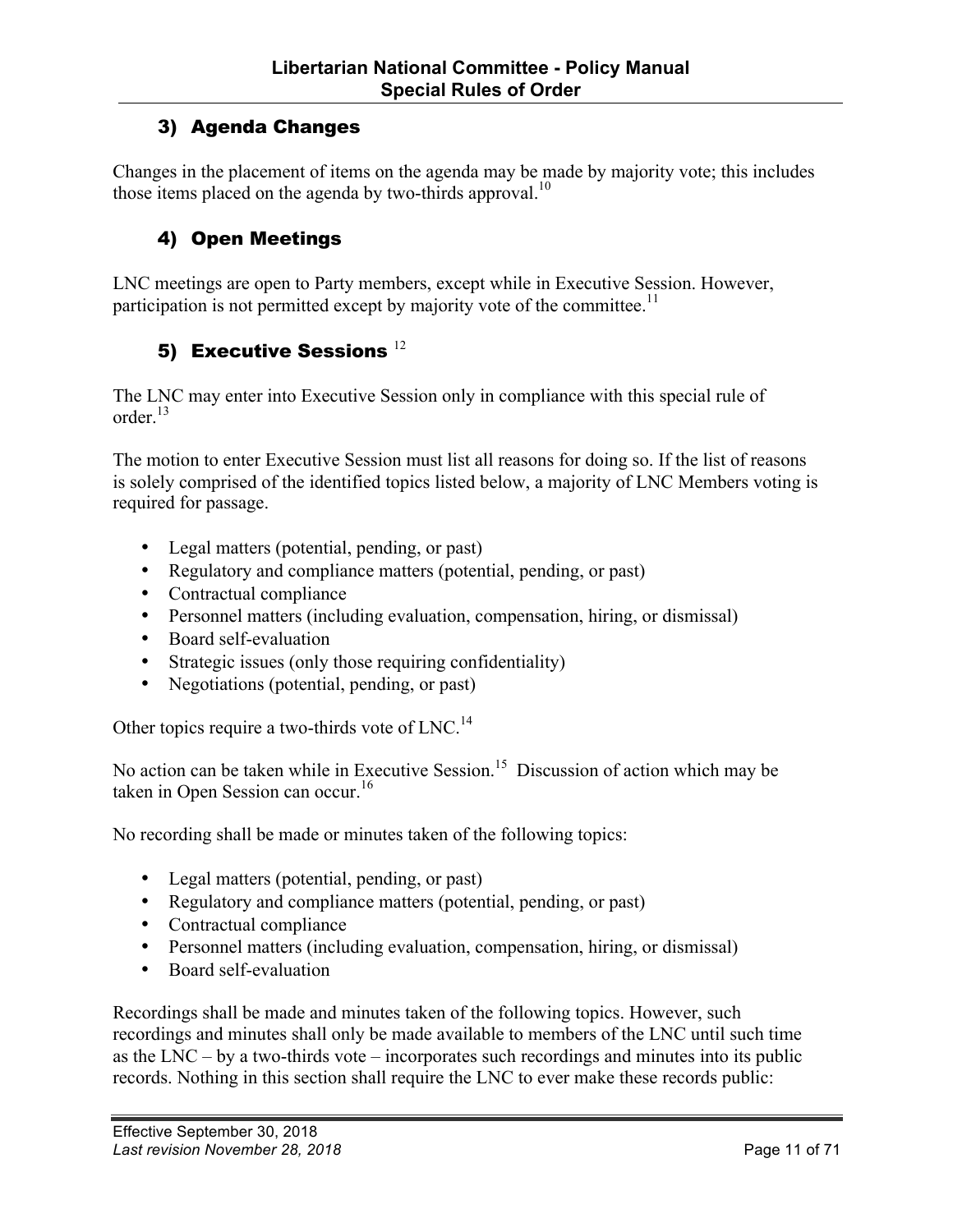### 3) Agenda Changes

Changes in the placement of items on the agenda may be made by majority vote; this includes those items placed on the agenda by two-thirds approval.[10]

### 4) Open Meetings

LNC meetings are open to Party members, except while in Executive Session. However, participation is not permitted except by majority vote of the committee.[11]

### 5) Executive Sessions [12]

The LNC may enter into Executive Session only in compliance with this special rule of order.[13]

The motion to enter Executive Session must list all reasons for doing so. If the list of reasons is solely comprised of the identified topics listed below, a majority of LNC Members voting is required for passage.

- Legal matters (potential, pending, or past)
- Regulatory and compliance matters (potential, pending, or past)
- Contractual compliance
- Personnel matters (including evaluation, compensation, hiring, or dismissal)
- Board self-evaluation
- Strategic issues (only those requiring confidentiality)
- Negotiations (potential, pending, or past)

Other topics require a two-thirds vote of LNC.[14]

No action can be taken while in Executive Session.[15] Discussion of action which may be taken in Open Session can occur.[16]

No recording shall be made or minutes taken of the following topics:

- Legal matters (potential, pending, or past)
- Regulatory and compliance matters (potential, pending, or past)
- Contractual compliance
- Personnel matters (including evaluation, compensation, hiring, or dismissal)
- Board self-evaluation

Recordings shall be made and minutes taken of the following topics. However, such recordings and minutes shall only be made available to members of the LNC until such time as the LNC – by a two-thirds vote – incorporates such recordings and minutes into its public records. Nothing in this section shall require the LNC to ever make these records public: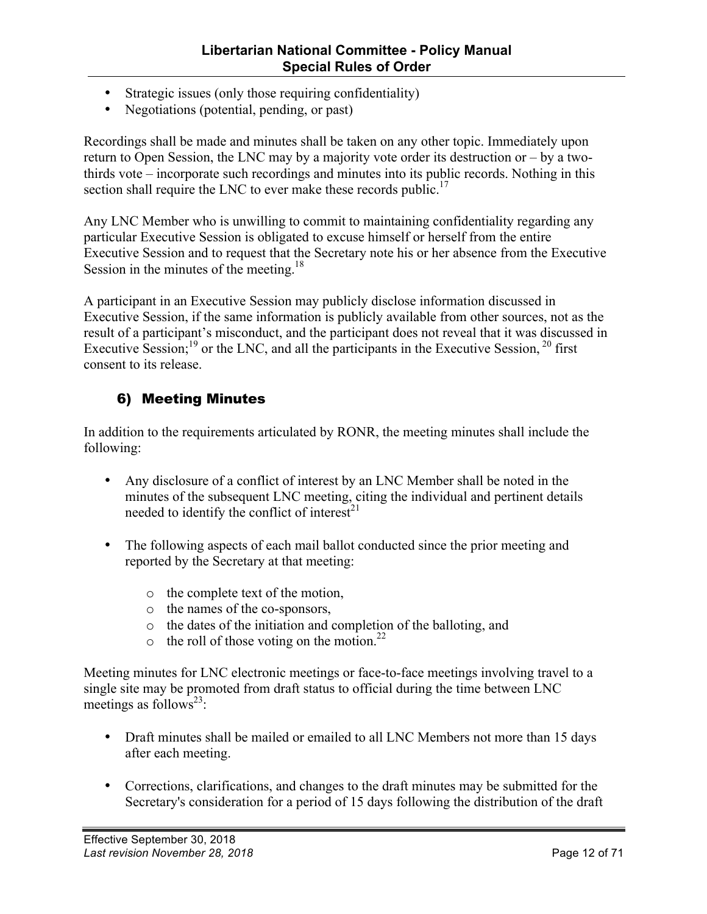- Strategic issues (only those requiring confidentiality)
- Negotiations (potential, pending, or past)

Recordings shall be made and minutes shall be taken on any other topic. Immediately upon return to Open Session, the LNC may by a majority vote order its destruction or – by a two-thirds vote – incorporate such recordings and minutes into its public records. Nothing in this section shall require the LNC to ever make these records public.[17]

Any LNC Member who is unwilling to commit to maintaining confidentiality regarding any particular Executive Session is obligated to excuse himself or herself from the entire Executive Session and to request that the Secretary note his or her absence from the Executive Session in the minutes of the meeting.[18]

A participant in an Executive Session may publicly disclose information discussed in Executive Session, if the same information is publicly available from other sources, not as the result of a participant's misconduct, and the participant does not reveal that it was discussed in Executive Session;[19] or the LNC, and all the participants in the Executive Session, [20] first consent to its release.

## 6) Meeting Minutes

In addition to the requirements articulated by RONR, the meeting minutes shall include the following:

- Any disclosure of a conflict of interest by an LNC Member shall be noted in the minutes of the subsequent LNC meeting, citing the individual and pertinent details needed to identify the conflict of interest[21]

- The following aspects of each mail ballot conducted since the prior meeting and reported by the Secretary at that meeting:

  - the complete text of the motion,
  - the names of the co-sponsors,
  - the dates of the initiation and completion of the balloting, and
  - the roll of those voting on the motion.[22]

Meeting minutes for LNC electronic meetings or face-to-face meetings involving travel to a single site may be promoted from draft status to official during the time between LNC meetings as follows[23]:

- Draft minutes shall be mailed or emailed to all LNC Members not more than 15 days after each meeting.

- Corrections, clarifications, and changes to the draft minutes may be submitted for the Secretary's consideration for a period of 15 days following the distribution of the draft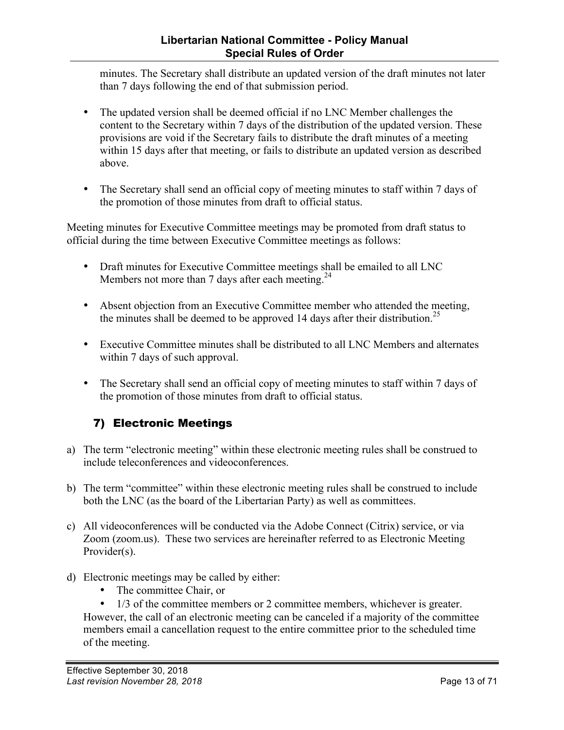minutes. The Secretary shall distribute an updated version of the draft minutes not later than 7 days following the end of that submission period.

- The updated version shall be deemed official if no LNC Member challenges the content to the Secretary within 7 days of the distribution of the updated version. These provisions are void if the Secretary fails to distribute the draft minutes of a meeting within 15 days after that meeting, or fails to distribute an updated version as described above.

- The Secretary shall send an official copy of meeting minutes to staff within 7 days of the promotion of those minutes from draft to official status.

Meeting minutes for Executive Committee meetings may be promoted from draft status to official during the time between Executive Committee meetings as follows:

- Draft minutes for Executive Committee meetings shall be emailed to all LNC Members not more than 7 days after each meeting.[24]

- Absent objection from an Executive Committee member who attended the meeting, the minutes shall be deemed to be approved 14 days after their distribution.[25]

- Executive Committee minutes shall be distributed to all LNC Members and alternates within 7 days of such approval.

- The Secretary shall send an official copy of meeting minutes to staff within 7 days of the promotion of those minutes from draft to official status.

## 7) Electronic Meetings

a) The term "electronic meeting" within these electronic meeting rules shall be construed to include teleconferences and videoconferences.

b) The term "committee" within these electronic meeting rules shall be construed to include both the LNC (as the board of the Libertarian Party) as well as committees.

c) All videoconferences will be conducted via the Adobe Connect (Citrix) service, or via Zoom (zoom.us). These two services are hereinafter referred to as Electronic Meeting Provider(s).

d) Electronic meetings may be called by either:
   - The committee Chair, or
   - 1/3 of the committee members or 2 committee members, whichever is greater.

   However, the call of an electronic meeting can be canceled if a majority of the committee members email a cancellation request to the entire committee prior to the scheduled time of the meeting.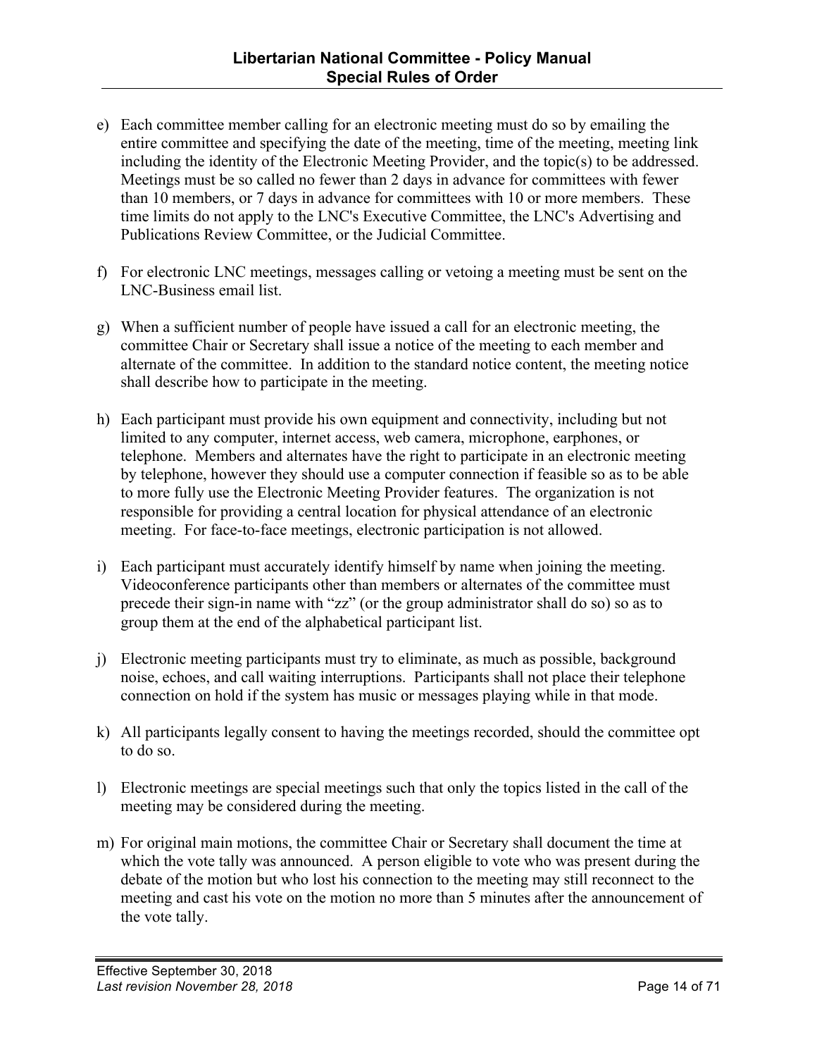e) Each committee member calling for an electronic meeting must do so by emailing the entire committee and specifying the date of the meeting, time of the meeting, meeting link including the identity of the Electronic Meeting Provider, and the topic(s) to be addressed. Meetings must be so called no fewer than 2 days in advance for committees with fewer than 10 members, or 7 days in advance for committees with 10 or more members. These time limits do not apply to the LNC's Executive Committee, the LNC's Advertising and Publications Review Committee, or the Judicial Committee.

f) For electronic LNC meetings, messages calling or vetoing a meeting must be sent on the LNC-Business email list.

g) When a sufficient number of people have issued a call for an electronic meeting, the committee Chair or Secretary shall issue a notice of the meeting to each member and alternate of the committee. In addition to the standard notice content, the meeting notice shall describe how to participate in the meeting.

h) Each participant must provide his own equipment and connectivity, including but not limited to any computer, internet access, web camera, microphone, earphones, or telephone. Members and alternates have the right to participate in an electronic meeting by telephone, however they should use a computer connection if feasible so as to be able to more fully use the Electronic Meeting Provider features. The organization is not responsible for providing a central location for physical attendance of an electronic meeting. For face-to-face meetings, electronic participation is not allowed.

i) Each participant must accurately identify himself by name when joining the meeting. Videoconference participants other than members or alternates of the committee must precede their sign-in name with "zz" (or the group administrator shall do so) so as to group them at the end of the alphabetical participant list.

j) Electronic meeting participants must try to eliminate, as much as possible, background noise, echoes, and call waiting interruptions. Participants shall not place their telephone connection on hold if the system has music or messages playing while in that mode.

k) All participants legally consent to having the meetings recorded, should the committee opt to do so.

l) Electronic meetings are special meetings such that only the topics listed in the call of the meeting may be considered during the meeting.

m) For original main motions, the committee Chair or Secretary shall document the time at which the vote tally was announced. A person eligible to vote who was present during the debate of the motion but who lost his connection to the meeting may still reconnect to the meeting and cast his vote on the motion no more than 5 minutes after the announcement of the vote tally.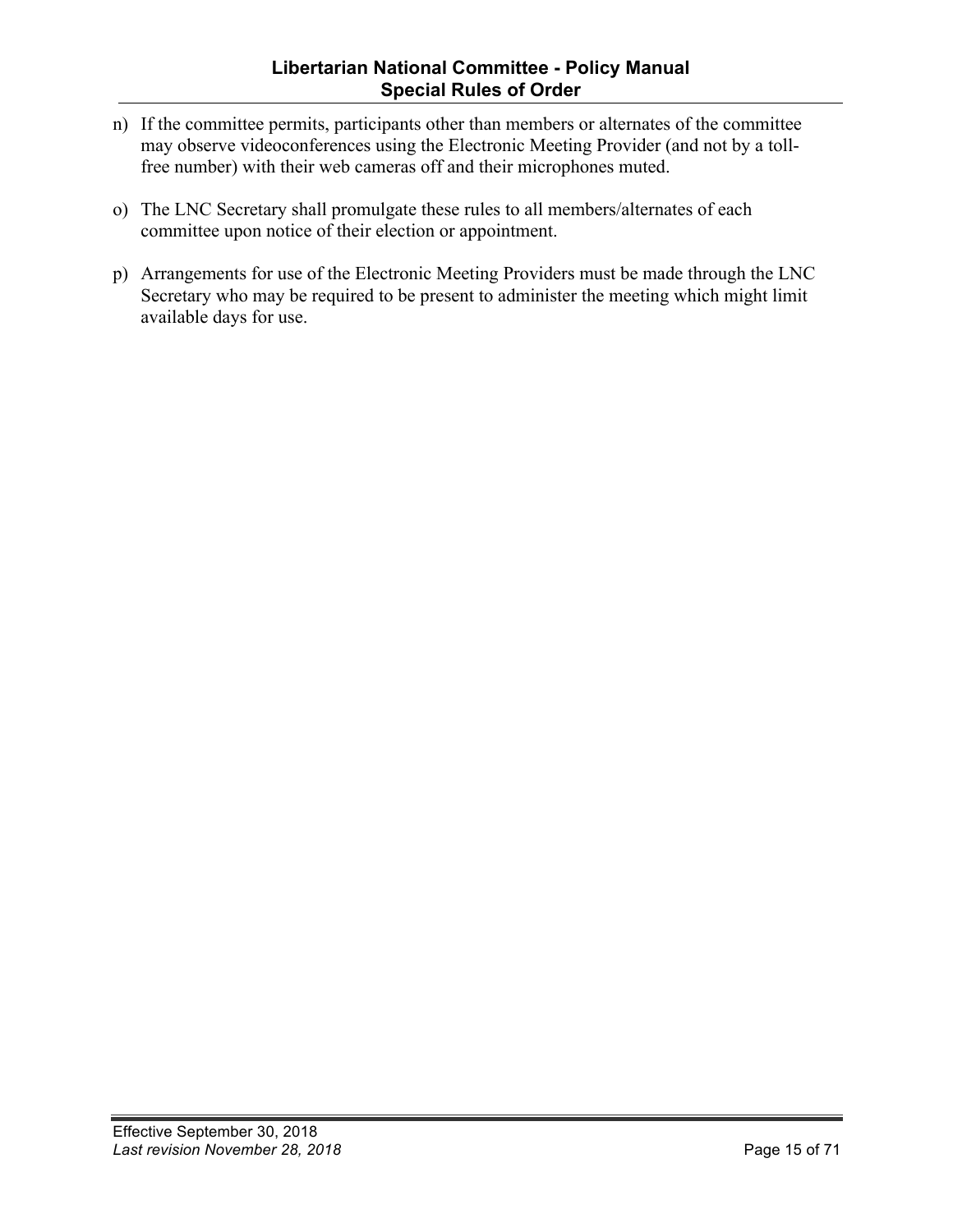n) If the committee permits, participants other than members or alternates of the committee may observe videoconferences using the Electronic Meeting Provider (and not by a toll-free number) with their web cameras off and their microphones muted.

o) The LNC Secretary shall promulgate these rules to all members/alternates of each committee upon notice of their election or appointment.

p) Arrangements for use of the Electronic Meeting Providers must be made through the LNC Secretary who may be required to be present to administer the meeting which might limit available days for use.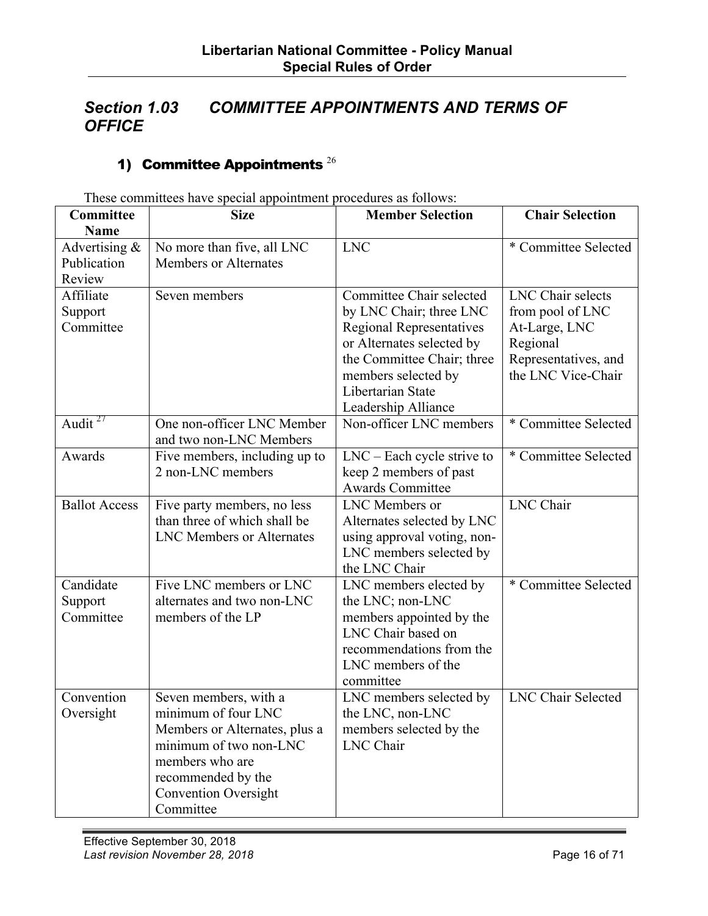## *Section 1.03 COMMITTEE APPOINTMENTS AND TERMS OF OFFICE*

### 1) Committee Appointments [26]

These committees have special appointment procedures as follows:

| Committee Name | Size | Member Selection | Chair Selection |
|---|---|---|---|
| Advertising & Publication Review | No more than five, all LNC Members or Alternates | LNC | * Committee Selected |
| Affiliate Support Committee | Seven members | Committee Chair selected by LNC Chair; three LNC Regional Representatives or Alternates selected by the Committee Chair; three members selected by Libertarian State Leadership Alliance | LNC Chair selects from pool of LNC At-Large, LNC Regional Representatives, and the LNC Vice-Chair |
| Audit [27] | One non-officer LNC Member and two non-LNC Members | Non-officer LNC members | * Committee Selected |
| Awards | Five members, including up to 2 non-LNC members | LNC – Each cycle strive to keep 2 members of past Awards Committee | * Committee Selected |
| Ballot Access | Five party members, no less than three of which shall be LNC Members or Alternates | LNC Members or Alternates selected by LNC using approval voting, non-LNC members selected by the LNC Chair | LNC Chair |
| Candidate Support Committee | Five LNC members or LNC alternates and two non-LNC members of the LP | LNC members elected by the LNC; non-LNC members appointed by the LNC Chair based on recommendations from the LNC members of the committee | * Committee Selected |
| Convention Oversight | Seven members, with a minimum of four LNC Members or Alternates, plus a minimum of two non-LNC members who are recommended by the Convention Oversight Committee | LNC members selected by the LNC, non-LNC members selected by the LNC Chair | LNC Chair Selected |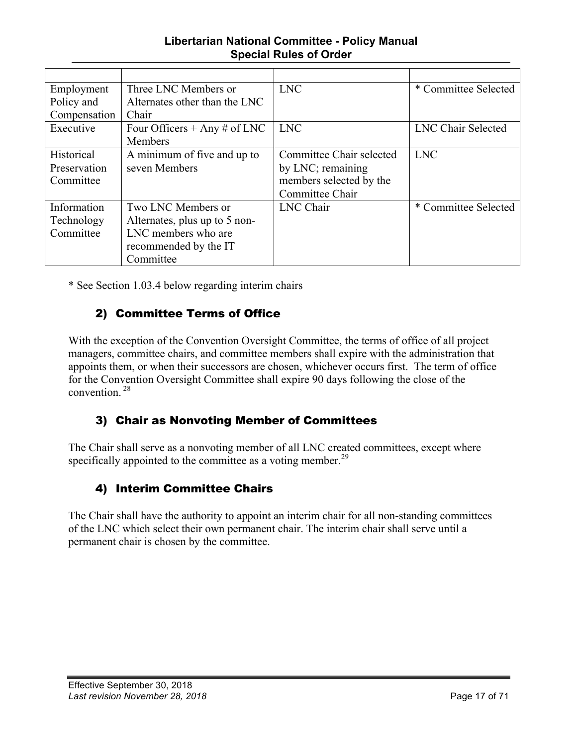| | | | |
|---|---|---|---|
| Employment Policy and Compensation | Three LNC Members or Alternates other than the LNC Chair | LNC | * Committee Selected |
| Executive | Four Officers + Any # of LNC Members | LNC | LNC Chair Selected |
| Historical Preservation Committee | A minimum of five and up to seven Members | Committee Chair selected by LNC; remaining members selected by the Committee Chair | LNC |
| Information Technology Committee | Two LNC Members or Alternates, plus up to 5 non-LNC members who are recommended by the IT Committee | LNC Chair | * Committee Selected |

* See Section 1.03.4 below regarding interim chairs

### 2) Committee Terms of Office

With the exception of the Convention Oversight Committee, the terms of office of all project managers, committee chairs, and committee members shall expire with the administration that appoints them, or when their successors are chosen, whichever occurs first. The term of office for the Convention Oversight Committee shall expire 90 days following the close of the convention.[28]

### 3) Chair as Nonvoting Member of Committees

The Chair shall serve as a nonvoting member of all LNC created committees, except where specifically appointed to the committee as a voting member.[29]

### 4) Interim Committee Chairs

The Chair shall have the authority to appoint an interim chair for all non-standing committees of the LNC which select their own permanent chair. The interim chair shall serve until a permanent chair is chosen by the committee.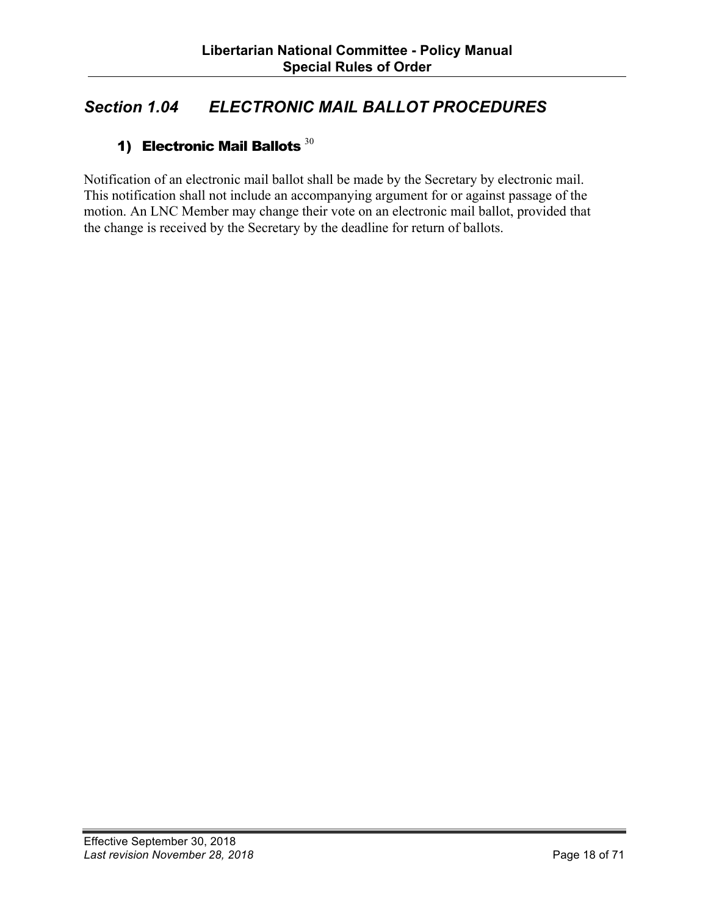## *Section 1.04 ELECTRONIC MAIL BALLOT PROCEDURES*

### 1) Electronic Mail Ballots [30]

Notification of an electronic mail ballot shall be made by the Secretary by electronic mail. This notification shall not include an accompanying argument for or against passage of the motion. An LNC Member may change their vote on an electronic mail ballot, provided that the change is received by the Secretary by the deadline for return of ballots.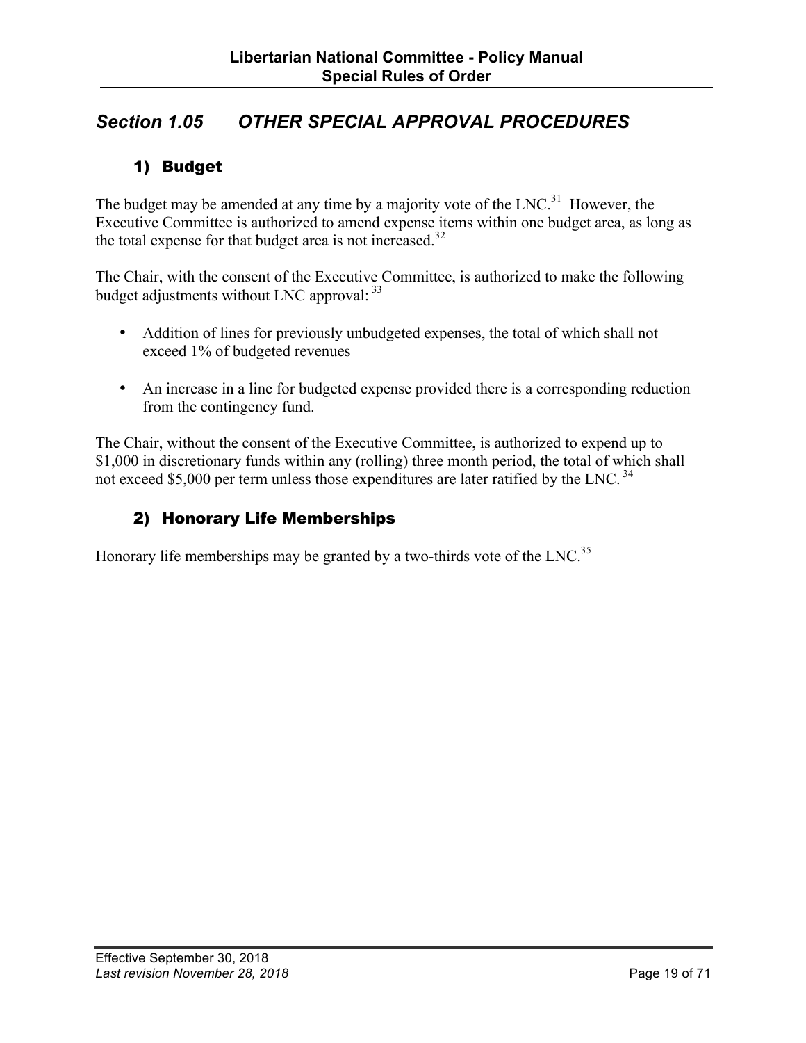## *Section 1.05 OTHER SPECIAL APPROVAL PROCEDURES*

### 1) Budget

The budget may be amended at any time by a majority vote of the LNC.[31] However, the Executive Committee is authorized to amend expense items within one budget area, as long as the total expense for that budget area is not increased.[32]

The Chair, with the consent of the Executive Committee, is authorized to make the following budget adjustments without LNC approval: [33]

- Addition of lines for previously unbudgeted expenses, the total of which shall not exceed 1% of budgeted revenues
- An increase in a line for budgeted expense provided there is a corresponding reduction from the contingency fund.

The Chair, without the consent of the Executive Committee, is authorized to expend up to $1,000 in discretionary funds within any (rolling) three month period, the total of which shall not exceed $5,000 per term unless those expenditures are later ratified by the LNC. [34]

### 2) Honorary Life Memberships

Honorary life memberships may be granted by a two-thirds vote of the LNC.[35]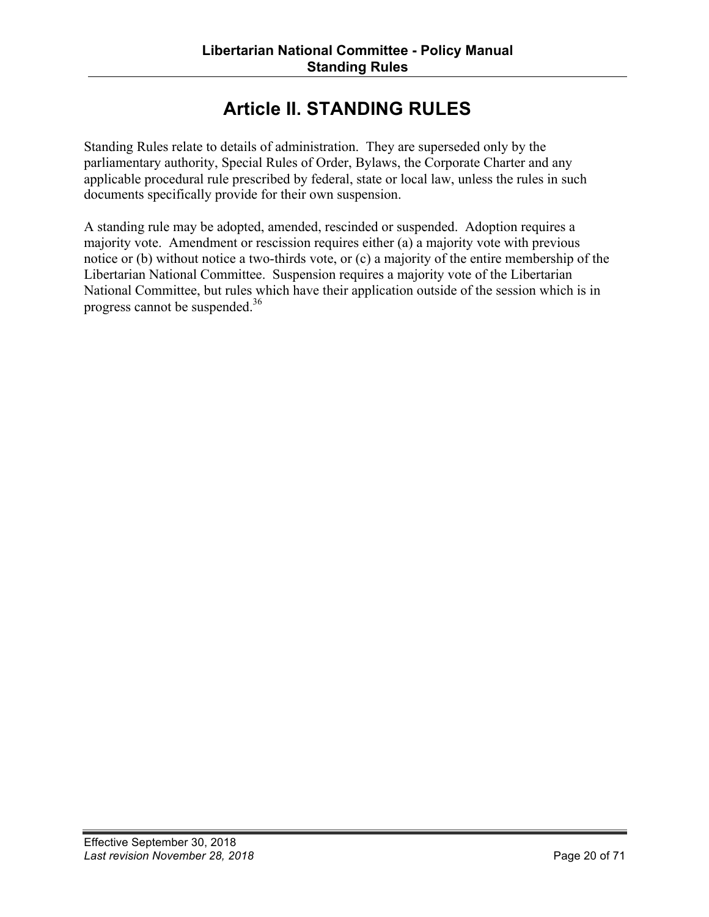# Article II. STANDING RULES

Standing Rules relate to details of administration. They are superseded only by the parliamentary authority, Special Rules of Order, Bylaws, the Corporate Charter and any applicable procedural rule prescribed by federal, state or local law, unless the rules in such documents specifically provide for their own suspension.

A standing rule may be adopted, amended, rescinded or suspended. Adoption requires a majority vote. Amendment or rescission requires either (a) a majority vote with previous notice or (b) without notice a two-thirds vote, or (c) a majority of the entire membership of the Libertarian National Committee. Suspension requires a majority vote of the Libertarian National Committee, but rules which have their application outside of the session which is in progress cannot be suspended.[36]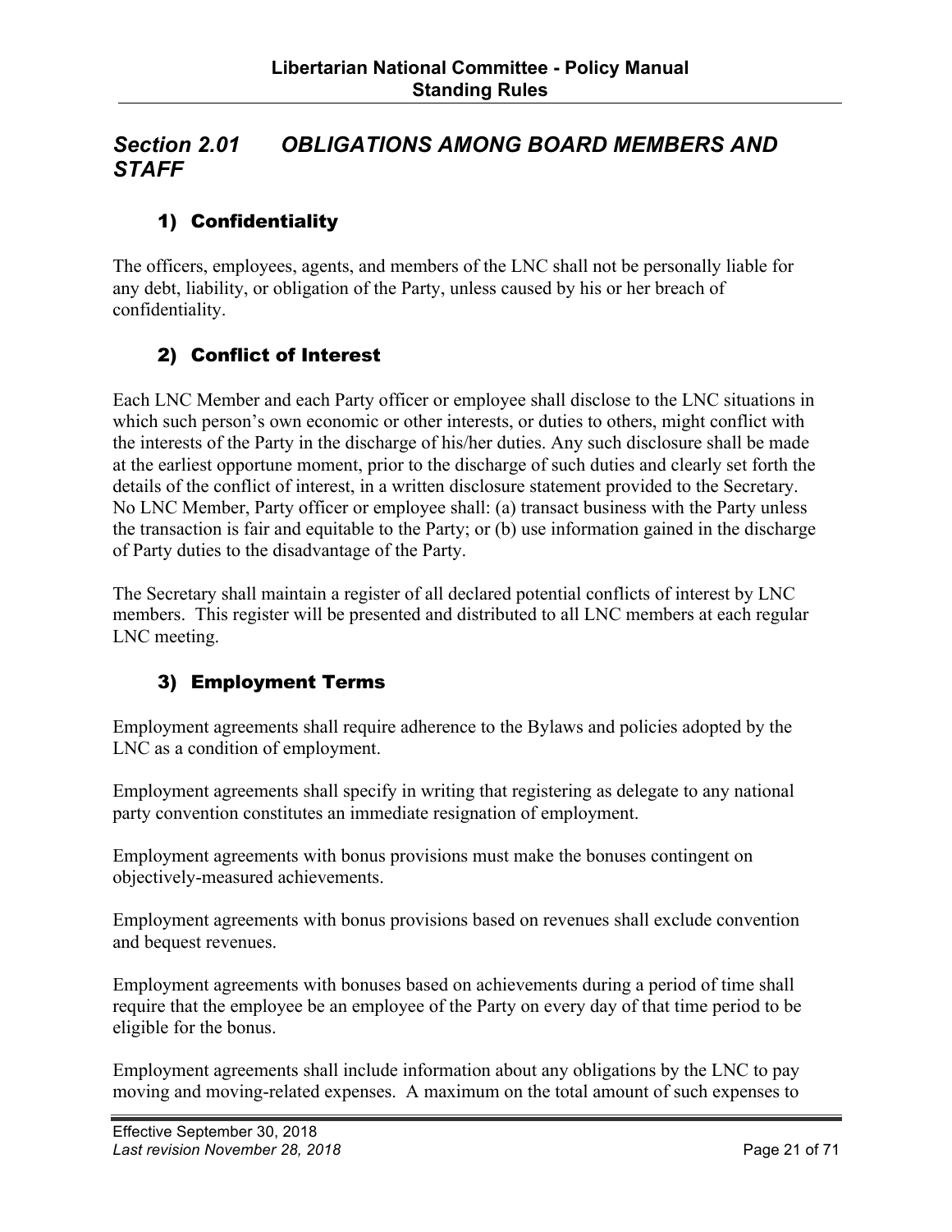## *Section 2.01 OBLIGATIONS AMONG BOARD MEMBERS AND STAFF*

### 1) Confidentiality

The officers, employees, agents, and members of the LNC shall not be personally liable for any debt, liability, or obligation of the Party, unless caused by his or her breach of confidentiality.

### 2) Conflict of Interest

Each LNC Member and each Party officer or employee shall disclose to the LNC situations in which such person's own economic or other interests, or duties to others, might conflict with the interests of the Party in the discharge of his/her duties. Any such disclosure shall be made at the earliest opportune moment, prior to the discharge of such duties and clearly set forth the details of the conflict of interest, in a written disclosure statement provided to the Secretary. No LNC Member, Party officer or employee shall: (a) transact business with the Party unless the transaction is fair and equitable to the Party; or (b) use information gained in the discharge of Party duties to the disadvantage of the Party.

The Secretary shall maintain a register of all declared potential conflicts of interest by LNC members. This register will be presented and distributed to all LNC members at each regular LNC meeting.

### 3) Employment Terms

Employment agreements shall require adherence to the Bylaws and policies adopted by the LNC as a condition of employment.

Employment agreements shall specify in writing that registering as delegate to any national party convention constitutes an immediate resignation of employment.

Employment agreements with bonus provisions must make the bonuses contingent on objectively-measured achievements.

Employment agreements with bonus provisions based on revenues shall exclude convention and bequest revenues.

Employment agreements with bonuses based on achievements during a period of time shall require that the employee be an employee of the Party on every day of that time period to be eligible for the bonus.

Employment agreements shall include information about any obligations by the LNC to pay moving and moving-related expenses. A maximum on the total amount of such expenses to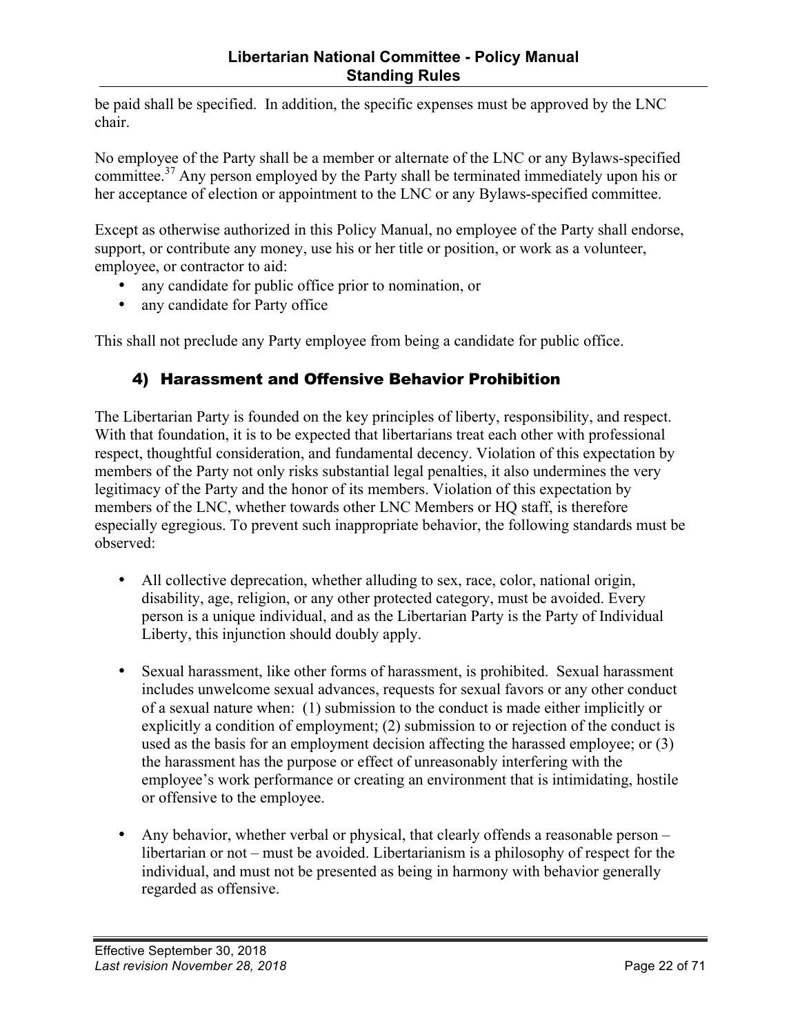be paid shall be specified. In addition, the specific expenses must be approved by the LNC chair.

No employee of the Party shall be a member or alternate of the LNC or any Bylaws-specified committee.[37] Any person employed by the Party shall be terminated immediately upon his or her acceptance of election or appointment to the LNC or any Bylaws-specified committee.

Except as otherwise authorized in this Policy Manual, no employee of the Party shall endorse, support, or contribute any money, use his or her title or position, or work as a volunteer, employee, or contractor to aid:

- any candidate for public office prior to nomination, or
- any candidate for Party office

This shall not preclude any Party employee from being a candidate for public office.

### 4) Harassment and Offensive Behavior Prohibition

The Libertarian Party is founded on the key principles of liberty, responsibility, and respect. With that foundation, it is to be expected that libertarians treat each other with professional respect, thoughtful consideration, and fundamental decency. Violation of this expectation by members of the Party not only risks substantial legal penalties, it also undermines the very legitimacy of the Party and the honor of its members. Violation of this expectation by members of the LNC, whether towards other LNC Members or HQ staff, is therefore especially egregious. To prevent such inappropriate behavior, the following standards must be observed:

- All collective deprecation, whether alluding to sex, race, color, national origin, disability, age, religion, or any other protected category, must be avoided. Every person is a unique individual, and as the Libertarian Party is the Party of Individual Liberty, this injunction should doubly apply.

- Sexual harassment, like other forms of harassment, is prohibited. Sexual harassment includes unwelcome sexual advances, requests for sexual favors or any other conduct of a sexual nature when: (1) submission to the conduct is made either implicitly or explicitly a condition of employment; (2) submission to or rejection of the conduct is used as the basis for an employment decision affecting the harassed employee; or (3) the harassment has the purpose or effect of unreasonably interfering with the employee's work performance or creating an environment that is intimidating, hostile or offensive to the employee.

- Any behavior, whether verbal or physical, that clearly offends a reasonable person – libertarian or not – must be avoided. Libertarianism is a philosophy of respect for the individual, and must not be presented as being in harmony with behavior generally regarded as offensive.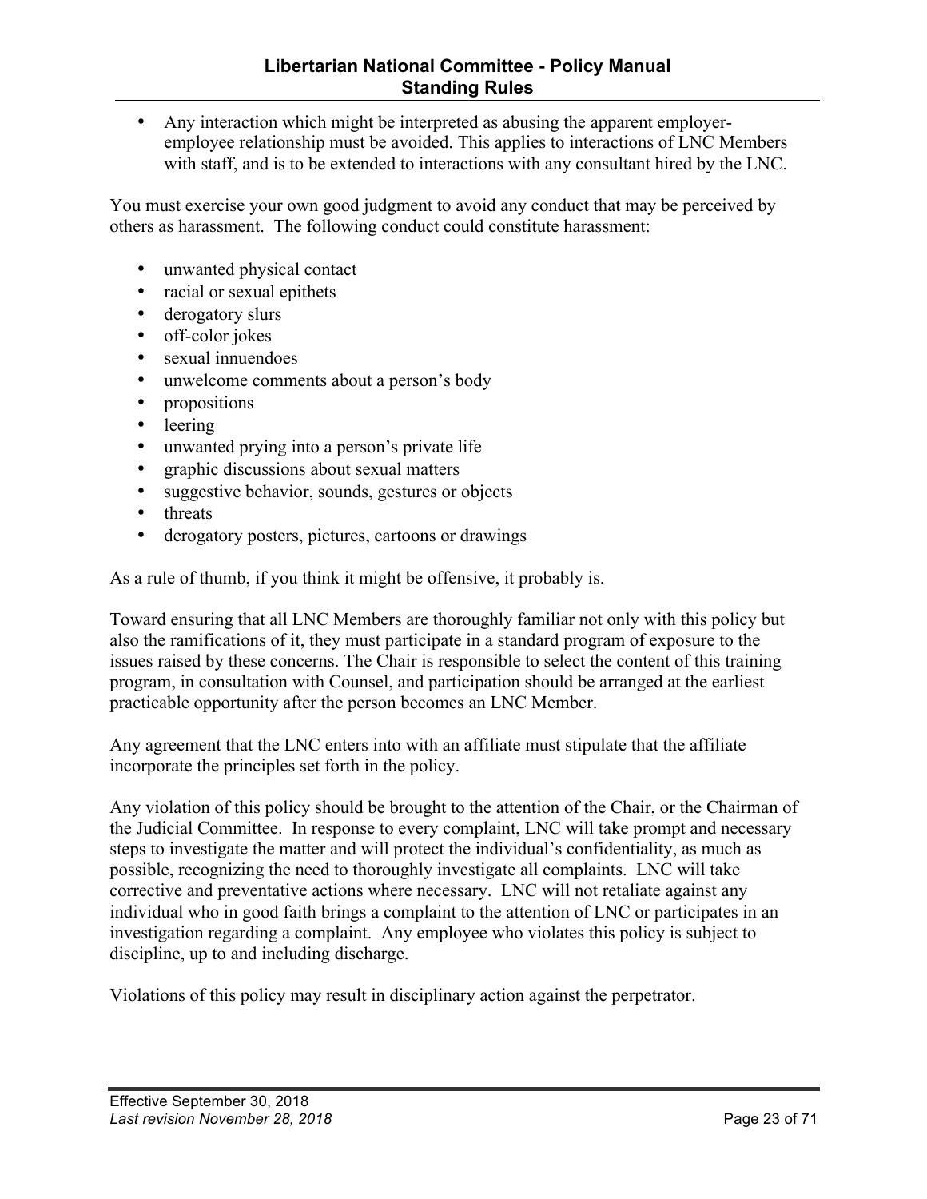- Any interaction which might be interpreted as abusing the apparent employer-employee relationship must be avoided. This applies to interactions of LNC Members with staff, and is to be extended to interactions with any consultant hired by the LNC.

You must exercise your own good judgment to avoid any conduct that may be perceived by others as harassment. The following conduct could constitute harassment:

- unwanted physical contact
- racial or sexual epithets
- derogatory slurs
- off-color jokes
- sexual innuendoes
- unwelcome comments about a person's body
- propositions
- leering
- unwanted prying into a person's private life
- graphic discussions about sexual matters
- suggestive behavior, sounds, gestures or objects
- threats
- derogatory posters, pictures, cartoons or drawings

As a rule of thumb, if you think it might be offensive, it probably is.

Toward ensuring that all LNC Members are thoroughly familiar not only with this policy but also the ramifications of it, they must participate in a standard program of exposure to the issues raised by these concerns. The Chair is responsible to select the content of this training program, in consultation with Counsel, and participation should be arranged at the earliest practicable opportunity after the person becomes an LNC Member.

Any agreement that the LNC enters into with an affiliate must stipulate that the affiliate incorporate the principles set forth in the policy.

Any violation of this policy should be brought to the attention of the Chair, or the Chairman of the Judicial Committee. In response to every complaint, LNC will take prompt and necessary steps to investigate the matter and will protect the individual's confidentiality, as much as possible, recognizing the need to thoroughly investigate all complaints. LNC will take corrective and preventative actions where necessary. LNC will not retaliate against any individual who in good faith brings a complaint to the attention of LNC or participates in an investigation regarding a complaint. Any employee who violates this policy is subject to discipline, up to and including discharge.

Violations of this policy may result in disciplinary action against the perpetrator.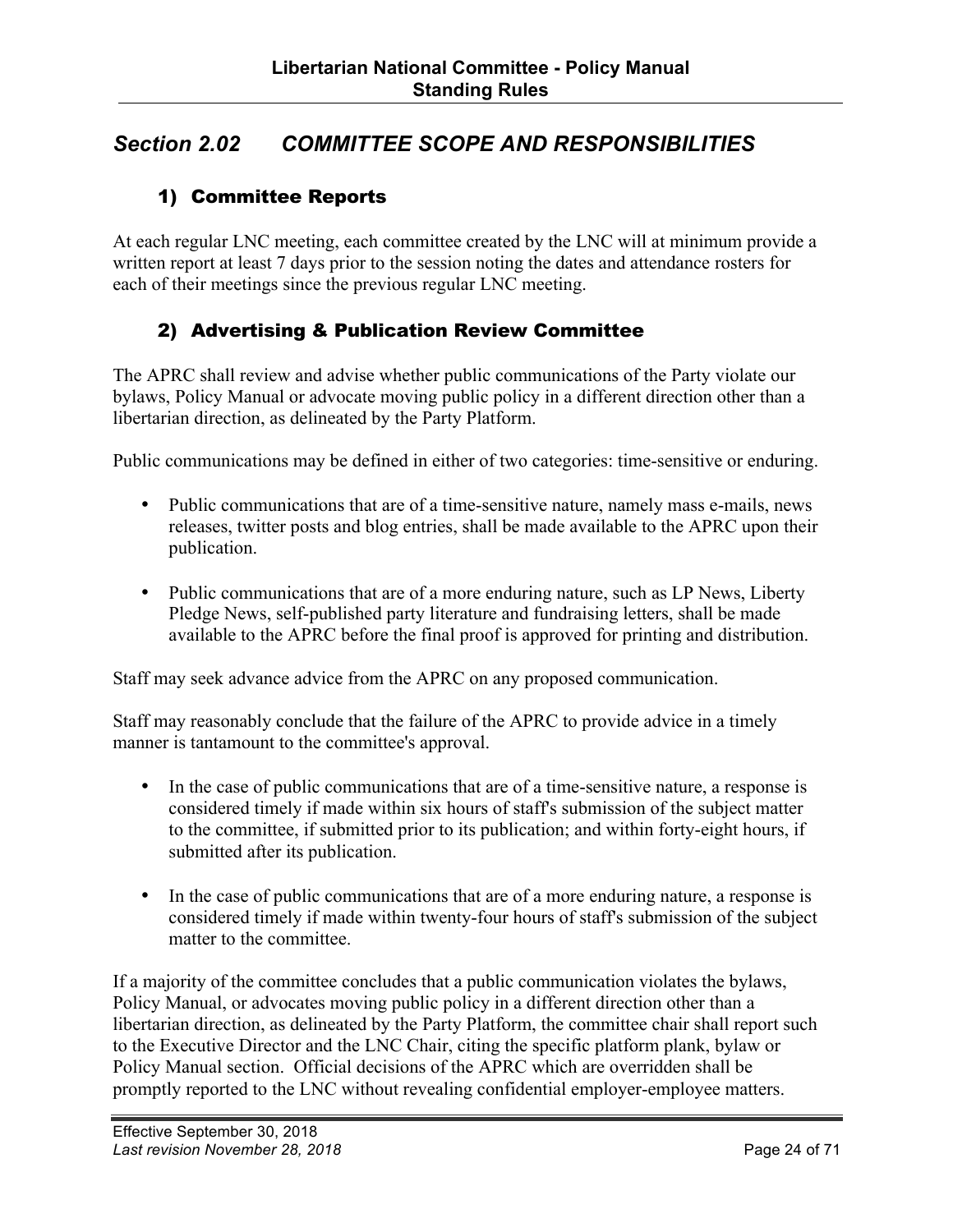## *Section 2.02 COMMITTEE SCOPE AND RESPONSIBILITIES*

### 1) Committee Reports

At each regular LNC meeting, each committee created by the LNC will at minimum provide a written report at least 7 days prior to the session noting the dates and attendance rosters for each of their meetings since the previous regular LNC meeting.

### 2) Advertising & Publication Review Committee

The APRC shall review and advise whether public communications of the Party violate our bylaws, Policy Manual or advocate moving public policy in a different direction other than a libertarian direction, as delineated by the Party Platform.

Public communications may be defined in either of two categories: time-sensitive or enduring.

- Public communications that are of a time-sensitive nature, namely mass e-mails, news releases, twitter posts and blog entries, shall be made available to the APRC upon their publication.
- Public communications that are of a more enduring nature, such as LP News, Liberty Pledge News, self-published party literature and fundraising letters, shall be made available to the APRC before the final proof is approved for printing and distribution.

Staff may seek advance advice from the APRC on any proposed communication.

Staff may reasonably conclude that the failure of the APRC to provide advice in a timely manner is tantamount to the committee's approval.

- In the case of public communications that are of a time-sensitive nature, a response is considered timely if made within six hours of staff's submission of the subject matter to the committee, if submitted prior to its publication; and within forty-eight hours, if submitted after its publication.
- In the case of public communications that are of a more enduring nature, a response is considered timely if made within twenty-four hours of staff's submission of the subject matter to the committee.

If a majority of the committee concludes that a public communication violates the bylaws, Policy Manual, or advocates moving public policy in a different direction other than a libertarian direction, as delineated by the Party Platform, the committee chair shall report such to the Executive Director and the LNC Chair, citing the specific platform plank, bylaw or Policy Manual section. Official decisions of the APRC which are overridden shall be promptly reported to the LNC without revealing confidential employer-employee matters.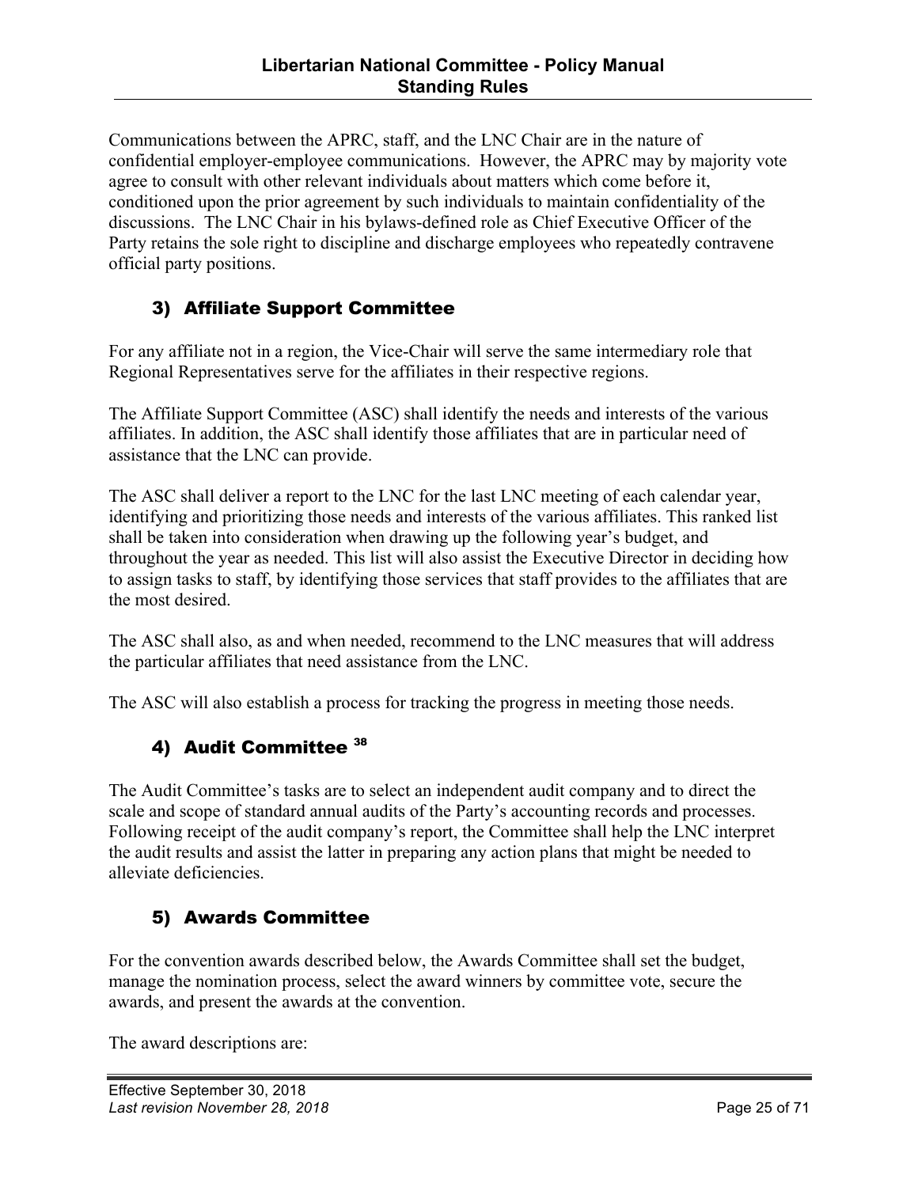Communications between the APRC, staff, and the LNC Chair are in the nature of confidential employer-employee communications. However, the APRC may by majority vote agree to consult with other relevant individuals about matters which come before it, conditioned upon the prior agreement by such individuals to maintain confidentiality of the discussions. The LNC Chair in his bylaws-defined role as Chief Executive Officer of the Party retains the sole right to discipline and discharge employees who repeatedly contravene official party positions.

### 3) Affiliate Support Committee

For any affiliate not in a region, the Vice-Chair will serve the same intermediary role that Regional Representatives serve for the affiliates in their respective regions.

The Affiliate Support Committee (ASC) shall identify the needs and interests of the various affiliates. In addition, the ASC shall identify those affiliates that are in particular need of assistance that the LNC can provide.

The ASC shall deliver a report to the LNC for the last LNC meeting of each calendar year, identifying and prioritizing those needs and interests of the various affiliates. This ranked list shall be taken into consideration when drawing up the following year's budget, and throughout the year as needed. This list will also assist the Executive Director in deciding how to assign tasks to staff, by identifying those services that staff provides to the affiliates that are the most desired.

The ASC shall also, as and when needed, recommend to the LNC measures that will address the particular affiliates that need assistance from the LNC.

The ASC will also establish a process for tracking the progress in meeting those needs.

### 4) Audit Committee [38]

The Audit Committee's tasks are to select an independent audit company and to direct the scale and scope of standard annual audits of the Party's accounting records and processes. Following receipt of the audit company's report, the Committee shall help the LNC interpret the audit results and assist the latter in preparing any action plans that might be needed to alleviate deficiencies.

### 5) Awards Committee

For the convention awards described below, the Awards Committee shall set the budget, manage the nomination process, select the award winners by committee vote, secure the awards, and present the awards at the convention.

The award descriptions are: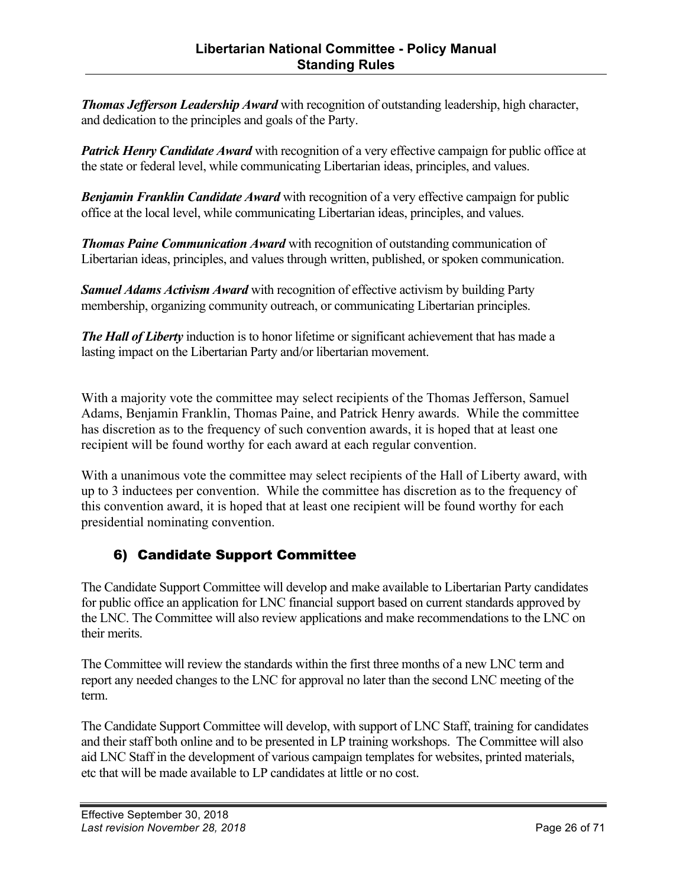***Thomas Jefferson Leadership Award*** with recognition of outstanding leadership, high character, and dedication to the principles and goals of the Party.

***Patrick Henry Candidate Award*** with recognition of a very effective campaign for public office at the state or federal level, while communicating Libertarian ideas, principles, and values.

***Benjamin Franklin Candidate Award*** with recognition of a very effective campaign for public office at the local level, while communicating Libertarian ideas, principles, and values.

***Thomas Paine Communication Award*** with recognition of outstanding communication of Libertarian ideas, principles, and values through written, published, or spoken communication.

***Samuel Adams Activism Award*** with recognition of effective activism by building Party membership, organizing community outreach, or communicating Libertarian principles.

***The Hall of Liberty*** induction is to honor lifetime or significant achievement that has made a lasting impact on the Libertarian Party and/or libertarian movement.

With a majority vote the committee may select recipients of the Thomas Jefferson, Samuel Adams, Benjamin Franklin, Thomas Paine, and Patrick Henry awards. While the committee has discretion as to the frequency of such convention awards, it is hoped that at least one recipient will be found worthy for each award at each regular convention.

With a unanimous vote the committee may select recipients of the Hall of Liberty award, with up to 3 inductees per convention. While the committee has discretion as to the frequency of this convention award, it is hoped that at least one recipient will be found worthy for each presidential nominating convention.

## 6) Candidate Support Committee

The Candidate Support Committee will develop and make available to Libertarian Party candidates for public office an application for LNC financial support based on current standards approved by the LNC. The Committee will also review applications and make recommendations to the LNC on their merits.

The Committee will review the standards within the first three months of a new LNC term and report any needed changes to the LNC for approval no later than the second LNC meeting of the term.

The Candidate Support Committee will develop, with support of LNC Staff, training for candidates and their staff both online and to be presented in LP training workshops. The Committee will also aid LNC Staff in the development of various campaign templates for websites, printed materials, etc that will be made available to LP candidates at little or no cost.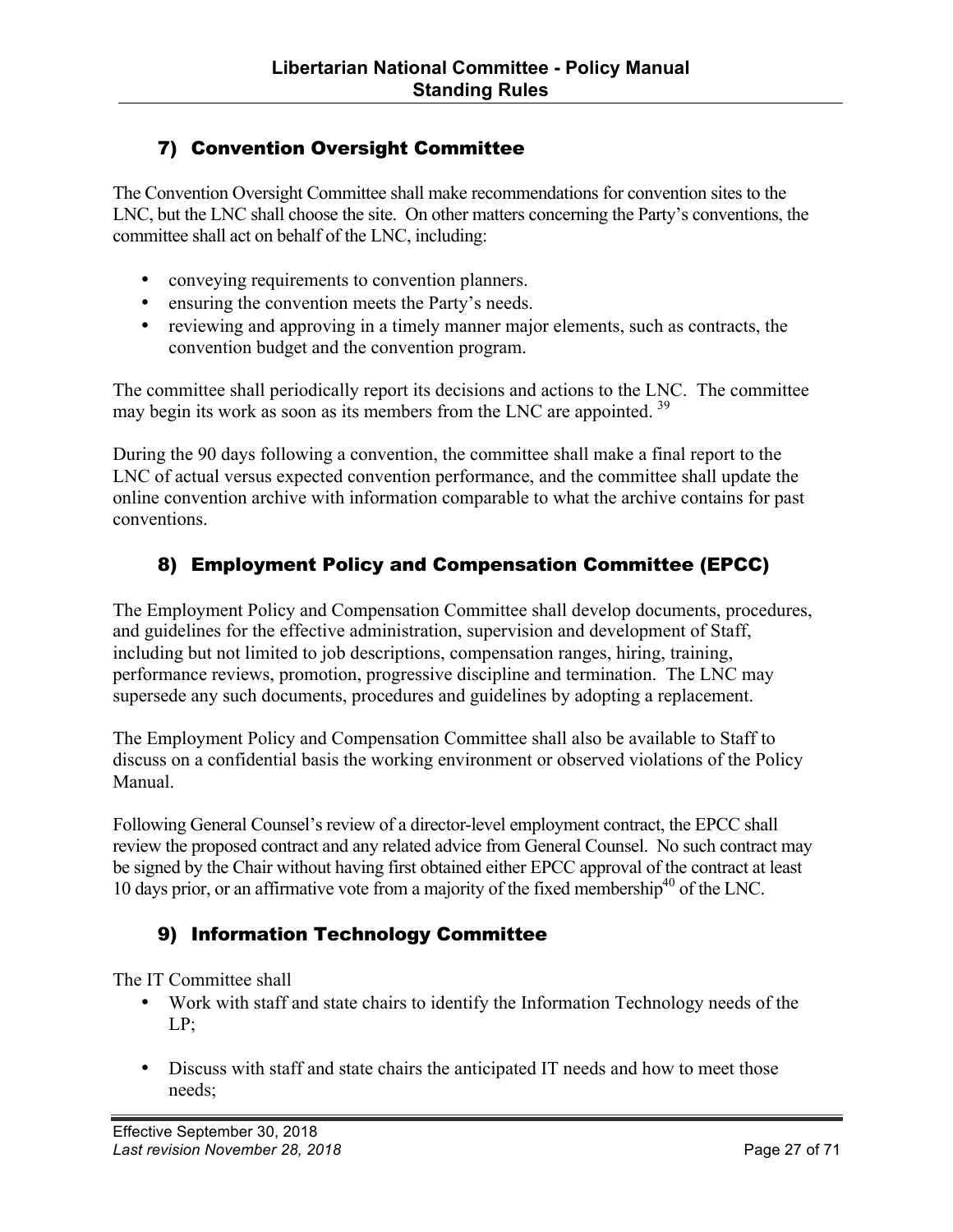### 7) Convention Oversight Committee

The Convention Oversight Committee shall make recommendations for convention sites to the LNC, but the LNC shall choose the site. On other matters concerning the Party's conventions, the committee shall act on behalf of the LNC, including:

- conveying requirements to convention planners.
- ensuring the convention meets the Party's needs.
- reviewing and approving in a timely manner major elements, such as contracts, the convention budget and the convention program.

The committee shall periodically report its decisions and actions to the LNC. The committee may begin its work as soon as its members from the LNC are appointed. [39]

During the 90 days following a convention, the committee shall make a final report to the LNC of actual versus expected convention performance, and the committee shall update the online convention archive with information comparable to what the archive contains for past conventions.

### 8) Employment Policy and Compensation Committee (EPCC)

The Employment Policy and Compensation Committee shall develop documents, procedures, and guidelines for the effective administration, supervision and development of Staff, including but not limited to job descriptions, compensation ranges, hiring, training, performance reviews, promotion, progressive discipline and termination. The LNC may supersede any such documents, procedures and guidelines by adopting a replacement.

The Employment Policy and Compensation Committee shall also be available to Staff to discuss on a confidential basis the working environment or observed violations of the Policy Manual.

Following General Counsel's review of a director-level employment contract, the EPCC shall review the proposed contract and any related advice from General Counsel. No such contract may be signed by the Chair without having first obtained either EPCC approval of the contract at least 10 days prior, or an affirmative vote from a majority of the fixed membership[40] of the LNC.

### 9) Information Technology Committee

The IT Committee shall

- Work with staff and state chairs to identify the Information Technology needs of the LP;
- Discuss with staff and state chairs the anticipated IT needs and how to meet those needs;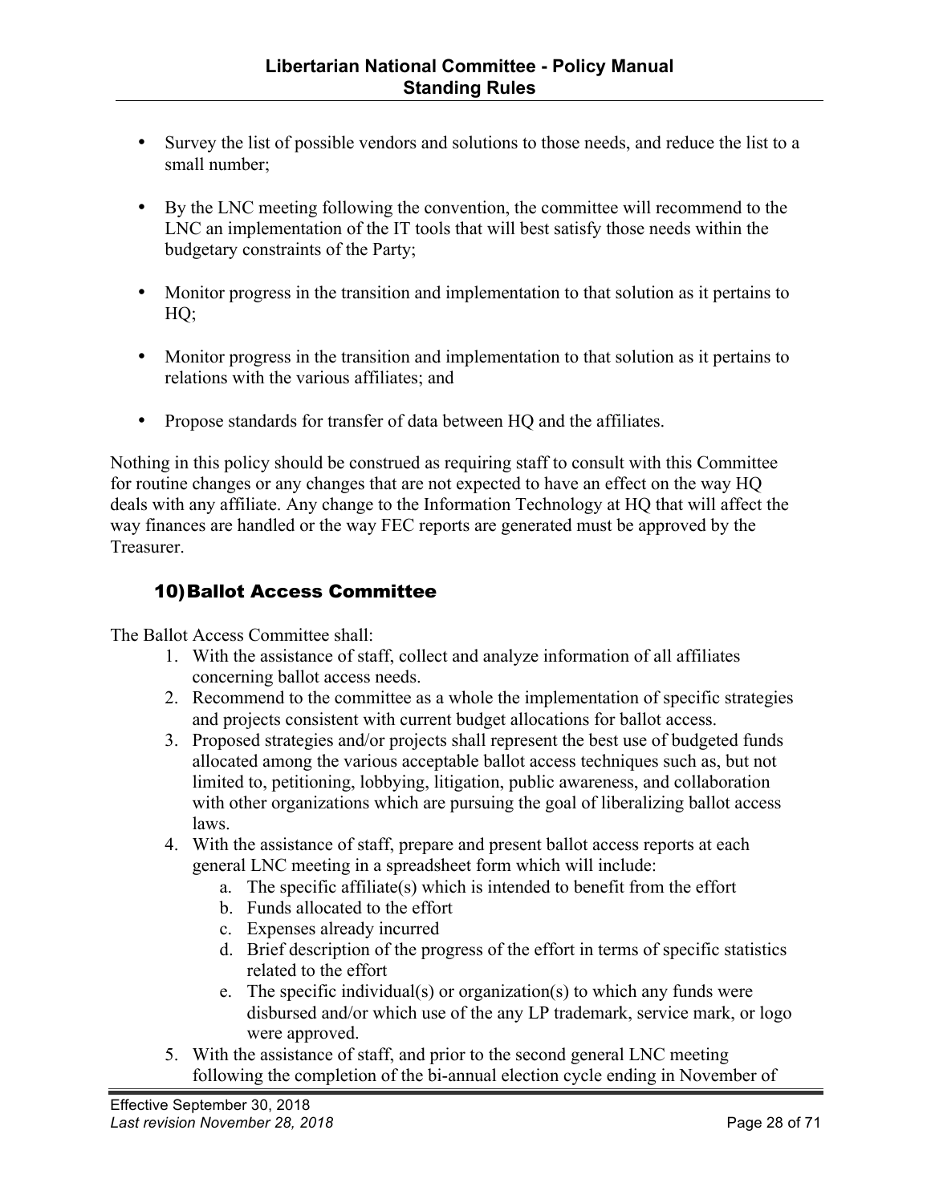- Survey the list of possible vendors and solutions to those needs, and reduce the list to a small number;
- By the LNC meeting following the convention, the committee will recommend to the LNC an implementation of the IT tools that will best satisfy those needs within the budgetary constraints of the Party;
- Monitor progress in the transition and implementation to that solution as it pertains to HQ;
- Monitor progress in the transition and implementation to that solution as it pertains to relations with the various affiliates; and
- Propose standards for transfer of data between HQ and the affiliates.

Nothing in this policy should be construed as requiring staff to consult with this Committee for routine changes or any changes that are not expected to have an effect on the way HQ deals with any affiliate. Any change to the Information Technology at HQ that will affect the way finances are handled or the way FEC reports are generated must be approved by the Treasurer.

### 10) Ballot Access Committee

The Ballot Access Committee shall:

1. With the assistance of staff, collect and analyze information of all affiliates concerning ballot access needs.
2. Recommend to the committee as a whole the implementation of specific strategies and projects consistent with current budget allocations for ballot access.
3. Proposed strategies and/or projects shall represent the best use of budgeted funds allocated among the various acceptable ballot access techniques such as, but not limited to, petitioning, lobbying, litigation, public awareness, and collaboration with other organizations which are pursuing the goal of liberalizing ballot access laws.
4. With the assistance of staff, prepare and present ballot access reports at each general LNC meeting in a spreadsheet form which will include:
   a. The specific affiliate(s) which is intended to benefit from the effort
   b. Funds allocated to the effort
   c. Expenses already incurred
   d. Brief description of the progress of the effort in terms of specific statistics related to the effort
   e. The specific individual(s) or organization(s) to which any funds were disbursed and/or which use of the any LP trademark, service mark, or logo were approved.
5. With the assistance of staff, and prior to the second general LNC meeting following the completion of the bi-annual election cycle ending in November of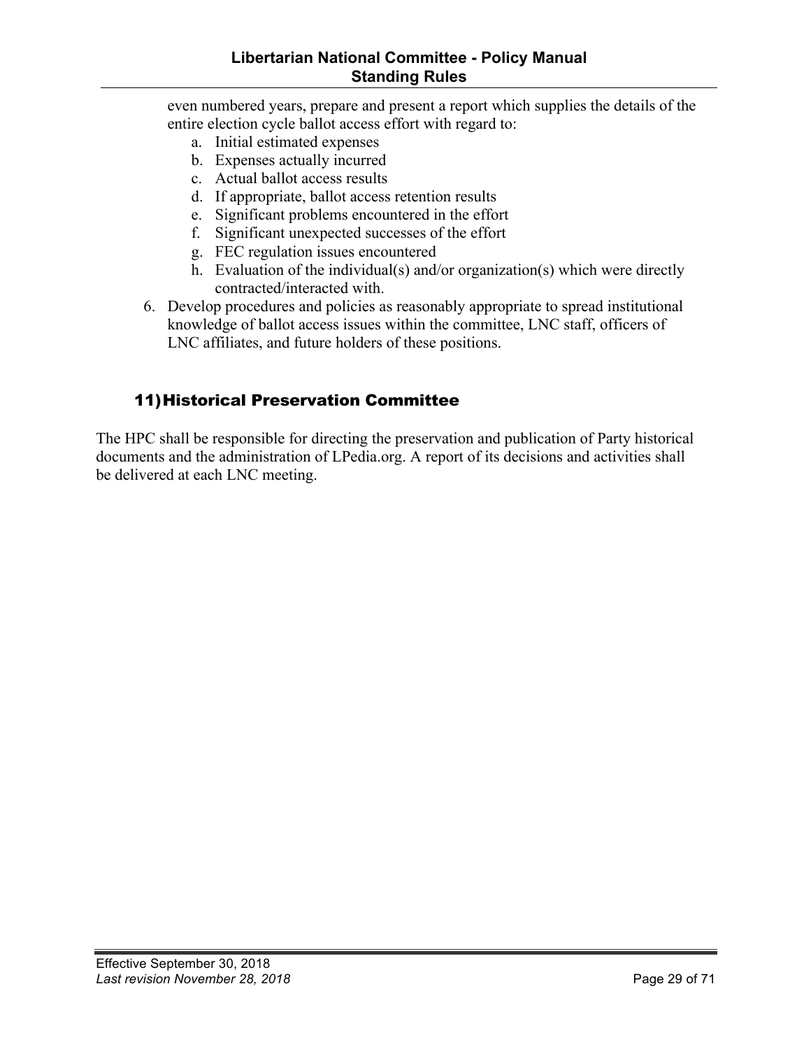even numbered years, prepare and present a report which supplies the details of the entire election cycle ballot access effort with regard to:

   a. Initial estimated expenses
   b. Expenses actually incurred
   c. Actual ballot access results
   d. If appropriate, ballot access retention results
   e. Significant problems encountered in the effort
   f. Significant unexpected successes of the effort
   g. FEC regulation issues encountered
   h. Evaluation of the individual(s) and/or organization(s) which were directly contracted/interacted with.

6. Develop procedures and policies as reasonably appropriate to spread institutional knowledge of ballot access issues within the committee, LNC staff, officers of LNC affiliates, and future holders of these positions.

## 11) Historical Preservation Committee

The HPC shall be responsible for directing the preservation and publication of Party historical documents and the administration of LPedia.org. A report of its decisions and activities shall be delivered at each LNC meeting.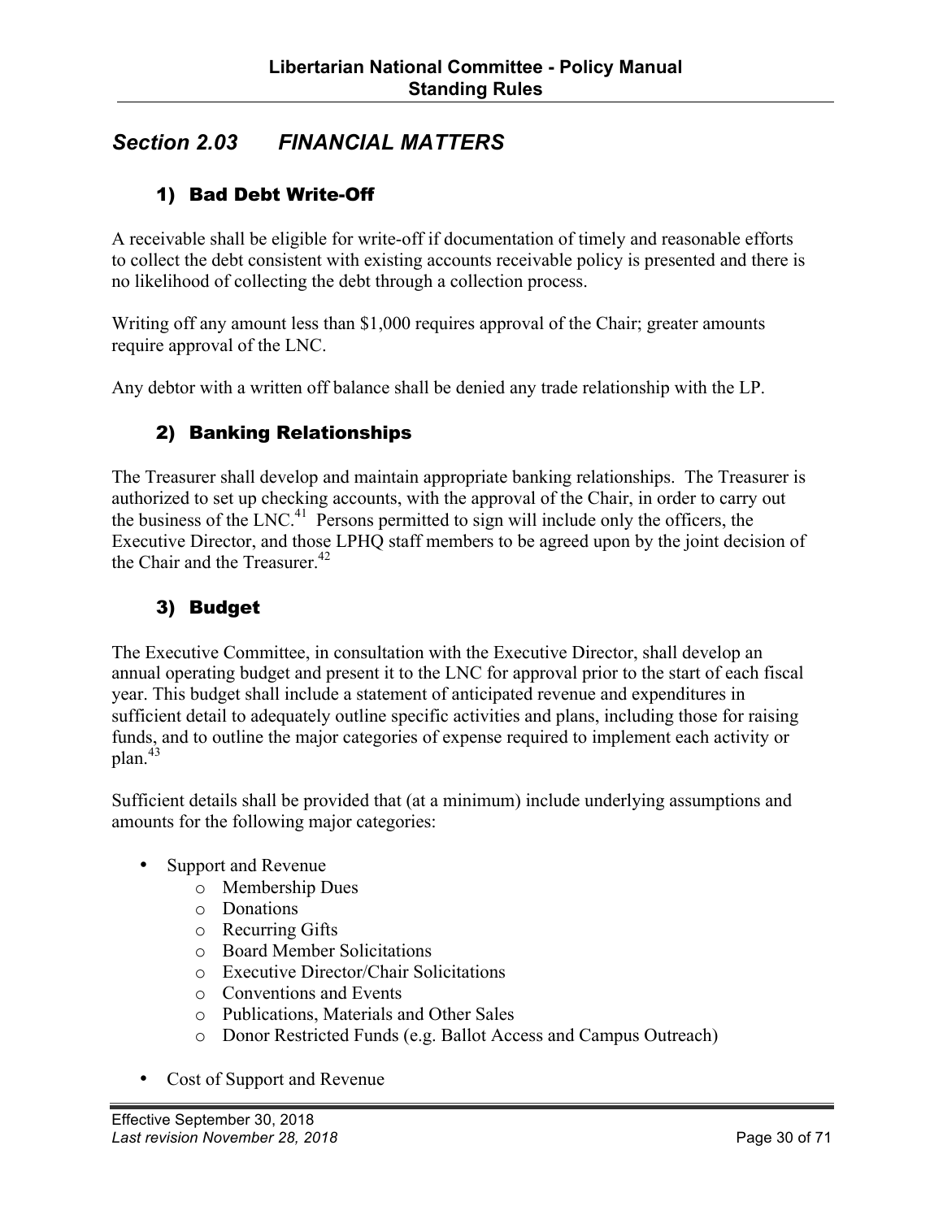## *Section 2.03 FINANCIAL MATTERS*

### 1) Bad Debt Write-Off

A receivable shall be eligible for write-off if documentation of timely and reasonable efforts to collect the debt consistent with existing accounts receivable policy is presented and there is no likelihood of collecting the debt through a collection process.

Writing off any amount less than $1,000 requires approval of the Chair; greater amounts require approval of the LNC.

Any debtor with a written off balance shall be denied any trade relationship with the LP.

### 2) Banking Relationships

The Treasurer shall develop and maintain appropriate banking relationships. The Treasurer is authorized to set up checking accounts, with the approval of the Chair, in order to carry out the business of the LNC.[41] Persons permitted to sign will include only the officers, the Executive Director, and those LPHQ staff members to be agreed upon by the joint decision of the Chair and the Treasurer.[42]

### 3) Budget

The Executive Committee, in consultation with the Executive Director, shall develop an annual operating budget and present it to the LNC for approval prior to the start of each fiscal year. This budget shall include a statement of anticipated revenue and expenditures in sufficient detail to adequately outline specific activities and plans, including those for raising funds, and to outline the major categories of expense required to implement each activity or plan.[43]

Sufficient details shall be provided that (at a minimum) include underlying assumptions and amounts for the following major categories:

- Support and Revenue
  - Membership Dues
  - Donations
  - Recurring Gifts
  - Board Member Solicitations
  - Executive Director/Chair Solicitations
  - Conventions and Events
  - Publications, Materials and Other Sales
  - Donor Restricted Funds (e.g. Ballot Access and Campus Outreach)
- Cost of Support and Revenue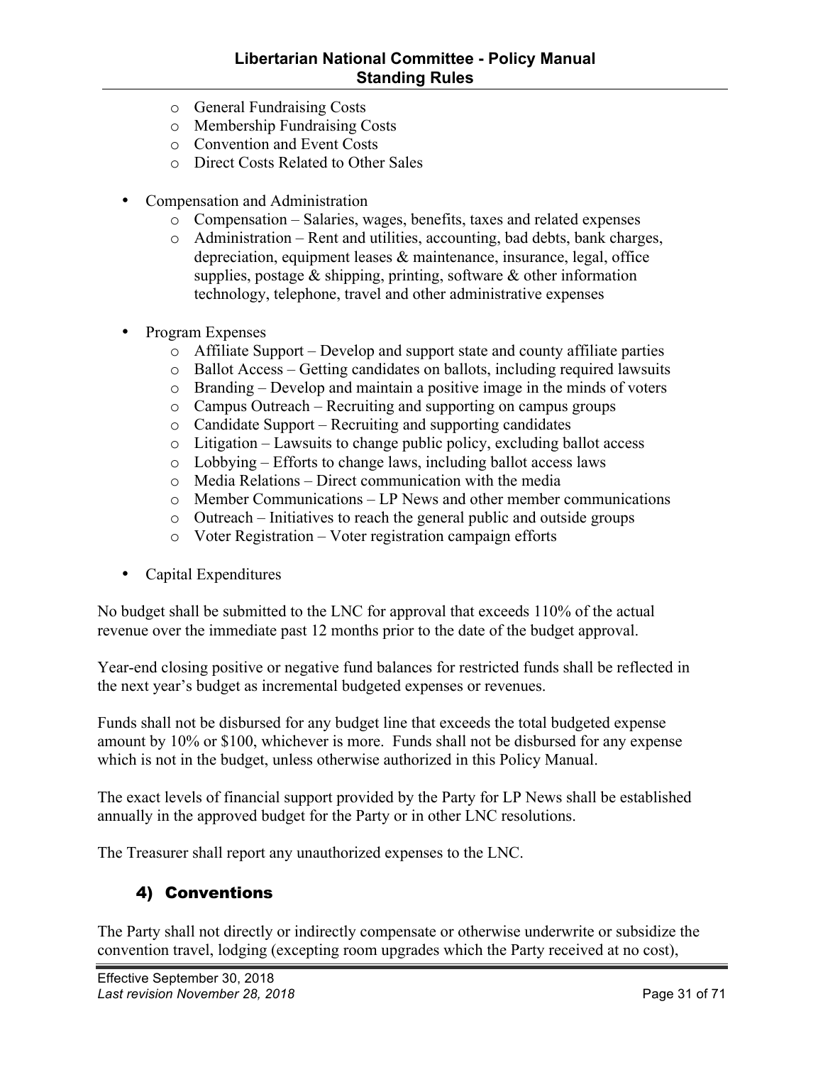- General Fundraising Costs
  - Membership Fundraising Costs
  - Convention and Event Costs
  - Direct Costs Related to Other Sales

- Compensation and Administration
  - Compensation – Salaries, wages, benefits, taxes and related expenses
  - Administration – Rent and utilities, accounting, bad debts, bank charges, depreciation, equipment leases & maintenance, insurance, legal, office supplies, postage & shipping, printing, software & other information technology, telephone, travel and other administrative expenses

- Program Expenses
  - Affiliate Support – Develop and support state and county affiliate parties
  - Ballot Access – Getting candidates on ballots, including required lawsuits
  - Branding – Develop and maintain a positive image in the minds of voters
  - Campus Outreach – Recruiting and supporting on campus groups
  - Candidate Support – Recruiting and supporting candidates
  - Litigation – Lawsuits to change public policy, excluding ballot access
  - Lobbying – Efforts to change laws, including ballot access laws
  - Media Relations – Direct communication with the media
  - Member Communications – LP News and other member communications
  - Outreach – Initiatives to reach the general public and outside groups
  - Voter Registration – Voter registration campaign efforts

- Capital Expenditures

No budget shall be submitted to the LNC for approval that exceeds 110% of the actual revenue over the immediate past 12 months prior to the date of the budget approval.

Year-end closing positive or negative fund balances for restricted funds shall be reflected in the next year's budget as incremental budgeted expenses or revenues.

Funds shall not be disbursed for any budget line that exceeds the total budgeted expense amount by 10% or $100, whichever is more. Funds shall not be disbursed for any expense which is not in the budget, unless otherwise authorized in this Policy Manual.

The exact levels of financial support provided by the Party for LP News shall be established annually in the approved budget for the Party or in other LNC resolutions.

The Treasurer shall report any unauthorized expenses to the LNC.

## 4) Conventions

The Party shall not directly or indirectly compensate or otherwise underwrite or subsidize the convention travel, lodging (excepting room upgrades which the Party received at no cost),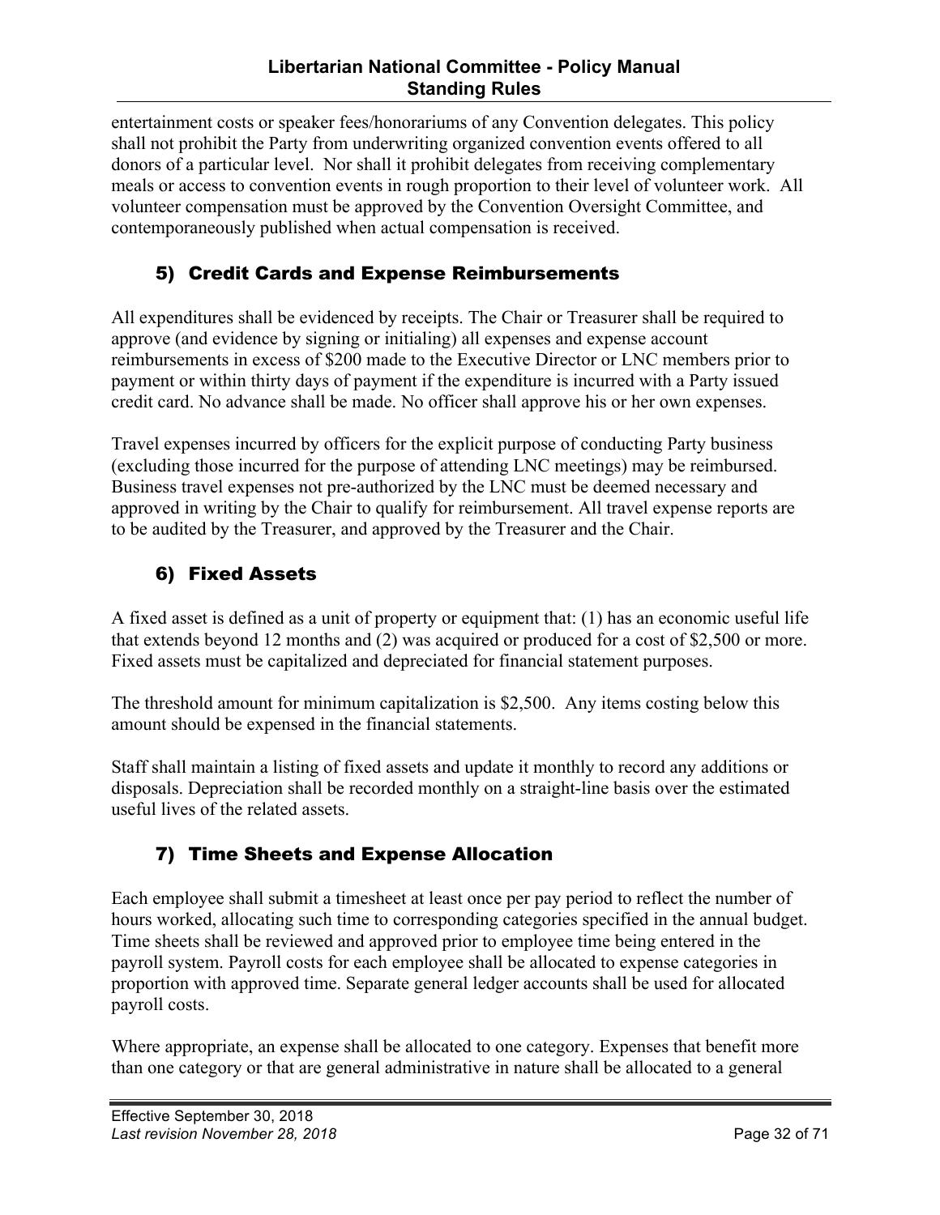entertainment costs or speaker fees/honorariums of any Convention delegates. This policy shall not prohibit the Party from underwriting organized convention events offered to all donors of a particular level. Nor shall it prohibit delegates from receiving complementary meals or access to convention events in rough proportion to their level of volunteer work. All volunteer compensation must be approved by the Convention Oversight Committee, and contemporaneously published when actual compensation is received.

## 5) Credit Cards and Expense Reimbursements

All expenditures shall be evidenced by receipts. The Chair or Treasurer shall be required to approve (and evidence by signing or initialing) all expenses and expense account reimbursements in excess of $200 made to the Executive Director or LNC members prior to payment or within thirty days of payment if the expenditure is incurred with a Party issued credit card. No advance shall be made. No officer shall approve his or her own expenses.

Travel expenses incurred by officers for the explicit purpose of conducting Party business (excluding those incurred for the purpose of attending LNC meetings) may be reimbursed. Business travel expenses not pre-authorized by the LNC must be deemed necessary and approved in writing by the Chair to qualify for reimbursement. All travel expense reports are to be audited by the Treasurer, and approved by the Treasurer and the Chair.

## 6) Fixed Assets

A fixed asset is defined as a unit of property or equipment that: (1) has an economic useful life that extends beyond 12 months and (2) was acquired or produced for a cost of $2,500 or more. Fixed assets must be capitalized and depreciated for financial statement purposes.

The threshold amount for minimum capitalization is $2,500. Any items costing below this amount should be expensed in the financial statements.

Staff shall maintain a listing of fixed assets and update it monthly to record any additions or disposals. Depreciation shall be recorded monthly on a straight-line basis over the estimated useful lives of the related assets.

## 7) Time Sheets and Expense Allocation

Each employee shall submit a timesheet at least once per pay period to reflect the number of hours worked, allocating such time to corresponding categories specified in the annual budget. Time sheets shall be reviewed and approved prior to employee time being entered in the payroll system. Payroll costs for each employee shall be allocated to expense categories in proportion with approved time. Separate general ledger accounts shall be used for allocated payroll costs.

Where appropriate, an expense shall be allocated to one category. Expenses that benefit more than one category or that are general administrative in nature shall be allocated to a general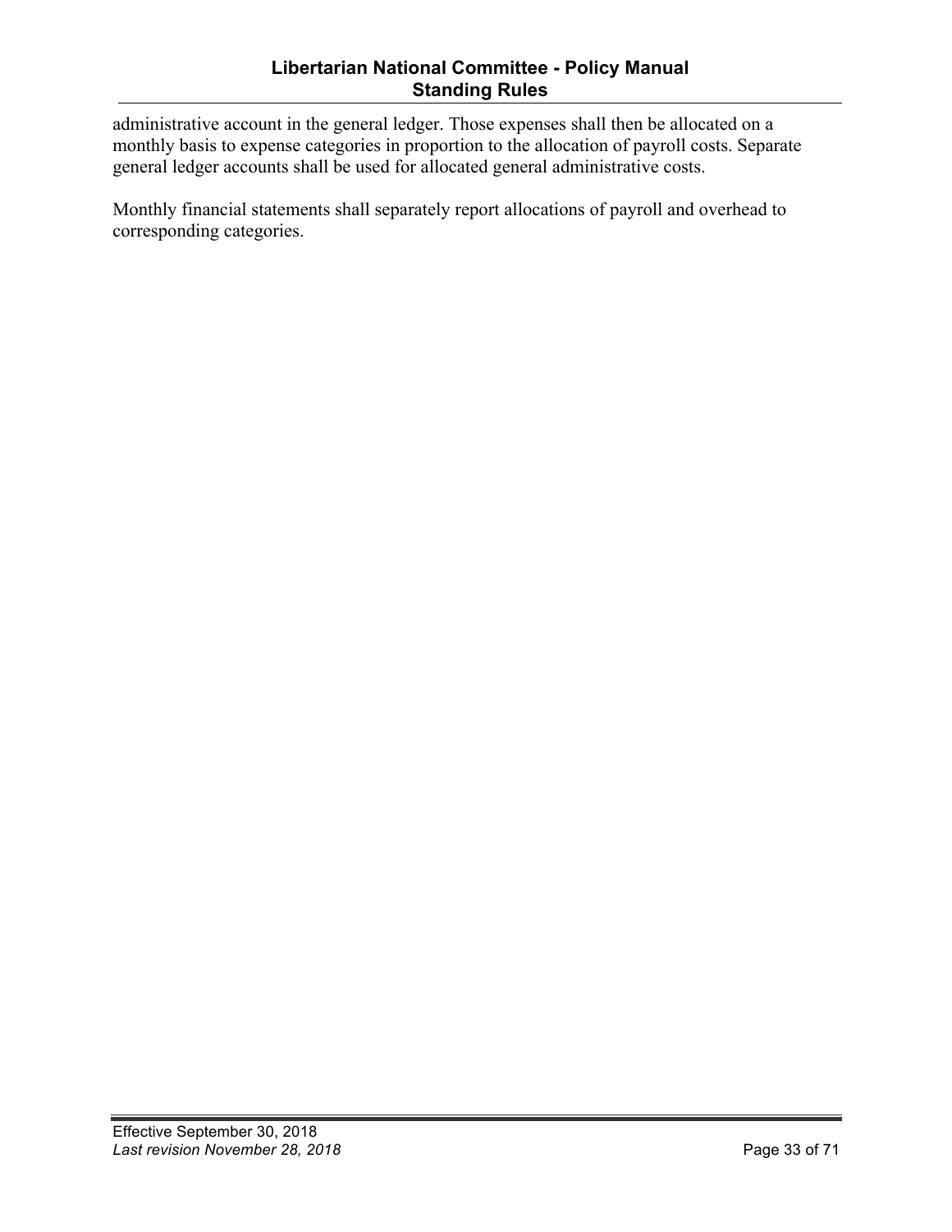administrative account in the general ledger. Those expenses shall then be allocated on a monthly basis to expense categories in proportion to the allocation of payroll costs. Separate general ledger accounts shall be used for allocated general administrative costs.

Monthly financial statements shall separately report allocations of payroll and overhead to corresponding categories.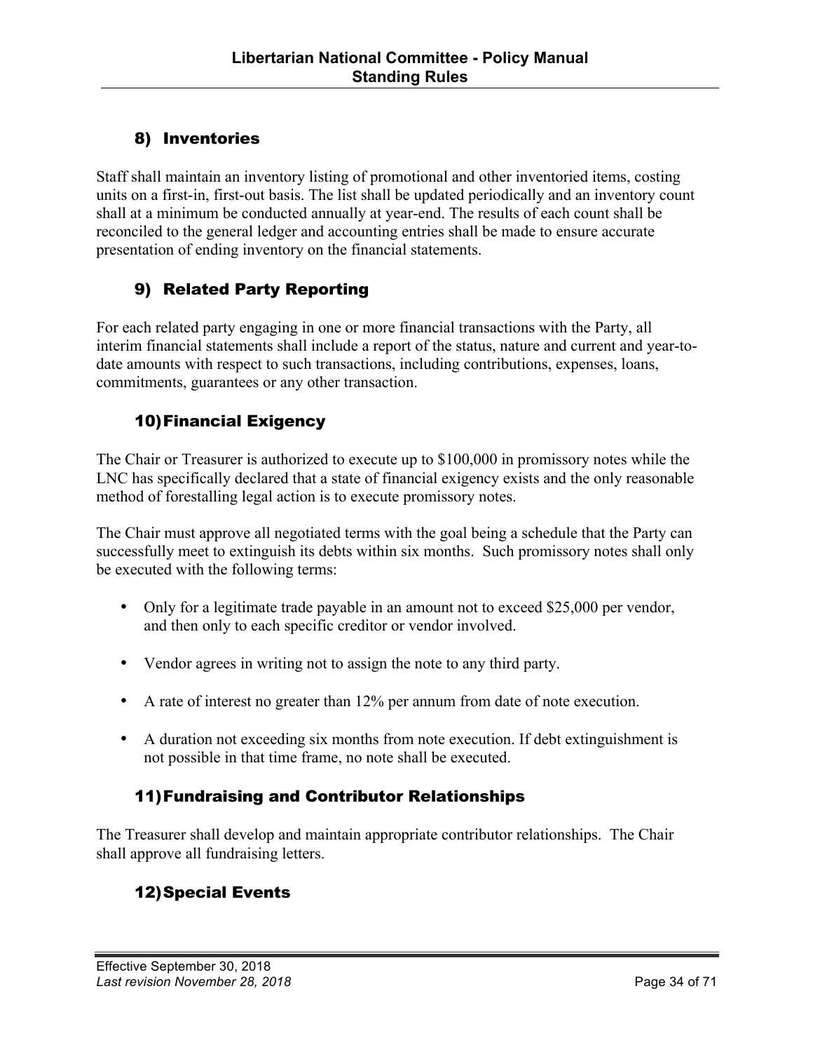### 8) Inventories

Staff shall maintain an inventory listing of promotional and other inventoried items, costing units on a first-in, first-out basis. The list shall be updated periodically and an inventory count shall at a minimum be conducted annually at year-end. The results of each count shall be reconciled to the general ledger and accounting entries shall be made to ensure accurate presentation of ending inventory on the financial statements.

### 9) Related Party Reporting

For each related party engaging in one or more financial transactions with the Party, all interim financial statements shall include a report of the status, nature and current and year-to-date amounts with respect to such transactions, including contributions, expenses, loans, commitments, guarantees or any other transaction.

### 10) Financial Exigency

The Chair or Treasurer is authorized to execute up to $100,000 in promissory notes while the LNC has specifically declared that a state of financial exigency exists and the only reasonable method of forestalling legal action is to execute promissory notes.

The Chair must approve all negotiated terms with the goal being a schedule that the Party can successfully meet to extinguish its debts within six months. Such promissory notes shall only be executed with the following terms:

- Only for a legitimate trade payable in an amount not to exceed $25,000 per vendor, and then only to each specific creditor or vendor involved.
- Vendor agrees in writing not to assign the note to any third party.
- A rate of interest no greater than 12% per annum from date of note execution.
- A duration not exceeding six months from note execution. If debt extinguishment is not possible in that time frame, no note shall be executed.

### 11) Fundraising and Contributor Relationships

The Treasurer shall develop and maintain appropriate contributor relationships. The Chair shall approve all fundraising letters.

### 12) Special Events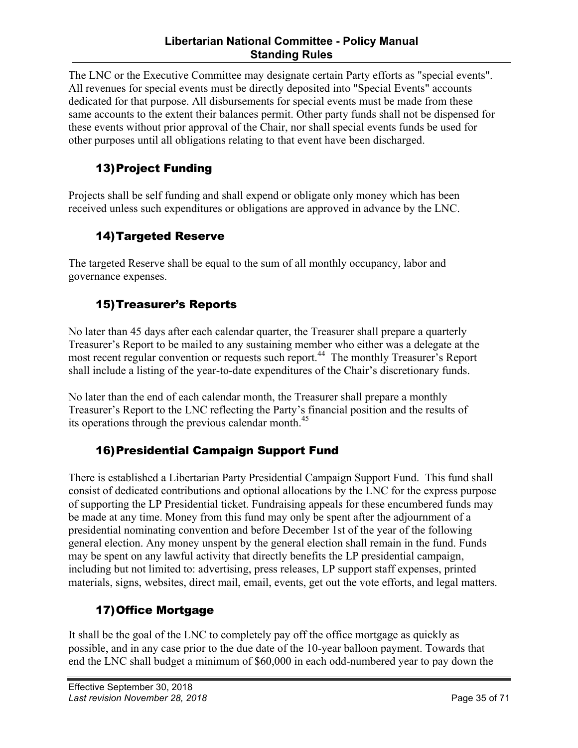The LNC or the Executive Committee may designate certain Party efforts as "special events". All revenues for special events must be directly deposited into "Special Events" accounts dedicated for that purpose. All disbursements for special events must be made from these same accounts to the extent their balances permit. Other party funds shall not be dispensed for these events without prior approval of the Chair, nor shall special events funds be used for other purposes until all obligations relating to that event have been discharged.

### 13) Project Funding

Projects shall be self funding and shall expend or obligate only money which has been received unless such expenditures or obligations are approved in advance by the LNC.

### 14) Targeted Reserve

The targeted Reserve shall be equal to the sum of all monthly occupancy, labor and governance expenses.

### 15) Treasurer's Reports

No later than 45 days after each calendar quarter, the Treasurer shall prepare a quarterly Treasurer's Report to be mailed to any sustaining member who either was a delegate at the most recent regular convention or requests such report.[44] The monthly Treasurer's Report shall include a listing of the year-to-date expenditures of the Chair's discretionary funds.

No later than the end of each calendar month, the Treasurer shall prepare a monthly Treasurer's Report to the LNC reflecting the Party's financial position and the results of its operations through the previous calendar month.[45]

### 16) Presidential Campaign Support Fund

There is established a Libertarian Party Presidential Campaign Support Fund. This fund shall consist of dedicated contributions and optional allocations by the LNC for the express purpose of supporting the LP Presidential ticket. Fundraising appeals for these encumbered funds may be made at any time. Money from this fund may only be spent after the adjournment of a presidential nominating convention and before December 1st of the year of the following general election. Any money unspent by the general election shall remain in the fund. Funds may be spent on any lawful activity that directly benefits the LP presidential campaign, including but not limited to: advertising, press releases, LP support staff expenses, printed materials, signs, websites, direct mail, email, events, get out the vote efforts, and legal matters.

### 17) Office Mortgage

It shall be the goal of the LNC to completely pay off the office mortgage as quickly as possible, and in any case prior to the due date of the 10-year balloon payment. Towards that end the LNC shall budget a minimum of $60,000 in each odd-numbered year to pay down the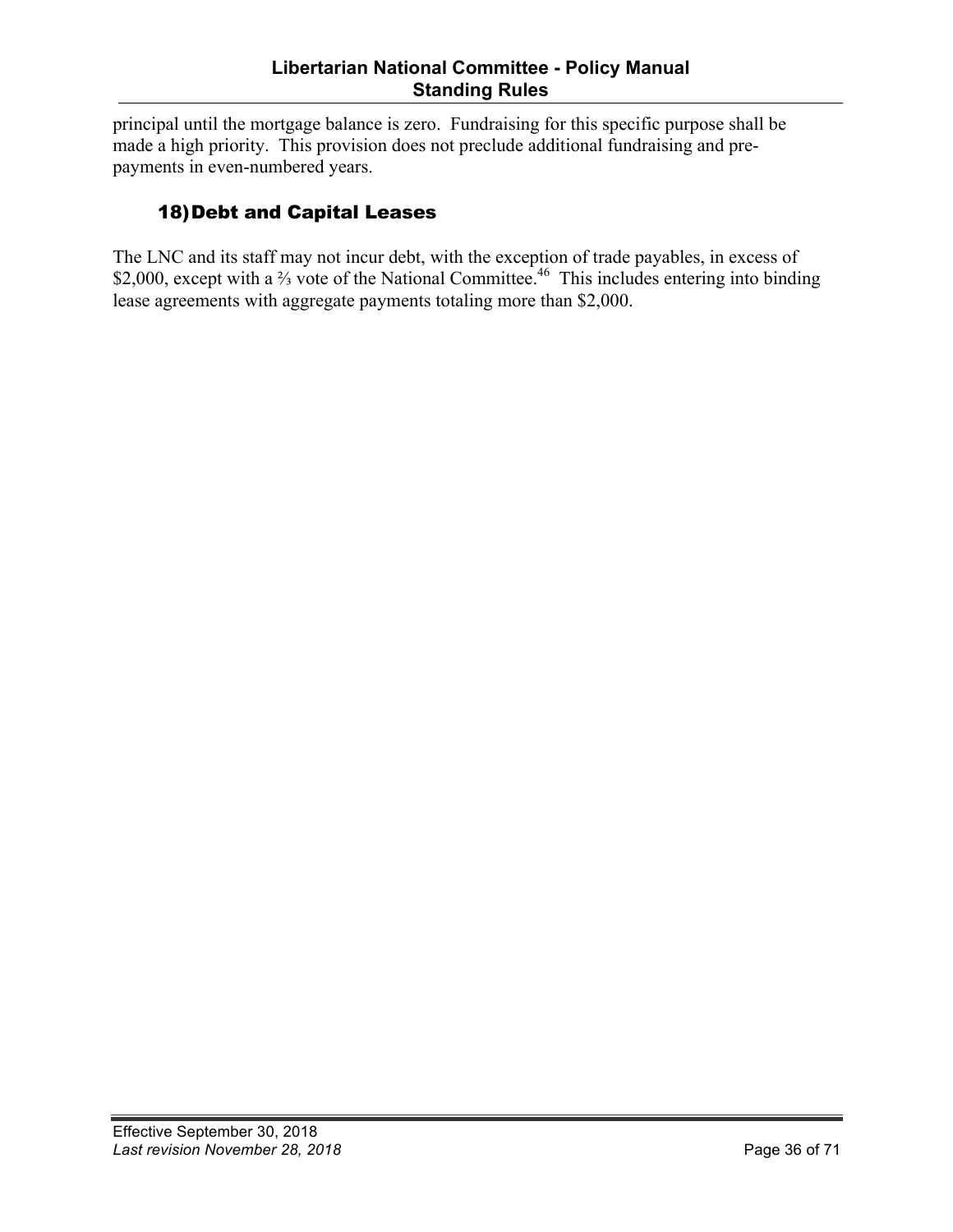principal until the mortgage balance is zero. Fundraising for this specific purpose shall be made a high priority. This provision does not preclude additional fundraising and pre-payments in even-numbered years.

### 18) Debt and Capital Leases

The LNC and its staff may not incur debt, with the exception of trade payables, in excess of $2,000, except with a ⅔ vote of the National Committee.[46] This includes entering into binding lease agreements with aggregate payments totaling more than $2,000.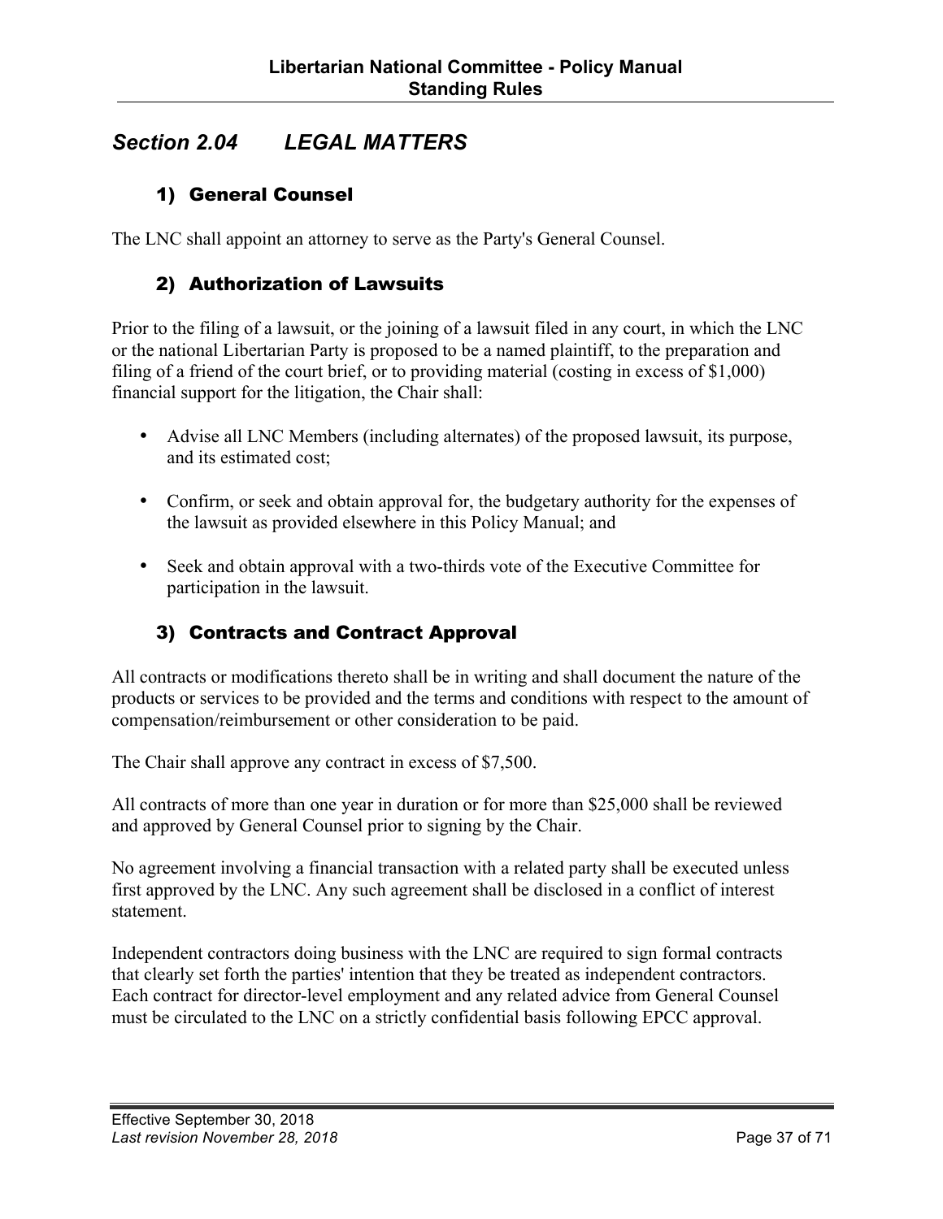## *Section 2.04 LEGAL MATTERS*

### 1) General Counsel

The LNC shall appoint an attorney to serve as the Party's General Counsel.

### 2) Authorization of Lawsuits

Prior to the filing of a lawsuit, or the joining of a lawsuit filed in any court, in which the LNC or the national Libertarian Party is proposed to be a named plaintiff, to the preparation and filing of a friend of the court brief, or to providing material (costing in excess of $1,000) financial support for the litigation, the Chair shall:

- Advise all LNC Members (including alternates) of the proposed lawsuit, its purpose, and its estimated cost;
- Confirm, or seek and obtain approval for, the budgetary authority for the expenses of the lawsuit as provided elsewhere in this Policy Manual; and
- Seek and obtain approval with a two-thirds vote of the Executive Committee for participation in the lawsuit.

### 3) Contracts and Contract Approval

All contracts or modifications thereto shall be in writing and shall document the nature of the products or services to be provided and the terms and conditions with respect to the amount of compensation/reimbursement or other consideration to be paid.

The Chair shall approve any contract in excess of $7,500.

All contracts of more than one year in duration or for more than $25,000 shall be reviewed and approved by General Counsel prior to signing by the Chair.

No agreement involving a financial transaction with a related party shall be executed unless first approved by the LNC. Any such agreement shall be disclosed in a conflict of interest statement.

Independent contractors doing business with the LNC are required to sign formal contracts that clearly set forth the parties' intention that they be treated as independent contractors. Each contract for director-level employment and any related advice from General Counsel must be circulated to the LNC on a strictly confidential basis following EPCC approval.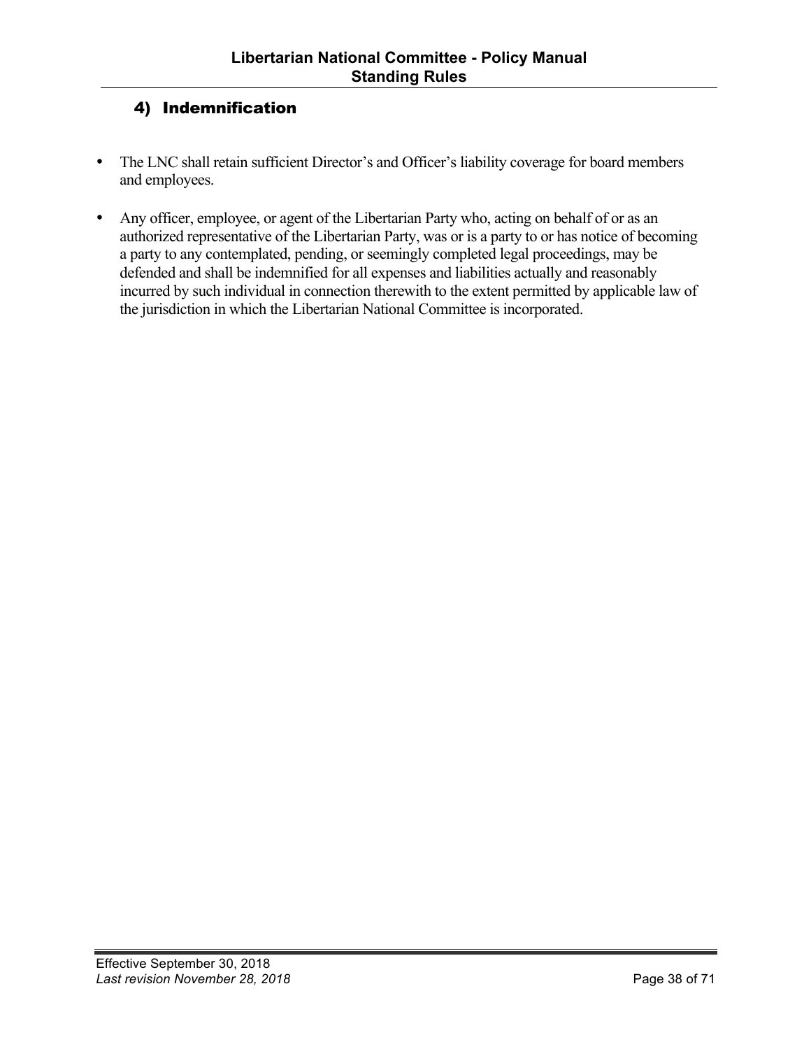## 4) Indemnification

- The LNC shall retain sufficient Director's and Officer's liability coverage for board members and employees.

- Any officer, employee, or agent of the Libertarian Party who, acting on behalf of or as an authorized representative of the Libertarian Party, was or is a party to or has notice of becoming a party to any contemplated, pending, or seemingly completed legal proceedings, may be defended and shall be indemnified for all expenses and liabilities actually and reasonably incurred by such individual in connection therewith to the extent permitted by applicable law of the jurisdiction in which the Libertarian National Committee is incorporated.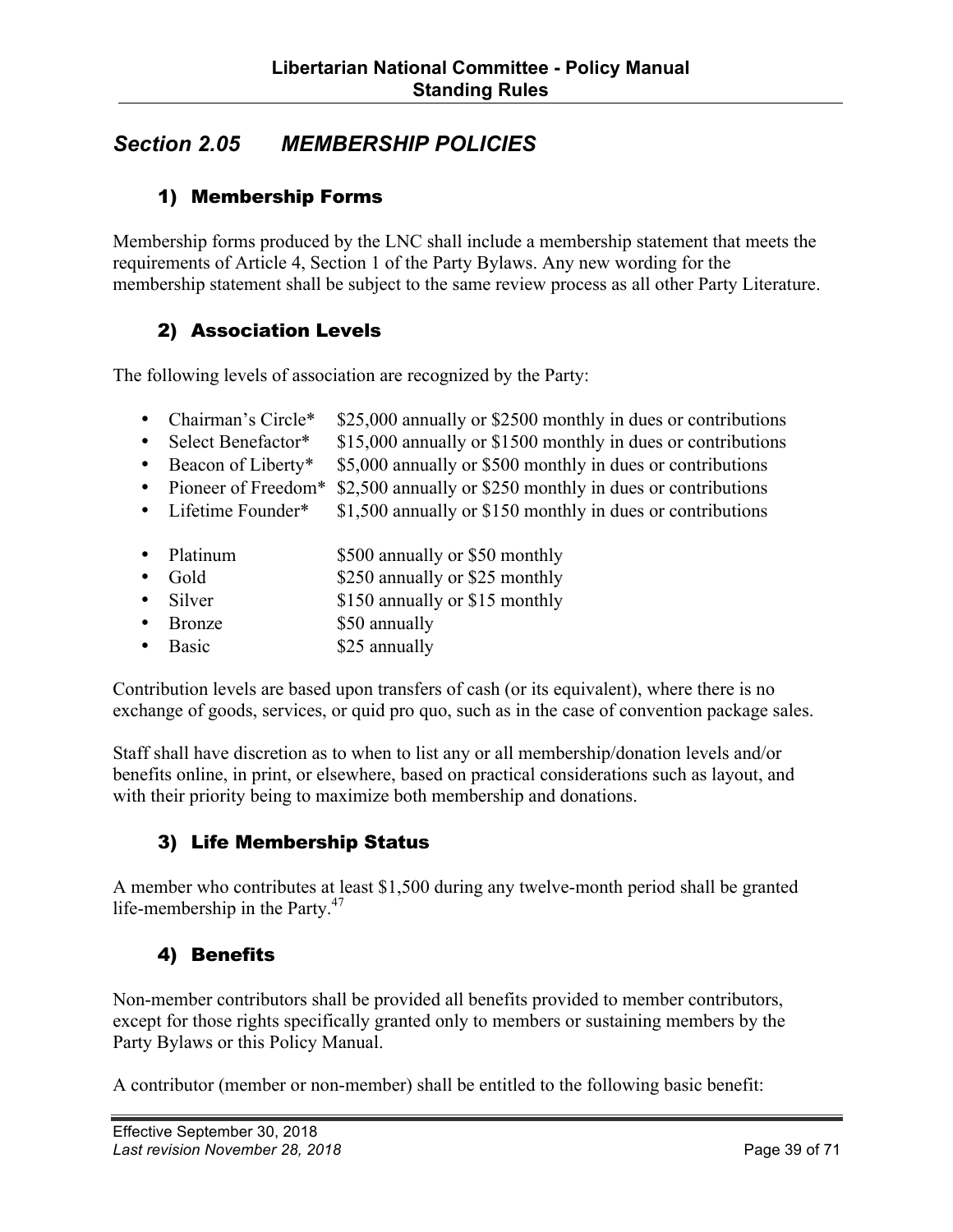## Section 2.05 MEMBERSHIP POLICIES

### 1) Membership Forms

Membership forms produced by the LNC shall include a membership statement that meets the requirements of Article 4, Section 1 of the Party Bylaws. Any new wording for the membership statement shall be subject to the same review process as all other Party Literature.

### 2) Association Levels

The following levels of association are recognized by the Party:

- Chairman's Circle* $25,000 annually or $2500 monthly in dues or contributions
- Select Benefactor* $15,000 annually or $1500 monthly in dues or contributions
- Beacon of Liberty* $5,000 annually or $500 monthly in dues or contributions
- Pioneer of Freedom* $2,500 annually or $250 monthly in dues or contributions
- Lifetime Founder* $1,500 annually or $150 monthly in dues or contributions

- Platinum $500 annually or $50 monthly
- Gold $250 annually or $25 monthly
- Silver $150 annually or $15 monthly
- Bronze $50 annually
- Basic $25 annually

Contribution levels are based upon transfers of cash (or its equivalent), where there is no exchange of goods, services, or quid pro quo, such as in the case of convention package sales.

Staff shall have discretion as to when to list any or all membership/donation levels and/or benefits online, in print, or elsewhere, based on practical considerations such as layout, and with their priority being to maximize both membership and donations.

### 3) Life Membership Status

A member who contributes at least $1,500 during any twelve-month period shall be granted life-membership in the Party.[47]

### 4) Benefits

Non-member contributors shall be provided all benefits provided to member contributors, except for those rights specifically granted only to members or sustaining members by the Party Bylaws or this Policy Manual.

A contributor (member or non-member) shall be entitled to the following basic benefit: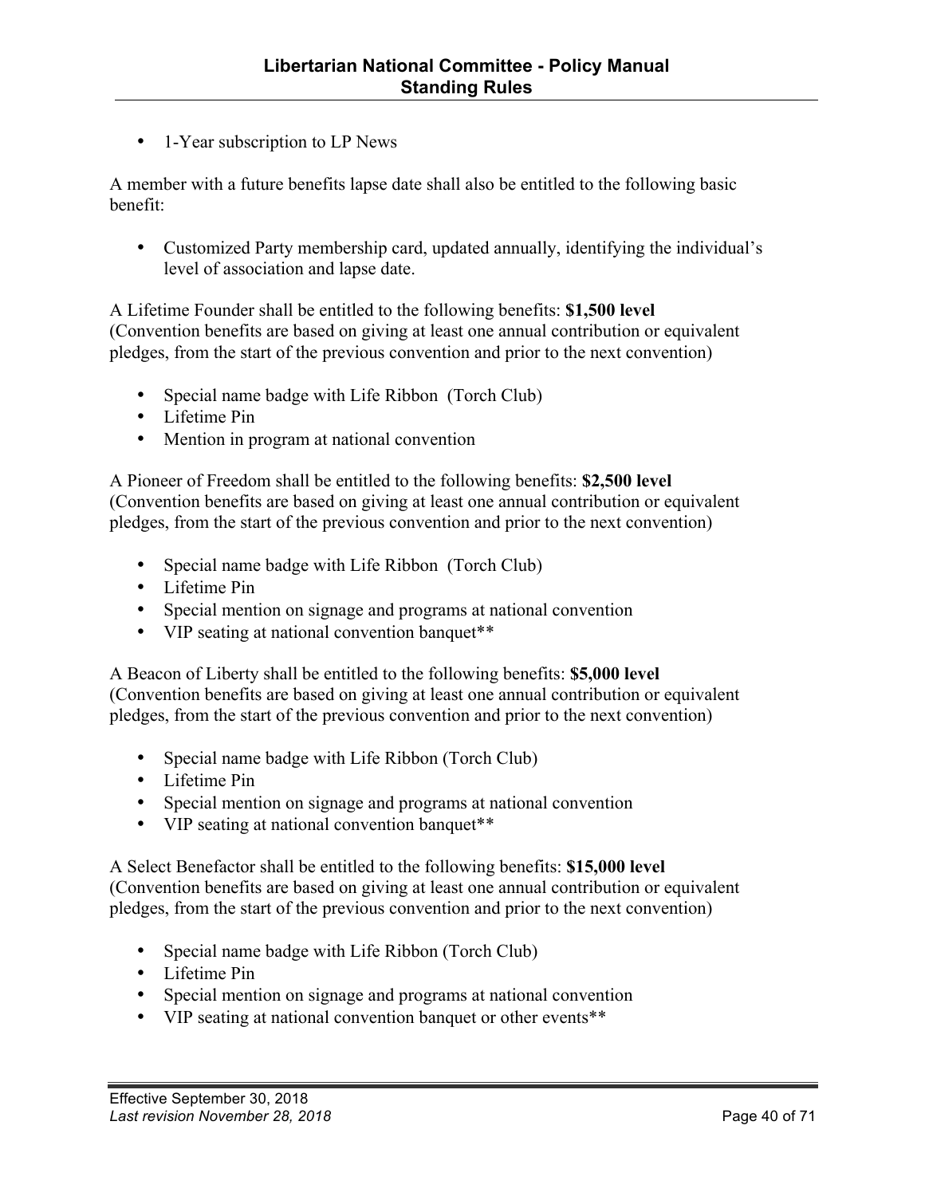- 1-Year subscription to LP News

A member with a future benefits lapse date shall also be entitled to the following basic benefit:

- Customized Party membership card, updated annually, identifying the individual's level of association and lapse date.

A Lifetime Founder shall be entitled to the following benefits: **$1,500 level** (Convention benefits are based on giving at least one annual contribution or equivalent pledges, from the start of the previous convention and prior to the next convention)

- Special name badge with Life Ribbon (Torch Club)
- Lifetime Pin
- Mention in program at national convention

A Pioneer of Freedom shall be entitled to the following benefits: **$2,500 level** (Convention benefits are based on giving at least one annual contribution or equivalent pledges, from the start of the previous convention and prior to the next convention)

- Special name badge with Life Ribbon (Torch Club)
- Lifetime Pin
- Special mention on signage and programs at national convention
- VIP seating at national convention banquet**

A Beacon of Liberty shall be entitled to the following benefits: **$5,000 level** (Convention benefits are based on giving at least one annual contribution or equivalent pledges, from the start of the previous convention and prior to the next convention)

- Special name badge with Life Ribbon (Torch Club)
- Lifetime Pin
- Special mention on signage and programs at national convention
- VIP seating at national convention banquet**

A Select Benefactor shall be entitled to the following benefits: **$15,000 level** (Convention benefits are based on giving at least one annual contribution or equivalent pledges, from the start of the previous convention and prior to the next convention)

- Special name badge with Life Ribbon (Torch Club)
- Lifetime Pin
- Special mention on signage and programs at national convention
- VIP seating at national convention banquet or other events**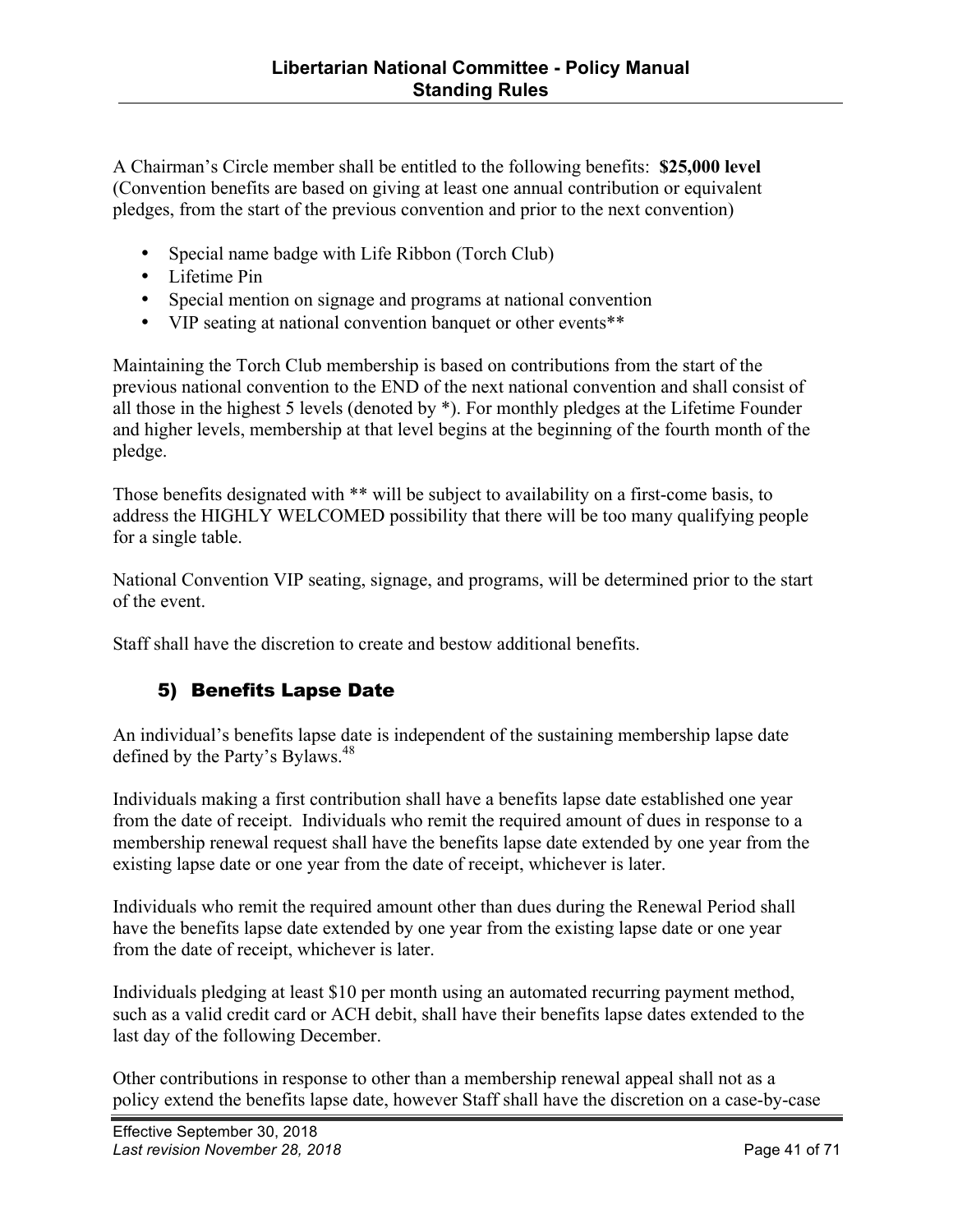A Chairman's Circle member shall be entitled to the following benefits: **$25,000 level** (Convention benefits are based on giving at least one annual contribution or equivalent pledges, from the start of the previous convention and prior to the next convention)

- Special name badge with Life Ribbon (Torch Club)
- Lifetime Pin
- Special mention on signage and programs at national convention
- VIP seating at national convention banquet or other events**

Maintaining the Torch Club membership is based on contributions from the start of the previous national convention to the END of the next national convention and shall consist of all those in the highest 5 levels (denoted by *). For monthly pledges at the Lifetime Founder and higher levels, membership at that level begins at the beginning of the fourth month of the pledge.

Those benefits designated with ** will be subject to availability on a first-come basis, to address the HIGHLY WELCOMED possibility that there will be too many qualifying people for a single table.

National Convention VIP seating, signage, and programs, will be determined prior to the start of the event.

Staff shall have the discretion to create and bestow additional benefits.

## 5) Benefits Lapse Date

An individual's benefits lapse date is independent of the sustaining membership lapse date defined by the Party's Bylaws.[48]

Individuals making a first contribution shall have a benefits lapse date established one year from the date of receipt. Individuals who remit the required amount of dues in response to a membership renewal request shall have the benefits lapse date extended by one year from the existing lapse date or one year from the date of receipt, whichever is later.

Individuals who remit the required amount other than dues during the Renewal Period shall have the benefits lapse date extended by one year from the existing lapse date or one year from the date of receipt, whichever is later.

Individuals pledging at least $10 per month using an automated recurring payment method, such as a valid credit card or ACH debit, shall have their benefits lapse dates extended to the last day of the following December.

Other contributions in response to other than a membership renewal appeal shall not as a policy extend the benefits lapse date, however Staff shall have the discretion on a case-by-case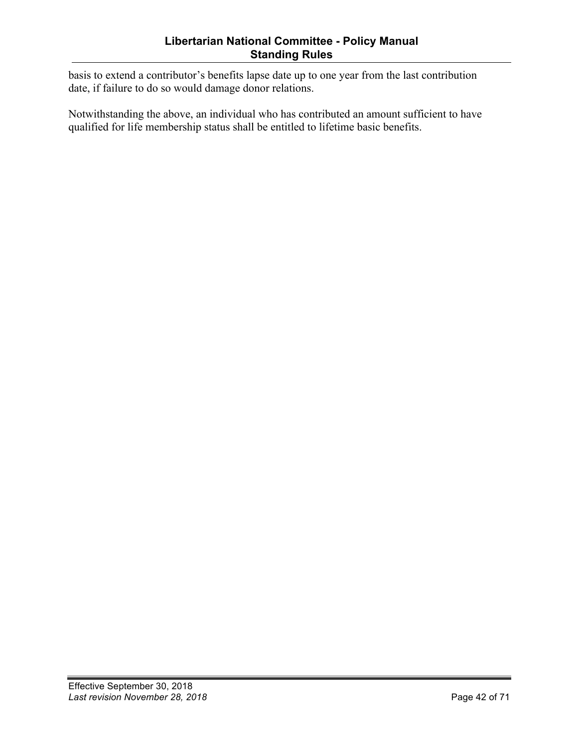basis to extend a contributor's benefits lapse date up to one year from the last contribution date, if failure to do so would damage donor relations.

Notwithstanding the above, an individual who has contributed an amount sufficient to have qualified for life membership status shall be entitled to lifetime basic benefits.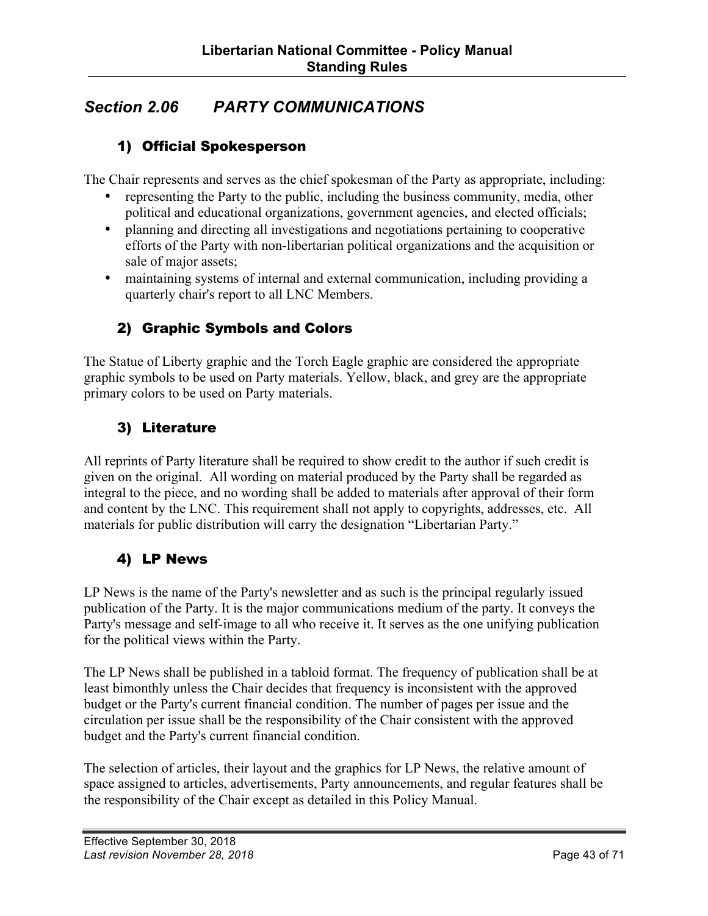## *Section 2.06 PARTY COMMUNICATIONS*

### 1) Official Spokesperson

The Chair represents and serves as the chief spokesman of the Party as appropriate, including:

- representing the Party to the public, including the business community, media, other political and educational organizations, government agencies, and elected officials;
- planning and directing all investigations and negotiations pertaining to cooperative efforts of the Party with non-libertarian political organizations and the acquisition or sale of major assets;
- maintaining systems of internal and external communication, including providing a quarterly chair's report to all LNC Members.

### 2) Graphic Symbols and Colors

The Statue of Liberty graphic and the Torch Eagle graphic are considered the appropriate graphic symbols to be used on Party materials. Yellow, black, and grey are the appropriate primary colors to be used on Party materials.

### 3) Literature

All reprints of Party literature shall be required to show credit to the author if such credit is given on the original. All wording on material produced by the Party shall be regarded as integral to the piece, and no wording shall be added to materials after approval of their form and content by the LNC. This requirement shall not apply to copyrights, addresses, etc. All materials for public distribution will carry the designation "Libertarian Party."

### 4) LP News

LP News is the name of the Party's newsletter and as such is the principal regularly issued publication of the Party. It is the major communications medium of the party. It conveys the Party's message and self-image to all who receive it. It serves as the one unifying publication for the political views within the Party.

The LP News shall be published in a tabloid format. The frequency of publication shall be at least bimonthly unless the Chair decides that frequency is inconsistent with the approved budget or the Party's current financial condition. The number of pages per issue and the circulation per issue shall be the responsibility of the Chair consistent with the approved budget and the Party's current financial condition.

The selection of articles, their layout and the graphics for LP News, the relative amount of space assigned to articles, advertisements, Party announcements, and regular features shall be the responsibility of the Chair except as detailed in this Policy Manual.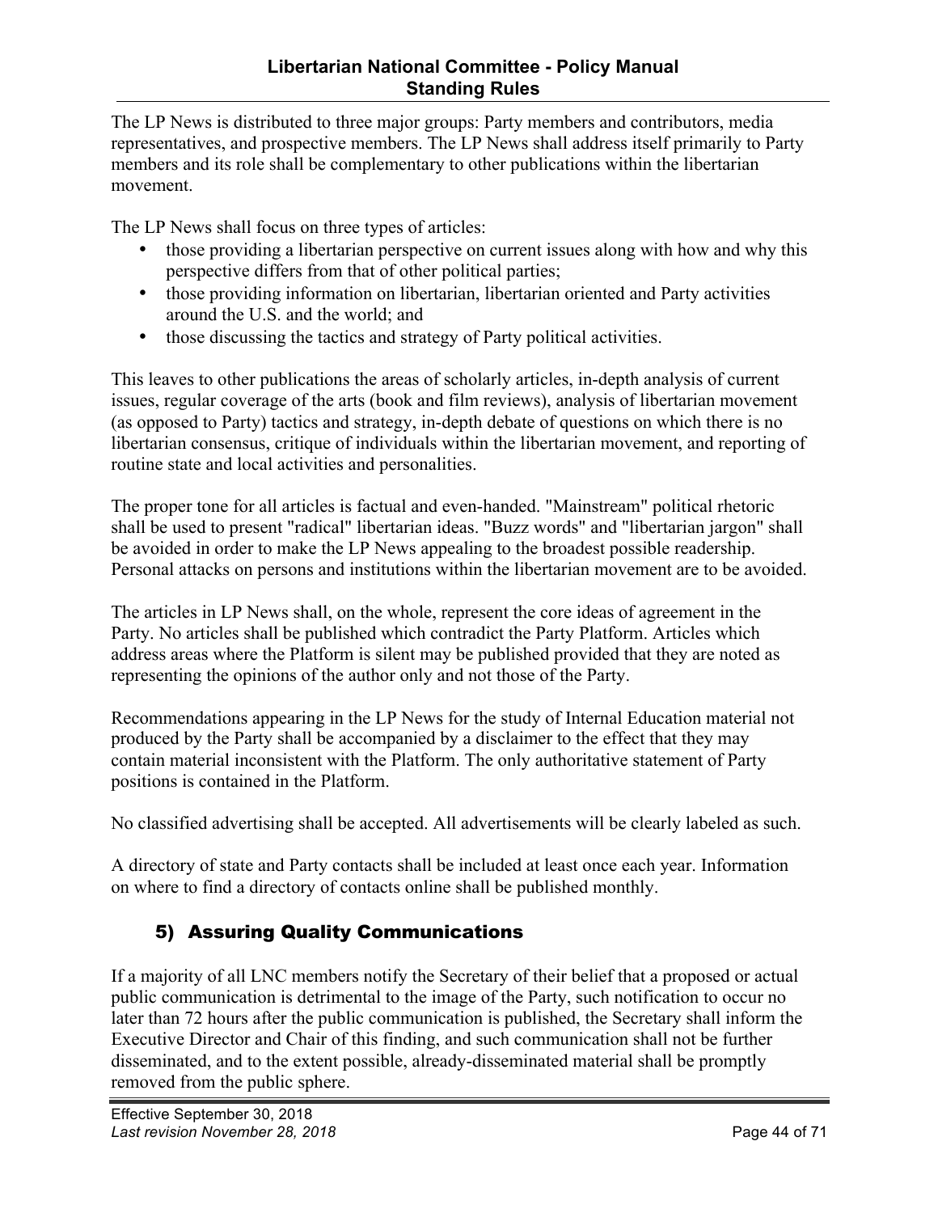The LP News is distributed to three major groups: Party members and contributors, media representatives, and prospective members. The LP News shall address itself primarily to Party members and its role shall be complementary to other publications within the libertarian movement.

The LP News shall focus on three types of articles:

- those providing a libertarian perspective on current issues along with how and why this perspective differs from that of other political parties;
- those providing information on libertarian, libertarian oriented and Party activities around the U.S. and the world; and
- those discussing the tactics and strategy of Party political activities.

This leaves to other publications the areas of scholarly articles, in-depth analysis of current issues, regular coverage of the arts (book and film reviews), analysis of libertarian movement (as opposed to Party) tactics and strategy, in-depth debate of questions on which there is no libertarian consensus, critique of individuals within the libertarian movement, and reporting of routine state and local activities and personalities.

The proper tone for all articles is factual and even-handed. "Mainstream" political rhetoric shall be used to present "radical" libertarian ideas. "Buzz words" and "libertarian jargon" shall be avoided in order to make the LP News appealing to the broadest possible readership. Personal attacks on persons and institutions within the libertarian movement are to be avoided.

The articles in LP News shall, on the whole, represent the core ideas of agreement in the Party. No articles shall be published which contradict the Party Platform. Articles which address areas where the Platform is silent may be published provided that they are noted as representing the opinions of the author only and not those of the Party.

Recommendations appearing in the LP News for the study of Internal Education material not produced by the Party shall be accompanied by a disclaimer to the effect that they may contain material inconsistent with the Platform. The only authoritative statement of Party positions is contained in the Platform.

No classified advertising shall be accepted. All advertisements will be clearly labeled as such.

A directory of state and Party contacts shall be included at least once each year. Information on where to find a directory of contacts online shall be published monthly.

## 5) Assuring Quality Communications

If a majority of all LNC members notify the Secretary of their belief that a proposed or actual public communication is detrimental to the image of the Party, such notification to occur no later than 72 hours after the public communication is published, the Secretary shall inform the Executive Director and Chair of this finding, and such communication shall not be further disseminated, and to the extent possible, already-disseminated material shall be promptly removed from the public sphere.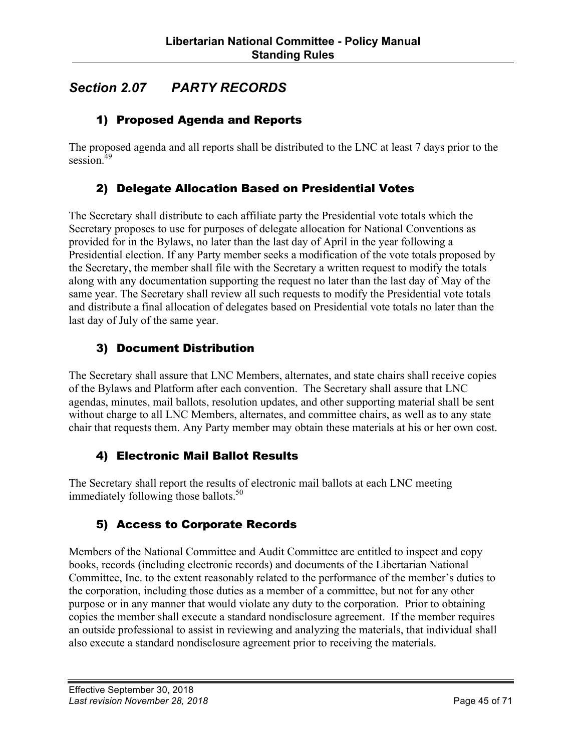## *Section 2.07 PARTY RECORDS*

### 1) Proposed Agenda and Reports

The proposed agenda and all reports shall be distributed to the LNC at least 7 days prior to the session.[49]

### 2) Delegate Allocation Based on Presidential Votes

The Secretary shall distribute to each affiliate party the Presidential vote totals which the Secretary proposes to use for purposes of delegate allocation for National Conventions as provided for in the Bylaws, no later than the last day of April in the year following a Presidential election. If any Party member seeks a modification of the vote totals proposed by the Secretary, the member shall file with the Secretary a written request to modify the totals along with any documentation supporting the request no later than the last day of May of the same year. The Secretary shall review all such requests to modify the Presidential vote totals and distribute a final allocation of delegates based on Presidential vote totals no later than the last day of July of the same year.

### 3) Document Distribution

The Secretary shall assure that LNC Members, alternates, and state chairs shall receive copies of the Bylaws and Platform after each convention. The Secretary shall assure that LNC agendas, minutes, mail ballots, resolution updates, and other supporting material shall be sent without charge to all LNC Members, alternates, and committee chairs, as well as to any state chair that requests them. Any Party member may obtain these materials at his or her own cost.

### 4) Electronic Mail Ballot Results

The Secretary shall report the results of electronic mail ballots at each LNC meeting immediately following those ballots.[50]

### 5) Access to Corporate Records

Members of the National Committee and Audit Committee are entitled to inspect and copy books, records (including electronic records) and documents of the Libertarian National Committee, Inc. to the extent reasonably related to the performance of the member's duties to the corporation, including those duties as a member of a committee, but not for any other purpose or in any manner that would violate any duty to the corporation. Prior to obtaining copies the member shall execute a standard nondisclosure agreement. If the member requires an outside professional to assist in reviewing and analyzing the materials, that individual shall also execute a standard nondisclosure agreement prior to receiving the materials.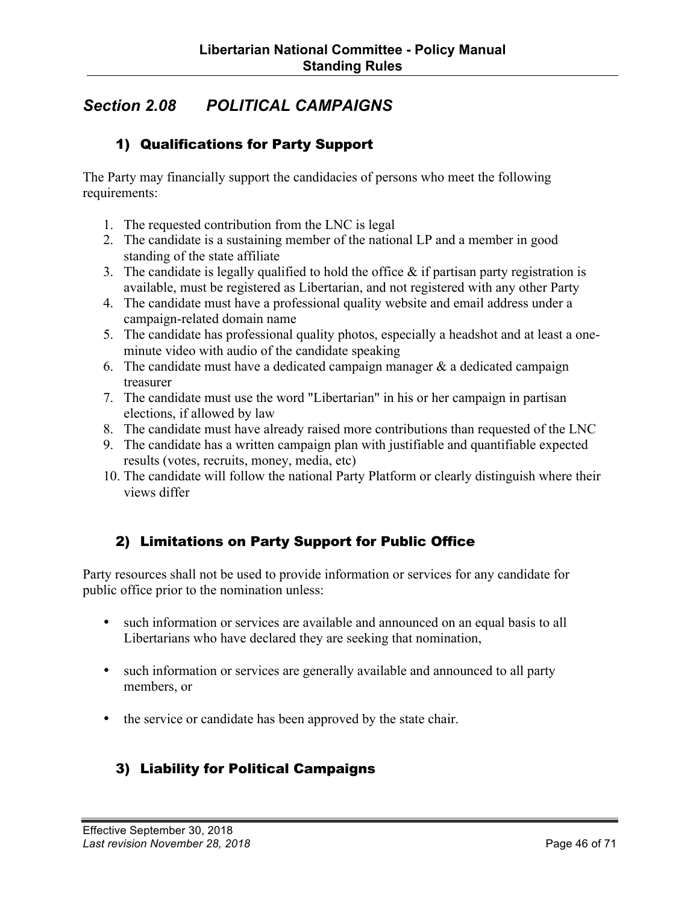## *Section 2.08 POLITICAL CAMPAIGNS*

### 1) Qualifications for Party Support

The Party may financially support the candidacies of persons who meet the following requirements:

1. The requested contribution from the LNC is legal
2. The candidate is a sustaining member of the national LP and a member in good standing of the state affiliate
3. The candidate is legally qualified to hold the office & if partisan party registration is available, must be registered as Libertarian, and not registered with any other Party
4. The candidate must have a professional quality website and email address under a campaign-related domain name
5. The candidate has professional quality photos, especially a headshot and at least a one-minute video with audio of the candidate speaking
6. The candidate must have a dedicated campaign manager & a dedicated campaign treasurer
7. The candidate must use the word "Libertarian" in his or her campaign in partisan elections, if allowed by law
8. The candidate must have already raised more contributions than requested of the LNC
9. The candidate has a written campaign plan with justifiable and quantifiable expected results (votes, recruits, money, media, etc)
10. The candidate will follow the national Party Platform or clearly distinguish where their views differ

### 2) Limitations on Party Support for Public Office

Party resources shall not be used to provide information or services for any candidate for public office prior to the nomination unless:

- such information or services are available and announced on an equal basis to all Libertarians who have declared they are seeking that nomination,
- such information or services are generally available and announced to all party members, or
- the service or candidate has been approved by the state chair.

### 3) Liability for Political Campaigns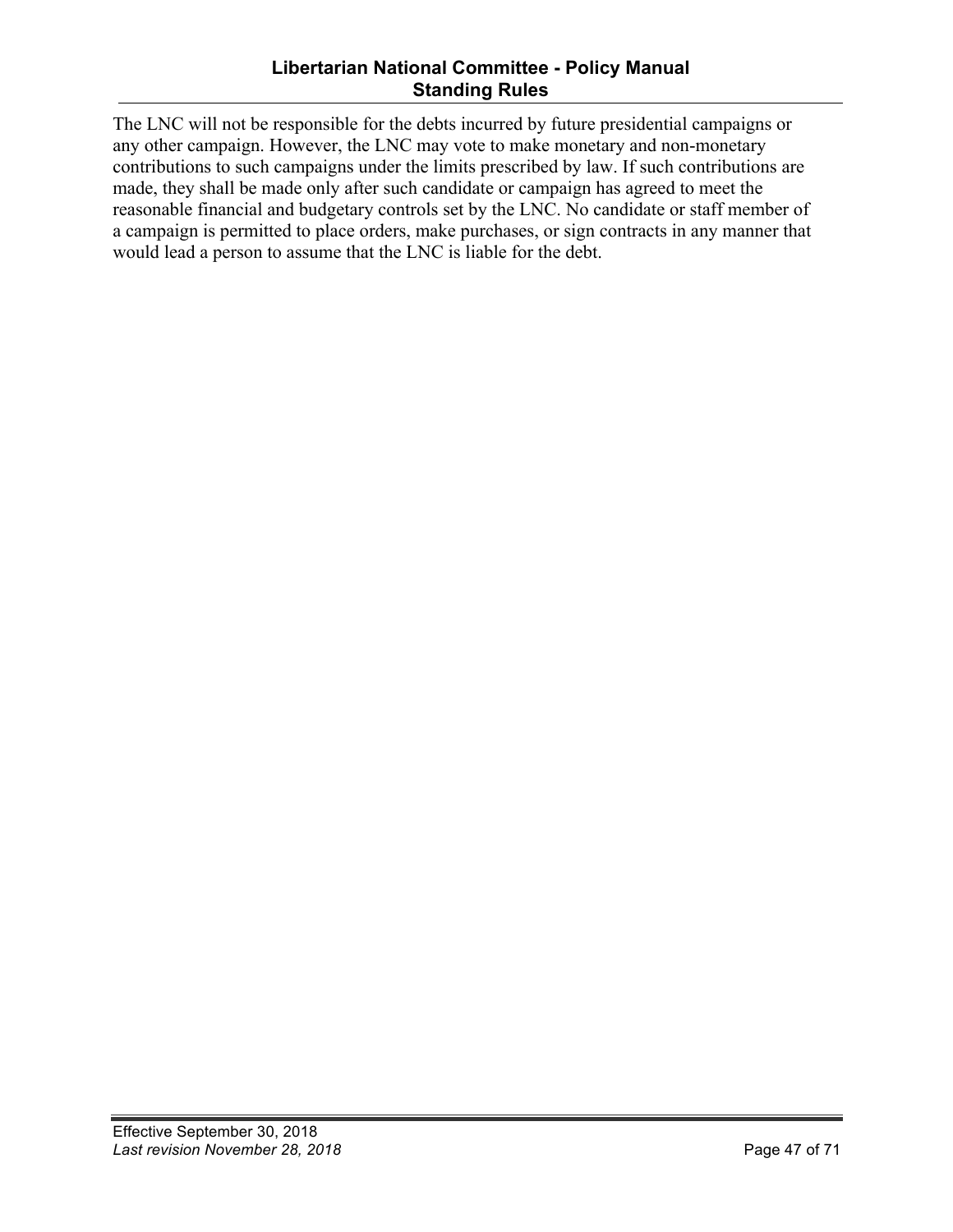The LNC will not be responsible for the debts incurred by future presidential campaigns or any other campaign. However, the LNC may vote to make monetary and non-monetary contributions to such campaigns under the limits prescribed by law. If such contributions are made, they shall be made only after such candidate or campaign has agreed to meet the reasonable financial and budgetary controls set by the LNC. No candidate or staff member of a campaign is permitted to place orders, make purchases, or sign contracts in any manner that would lead a person to assume that the LNC is liable for the debt.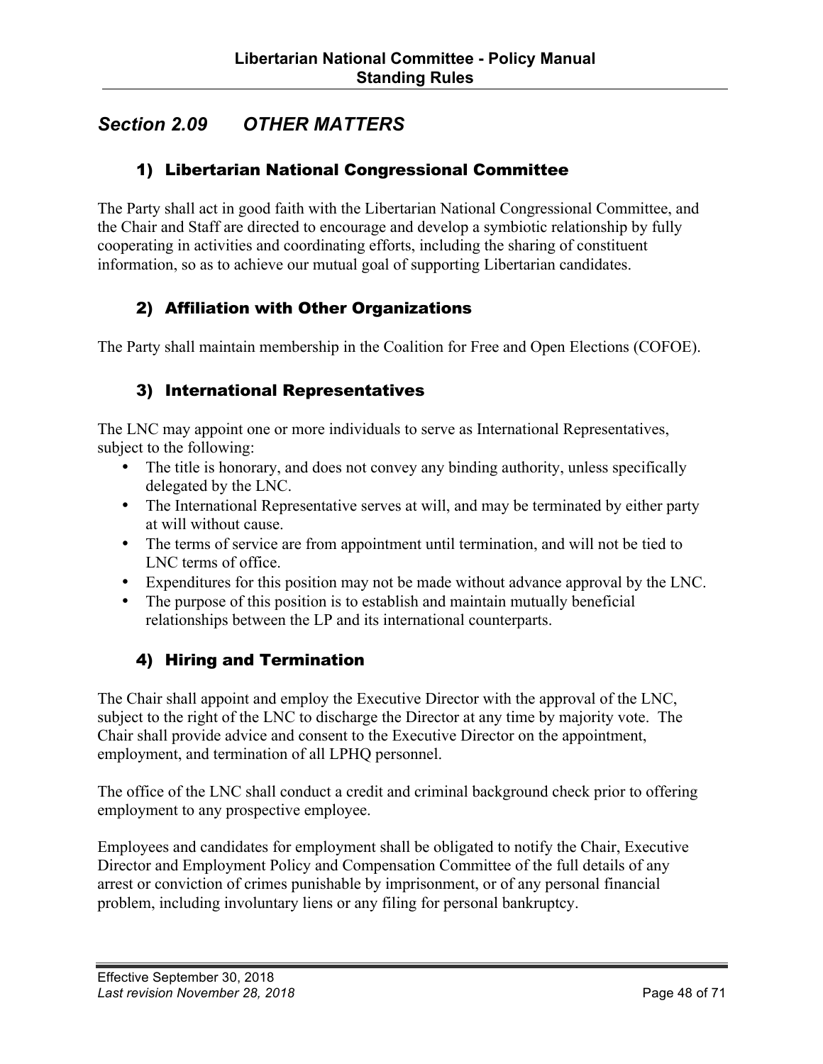## *Section 2.09 OTHER MATTERS*

### 1) Libertarian National Congressional Committee

The Party shall act in good faith with the Libertarian National Congressional Committee, and the Chair and Staff are directed to encourage and develop a symbiotic relationship by fully cooperating in activities and coordinating efforts, including the sharing of constituent information, so as to achieve our mutual goal of supporting Libertarian candidates.

### 2) Affiliation with Other Organizations

The Party shall maintain membership in the Coalition for Free and Open Elections (COFOE).

### 3) International Representatives

The LNC may appoint one or more individuals to serve as International Representatives, subject to the following:

- The title is honorary, and does not convey any binding authority, unless specifically delegated by the LNC.
- The International Representative serves at will, and may be terminated by either party at will without cause.
- The terms of service are from appointment until termination, and will not be tied to LNC terms of office.
- Expenditures for this position may not be made without advance approval by the LNC.
- The purpose of this position is to establish and maintain mutually beneficial relationships between the LP and its international counterparts.

### 4) Hiring and Termination

The Chair shall appoint and employ the Executive Director with the approval of the LNC, subject to the right of the LNC to discharge the Director at any time by majority vote. The Chair shall provide advice and consent to the Executive Director on the appointment, employment, and termination of all LPHQ personnel.

The office of the LNC shall conduct a credit and criminal background check prior to offering employment to any prospective employee.

Employees and candidates for employment shall be obligated to notify the Chair, Executive Director and Employment Policy and Compensation Committee of the full details of any arrest or conviction of crimes punishable by imprisonment, or of any personal financial problem, including involuntary liens or any filing for personal bankruptcy.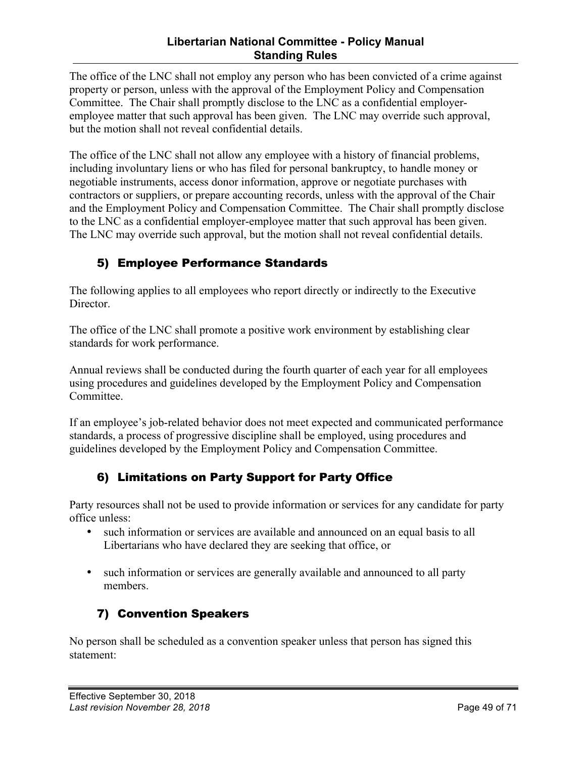The office of the LNC shall not employ any person who has been convicted of a crime against property or person, unless with the approval of the Employment Policy and Compensation Committee. The Chair shall promptly disclose to the LNC as a confidential employer-employee matter that such approval has been given. The LNC may override such approval, but the motion shall not reveal confidential details.

The office of the LNC shall not allow any employee with a history of financial problems, including involuntary liens or who has filed for personal bankruptcy, to handle money or negotiable instruments, access donor information, approve or negotiate purchases with contractors or suppliers, or prepare accounting records, unless with the approval of the Chair and the Employment Policy and Compensation Committee. The Chair shall promptly disclose to the LNC as a confidential employer-employee matter that such approval has been given. The LNC may override such approval, but the motion shall not reveal confidential details.

### 5) Employee Performance Standards

The following applies to all employees who report directly or indirectly to the Executive Director.

The office of the LNC shall promote a positive work environment by establishing clear standards for work performance.

Annual reviews shall be conducted during the fourth quarter of each year for all employees using procedures and guidelines developed by the Employment Policy and Compensation Committee.

If an employee's job-related behavior does not meet expected and communicated performance standards, a process of progressive discipline shall be employed, using procedures and guidelines developed by the Employment Policy and Compensation Committee.

### 6) Limitations on Party Support for Party Office

Party resources shall not be used to provide information or services for any candidate for party office unless:

- such information or services are available and announced on an equal basis to all Libertarians who have declared they are seeking that office, or
- such information or services are generally available and announced to all party members.

### 7) Convention Speakers

No person shall be scheduled as a convention speaker unless that person has signed this statement: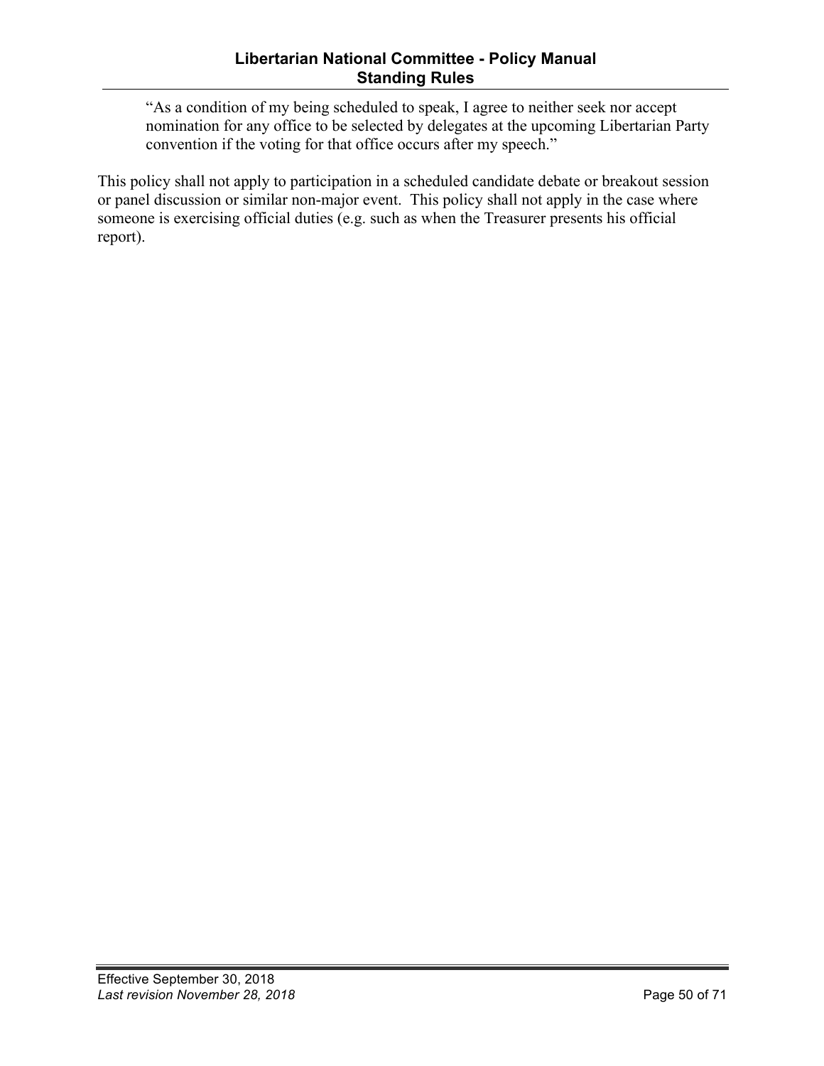> "As a condition of my being scheduled to speak, I agree to neither seek nor accept nomination for any office to be selected by delegates at the upcoming Libertarian Party convention if the voting for that office occurs after my speech."

This policy shall not apply to participation in a scheduled candidate debate or breakout session or panel discussion or similar non-major event. This policy shall not apply in the case where someone is exercising official duties (e.g. such as when the Treasurer presents his official report).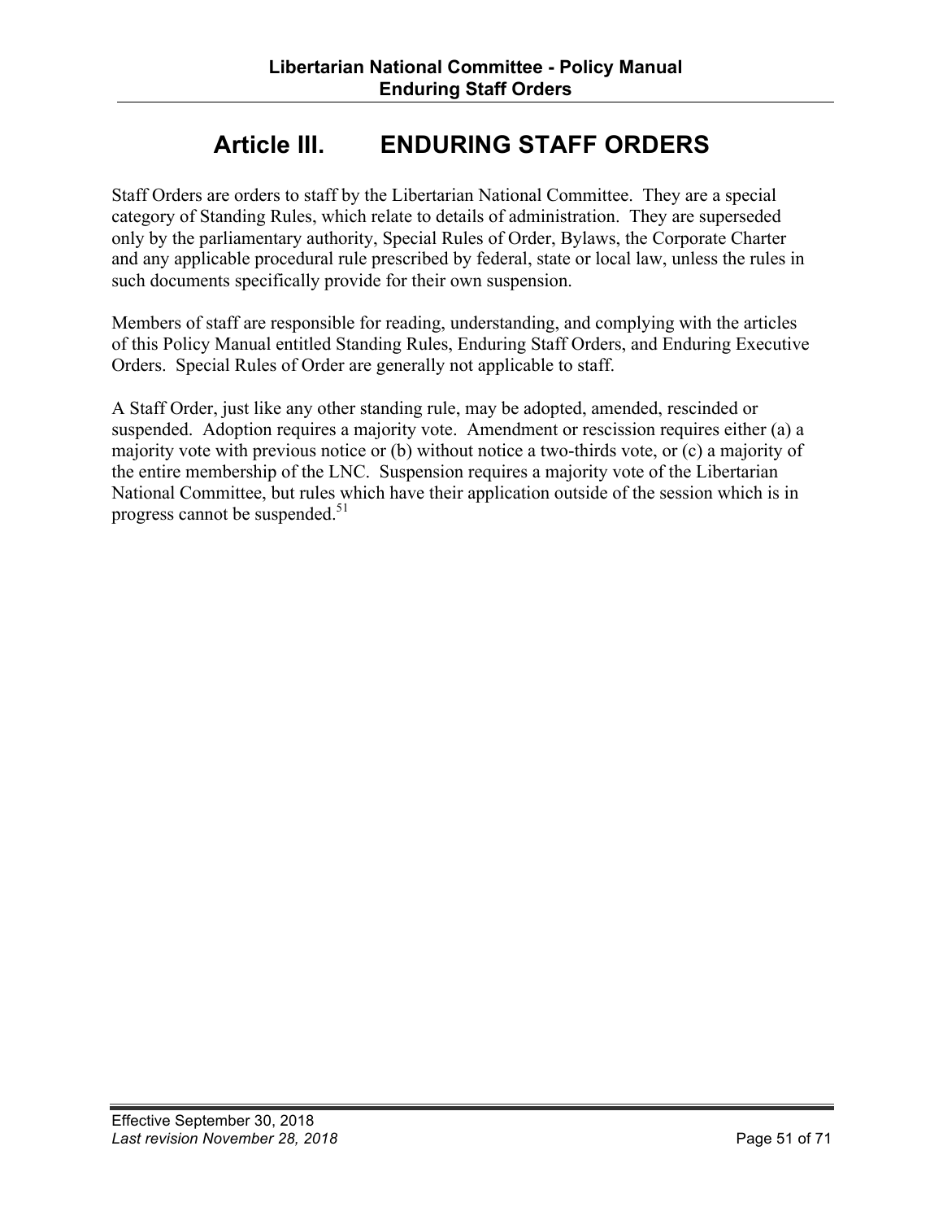# Article III. ENDURING STAFF ORDERS

Staff Orders are orders to staff by the Libertarian National Committee. They are a special category of Standing Rules, which relate to details of administration. They are superseded only by the parliamentary authority, Special Rules of Order, Bylaws, the Corporate Charter and any applicable procedural rule prescribed by federal, state or local law, unless the rules in such documents specifically provide for their own suspension.

Members of staff are responsible for reading, understanding, and complying with the articles of this Policy Manual entitled Standing Rules, Enduring Staff Orders, and Enduring Executive Orders. Special Rules of Order are generally not applicable to staff.

A Staff Order, just like any other standing rule, may be adopted, amended, rescinded or suspended. Adoption requires a majority vote. Amendment or rescission requires either (a) a majority vote with previous notice or (b) without notice a two-thirds vote, or (c) a majority of the entire membership of the LNC. Suspension requires a majority vote of the Libertarian National Committee, but rules which have their application outside of the session which is in progress cannot be suspended.[51]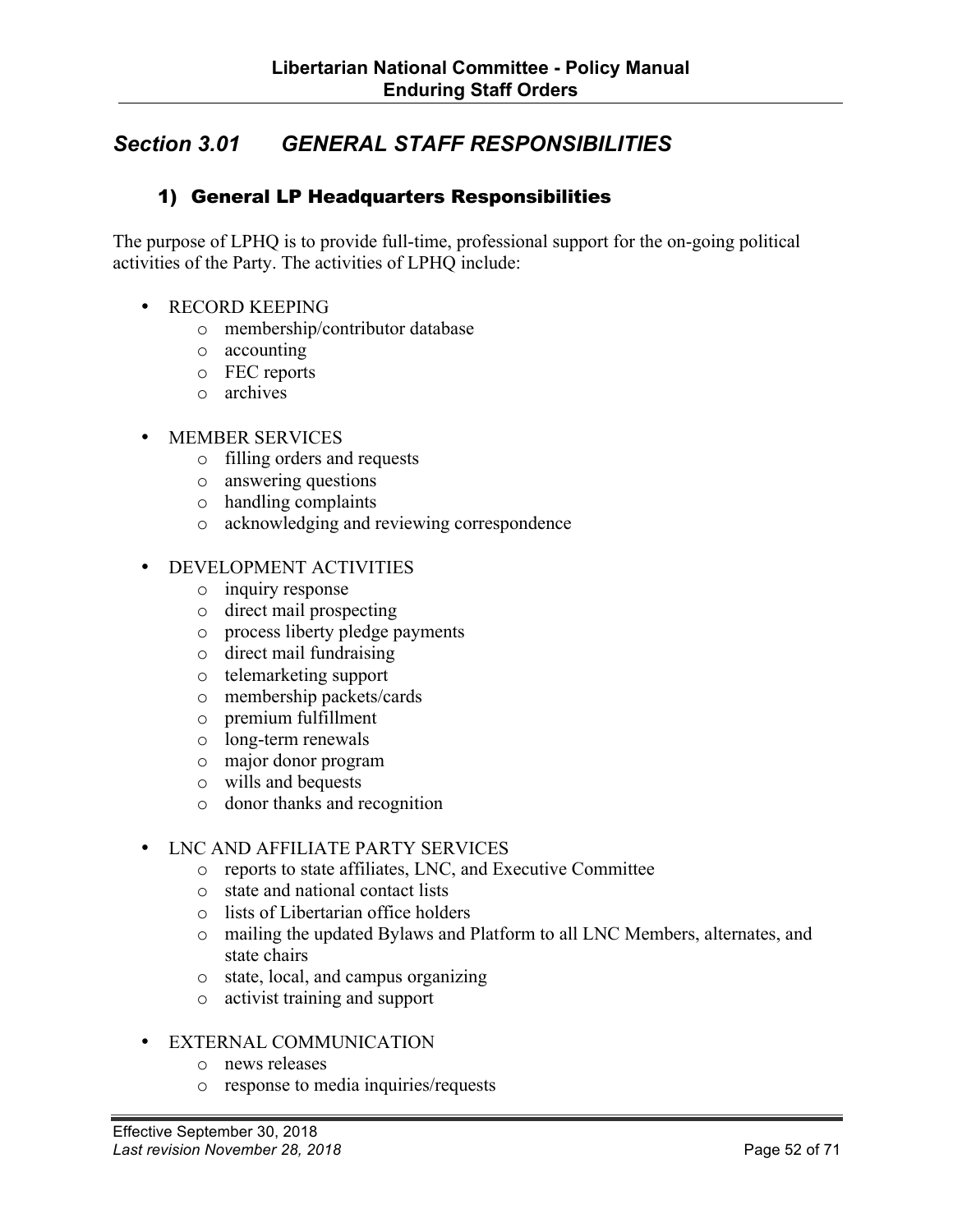## *Section 3.01 GENERAL STAFF RESPONSIBILITIES*

### 1) General LP Headquarters Responsibilities

The purpose of LPHQ is to provide full-time, professional support for the on-going political activities of the Party. The activities of LPHQ include:

- RECORD KEEPING
  - membership/contributor database
  - accounting
  - FEC reports
  - archives

- MEMBER SERVICES
  - filling orders and requests
  - answering questions
  - handling complaints
  - acknowledging and reviewing correspondence

- DEVELOPMENT ACTIVITIES
  - inquiry response
  - direct mail prospecting
  - process liberty pledge payments
  - direct mail fundraising
  - telemarketing support
  - membership packets/cards
  - premium fulfillment
  - long-term renewals
  - major donor program
  - wills and bequests
  - donor thanks and recognition

- LNC AND AFFILIATE PARTY SERVICES
  - reports to state affiliates, LNC, and Executive Committee
  - state and national contact lists
  - lists of Libertarian office holders
  - mailing the updated Bylaws and Platform to all LNC Members, alternates, and state chairs
  - state, local, and campus organizing
  - activist training and support

- EXTERNAL COMMUNICATION
  - news releases
  - response to media inquiries/requests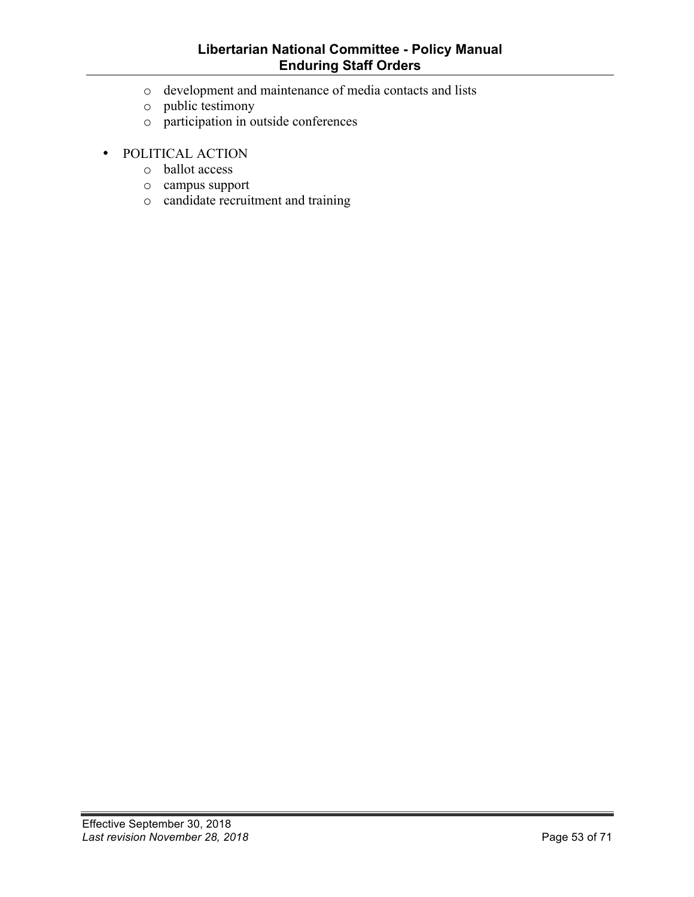- development and maintenance of media contacts and lists
  - public testimony
  - participation in outside conferences

- POLITICAL ACTION
  - ballot access
  - campus support
  - candidate recruitment and training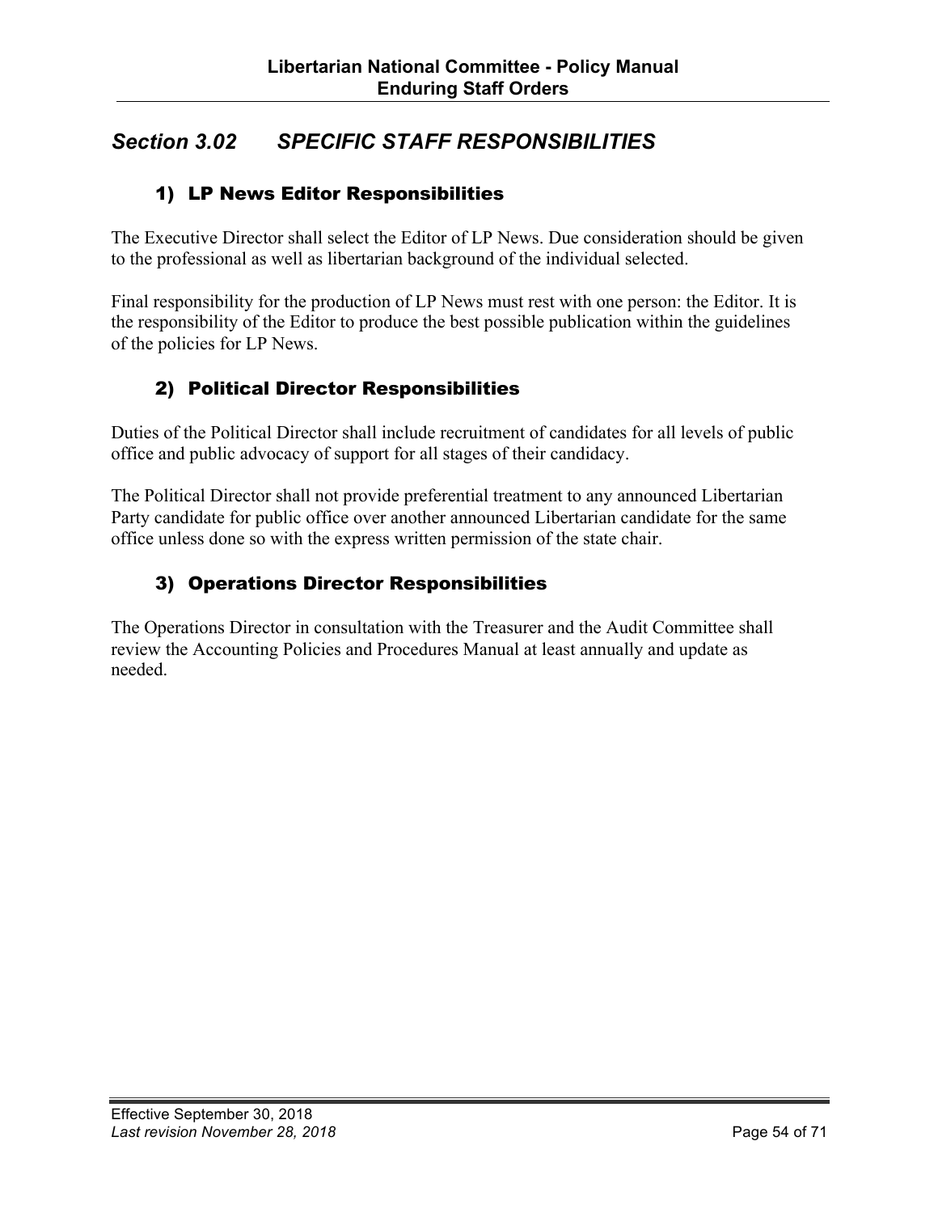## *Section 3.02 SPECIFIC STAFF RESPONSIBILITIES*

### 1) LP News Editor Responsibilities

The Executive Director shall select the Editor of LP News. Due consideration should be given to the professional as well as libertarian background of the individual selected.

Final responsibility for the production of LP News must rest with one person: the Editor. It is the responsibility of the Editor to produce the best possible publication within the guidelines of the policies for LP News.

### 2) Political Director Responsibilities

Duties of the Political Director shall include recruitment of candidates for all levels of public office and public advocacy of support for all stages of their candidacy.

The Political Director shall not provide preferential treatment to any announced Libertarian Party candidate for public office over another announced Libertarian candidate for the same office unless done so with the express written permission of the state chair.

### 3) Operations Director Responsibilities

The Operations Director in consultation with the Treasurer and the Audit Committee shall review the Accounting Policies and Procedures Manual at least annually and update as needed.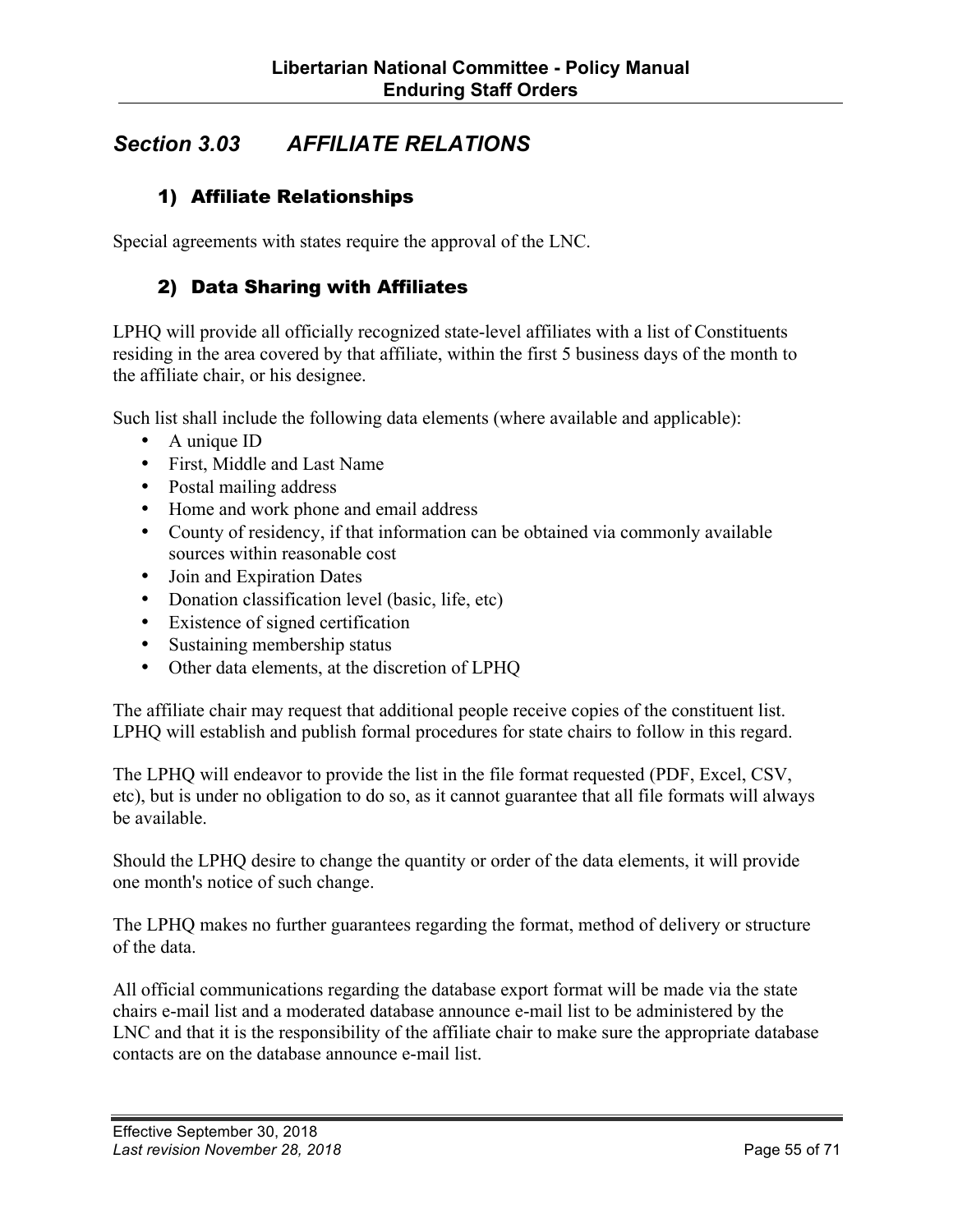## *Section 3.03 AFFILIATE RELATIONS*

### 1) Affiliate Relationships

Special agreements with states require the approval of the LNC.

### 2) Data Sharing with Affiliates

LPHQ will provide all officially recognized state-level affiliates with a list of Constituents residing in the area covered by that affiliate, within the first 5 business days of the month to the affiliate chair, or his designee.

Such list shall include the following data elements (where available and applicable):

- A unique ID
- First, Middle and Last Name
- Postal mailing address
- Home and work phone and email address
- County of residency, if that information can be obtained via commonly available sources within reasonable cost
- Join and Expiration Dates
- Donation classification level (basic, life, etc)
- Existence of signed certification
- Sustaining membership status
- Other data elements, at the discretion of LPHQ

The affiliate chair may request that additional people receive copies of the constituent list. LPHQ will establish and publish formal procedures for state chairs to follow in this regard.

The LPHQ will endeavor to provide the list in the file format requested (PDF, Excel, CSV, etc), but is under no obligation to do so, as it cannot guarantee that all file formats will always be available.

Should the LPHQ desire to change the quantity or order of the data elements, it will provide one month's notice of such change.

The LPHQ makes no further guarantees regarding the format, method of delivery or structure of the data.

All official communications regarding the database export format will be made via the state chairs e-mail list and a moderated database announce e-mail list to be administered by the LNC and that it is the responsibility of the affiliate chair to make sure the appropriate database contacts are on the database announce e-mail list.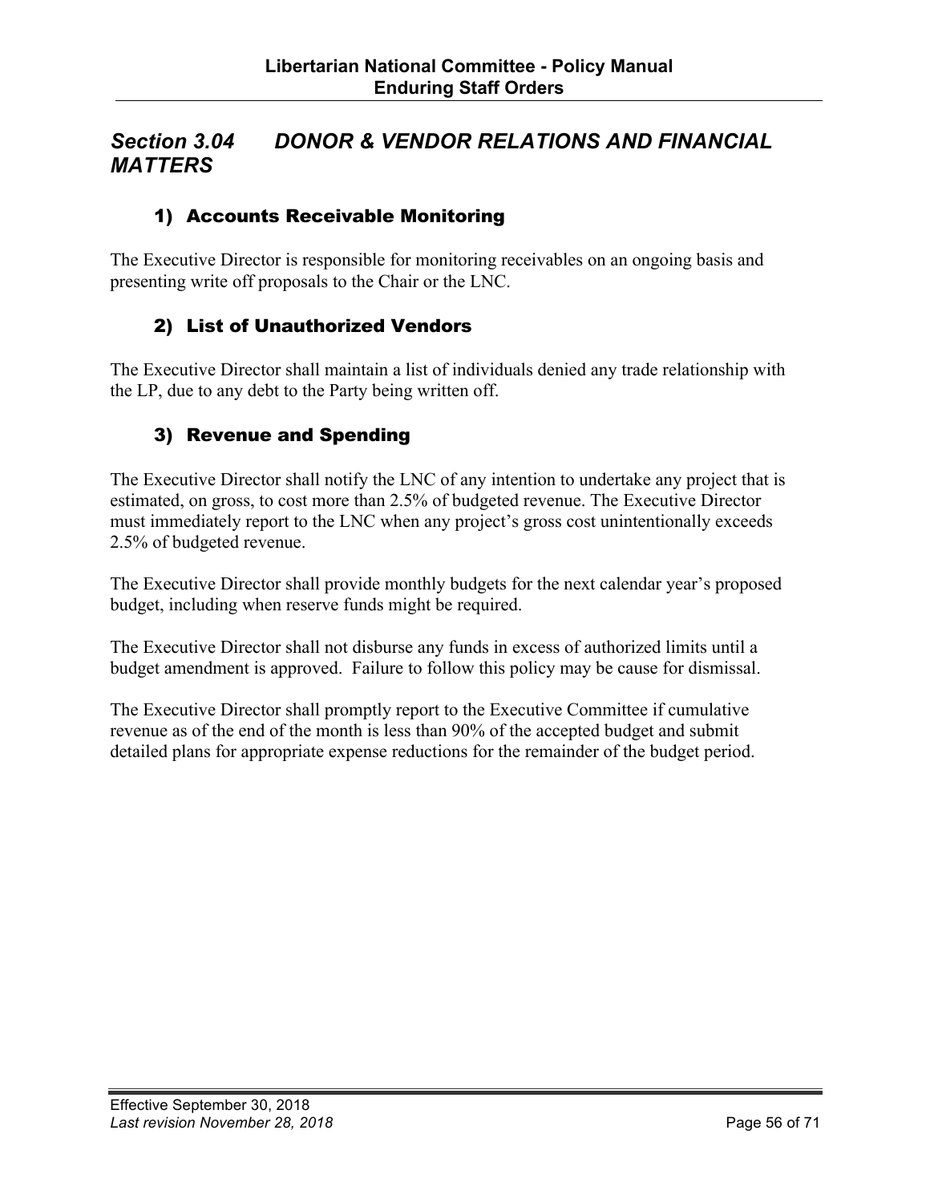## *Section 3.04 DONOR & VENDOR RELATIONS AND FINANCIAL MATTERS*

### 1) Accounts Receivable Monitoring

The Executive Director is responsible for monitoring receivables on an ongoing basis and presenting write off proposals to the Chair or the LNC.

### 2) List of Unauthorized Vendors

The Executive Director shall maintain a list of individuals denied any trade relationship with the LP, due to any debt to the Party being written off.

### 3) Revenue and Spending

The Executive Director shall notify the LNC of any intention to undertake any project that is estimated, on gross, to cost more than 2.5% of budgeted revenue. The Executive Director must immediately report to the LNC when any project's gross cost unintentionally exceeds 2.5% of budgeted revenue.

The Executive Director shall provide monthly budgets for the next calendar year's proposed budget, including when reserve funds might be required.

The Executive Director shall not disburse any funds in excess of authorized limits until a budget amendment is approved. Failure to follow this policy may be cause for dismissal.

The Executive Director shall promptly report to the Executive Committee if cumulative revenue as of the end of the month is less than 90% of the accepted budget and submit detailed plans for appropriate expense reductions for the remainder of the budget period.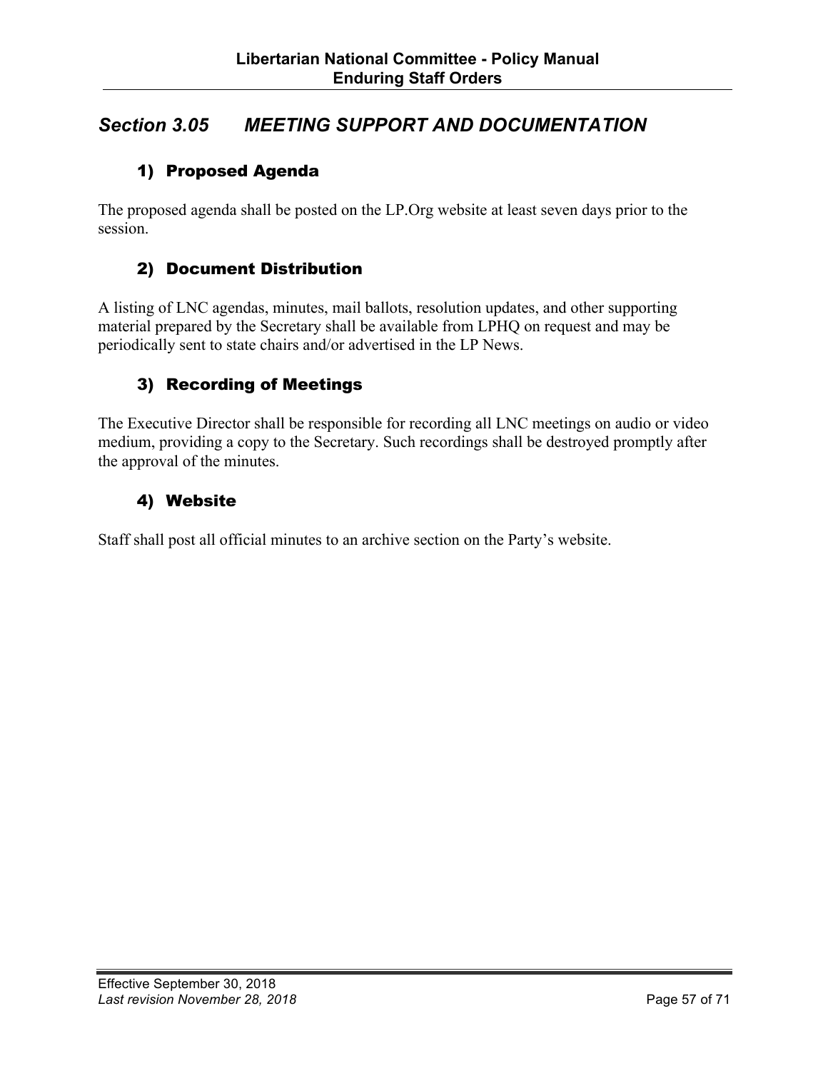## *Section 3.05 MEETING SUPPORT AND DOCUMENTATION*

### 1) Proposed Agenda

The proposed agenda shall be posted on the LP.Org website at least seven days prior to the session.

### 2) Document Distribution

A listing of LNC agendas, minutes, mail ballots, resolution updates, and other supporting material prepared by the Secretary shall be available from LPHQ on request and may be periodically sent to state chairs and/or advertised in the LP News.

### 3) Recording of Meetings

The Executive Director shall be responsible for recording all LNC meetings on audio or video medium, providing a copy to the Secretary. Such recordings shall be destroyed promptly after the approval of the minutes.

### 4) Website

Staff shall post all official minutes to an archive section on the Party's website.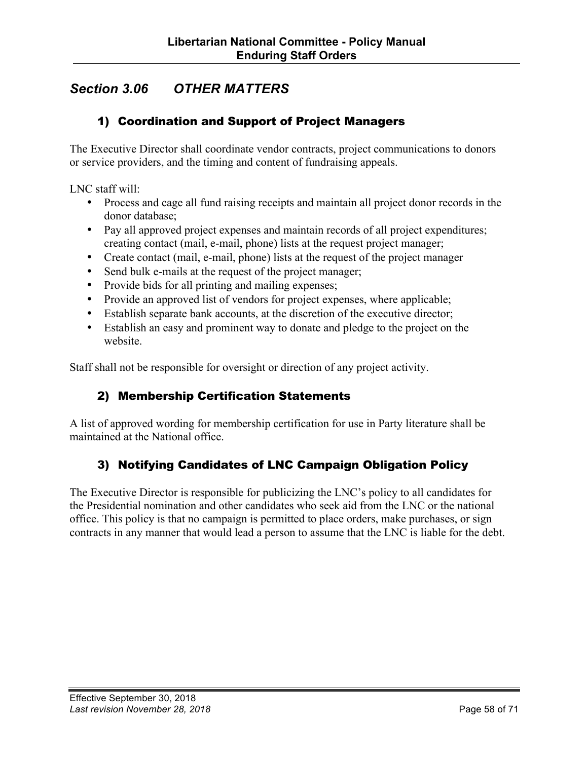## *Section 3.06 OTHER MATTERS*

### 1) Coordination and Support of Project Managers

The Executive Director shall coordinate vendor contracts, project communications to donors or service providers, and the timing and content of fundraising appeals.

LNC staff will:

- Process and cage all fund raising receipts and maintain all project donor records in the donor database;
- Pay all approved project expenses and maintain records of all project expenditures; creating contact (mail, e-mail, phone) lists at the request project manager;
- Create contact (mail, e-mail, phone) lists at the request of the project manager
- Send bulk e-mails at the request of the project manager;
- Provide bids for all printing and mailing expenses;
- Provide an approved list of vendors for project expenses, where applicable;
- Establish separate bank accounts, at the discretion of the executive director;
- Establish an easy and prominent way to donate and pledge to the project on the website.

Staff shall not be responsible for oversight or direction of any project activity.

### 2) Membership Certification Statements

A list of approved wording for membership certification for use in Party literature shall be maintained at the National office.

### 3) Notifying Candidates of LNC Campaign Obligation Policy

The Executive Director is responsible for publicizing the LNC's policy to all candidates for the Presidential nomination and other candidates who seek aid from the LNC or the national office. This policy is that no campaign is permitted to place orders, make purchases, or sign contracts in any manner that would lead a person to assume that the LNC is liable for the debt.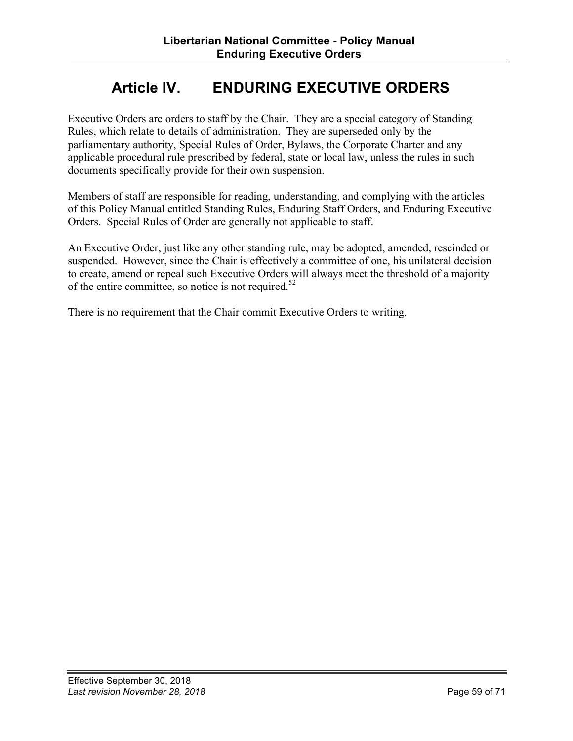# Article IV. ENDURING EXECUTIVE ORDERS

Executive Orders are orders to staff by the Chair. They are a special category of Standing Rules, which relate to details of administration. They are superseded only by the parliamentary authority, Special Rules of Order, Bylaws, the Corporate Charter and any applicable procedural rule prescribed by federal, state or local law, unless the rules in such documents specifically provide for their own suspension.

Members of staff are responsible for reading, understanding, and complying with the articles of this Policy Manual entitled Standing Rules, Enduring Staff Orders, and Enduring Executive Orders. Special Rules of Order are generally not applicable to staff.

An Executive Order, just like any other standing rule, may be adopted, amended, rescinded or suspended. However, since the Chair is effectively a committee of one, his unilateral decision to create, amend or repeal such Executive Orders will always meet the threshold of a majority of the entire committee, so notice is not required.[52]

There is no requirement that the Chair commit Executive Orders to writing.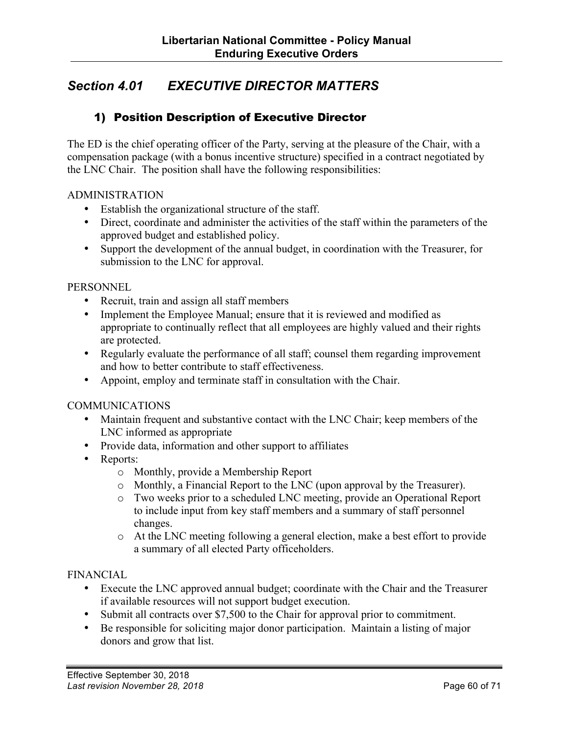## *Section 4.01 EXECUTIVE DIRECTOR MATTERS*

### 1) Position Description of Executive Director

The ED is the chief operating officer of the Party, serving at the pleasure of the Chair, with a compensation package (with a bonus incentive structure) specified in a contract negotiated by the LNC Chair. The position shall have the following responsibilities:

ADMINISTRATION

- Establish the organizational structure of the staff.
- Direct, coordinate and administer the activities of the staff within the parameters of the approved budget and established policy.
- Support the development of the annual budget, in coordination with the Treasurer, for submission to the LNC for approval.

PERSONNEL

- Recruit, train and assign all staff members
- Implement the Employee Manual; ensure that it is reviewed and modified as appropriate to continually reflect that all employees are highly valued and their rights are protected.
- Regularly evaluate the performance of all staff; counsel them regarding improvement and how to better contribute to staff effectiveness.
- Appoint, employ and terminate staff in consultation with the Chair.

COMMUNICATIONS

- Maintain frequent and substantive contact with the LNC Chair; keep members of the LNC informed as appropriate
- Provide data, information and other support to affiliates
- Reports:
    - Monthly, provide a Membership Report
    - Monthly, a Financial Report to the LNC (upon approval by the Treasurer).
    - Two weeks prior to a scheduled LNC meeting, provide an Operational Report to include input from key staff members and a summary of staff personnel changes.
    - At the LNC meeting following a general election, make a best effort to provide a summary of all elected Party officeholders.

FINANCIAL

- Execute the LNC approved annual budget; coordinate with the Chair and the Treasurer if available resources will not support budget execution.
- Submit all contracts over $7,500 to the Chair for approval prior to commitment.
- Be responsible for soliciting major donor participation. Maintain a listing of major donors and grow that list.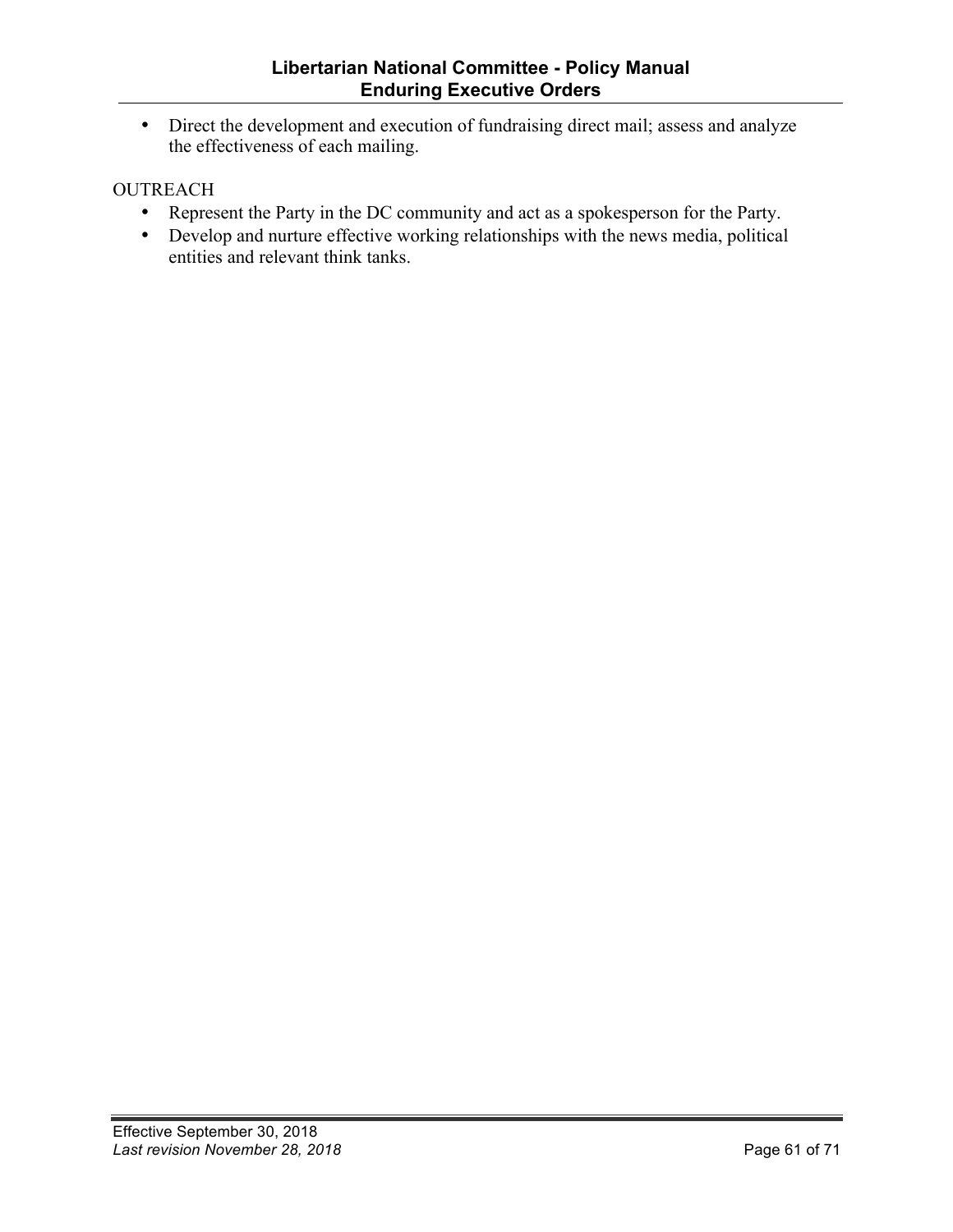- Direct the development and execution of fundraising direct mail; assess and analyze the effectiveness of each mailing.

OUTREACH

- Represent the Party in the DC community and act as a spokesperson for the Party.
- Develop and nurture effective working relationships with the news media, political entities and relevant think tanks.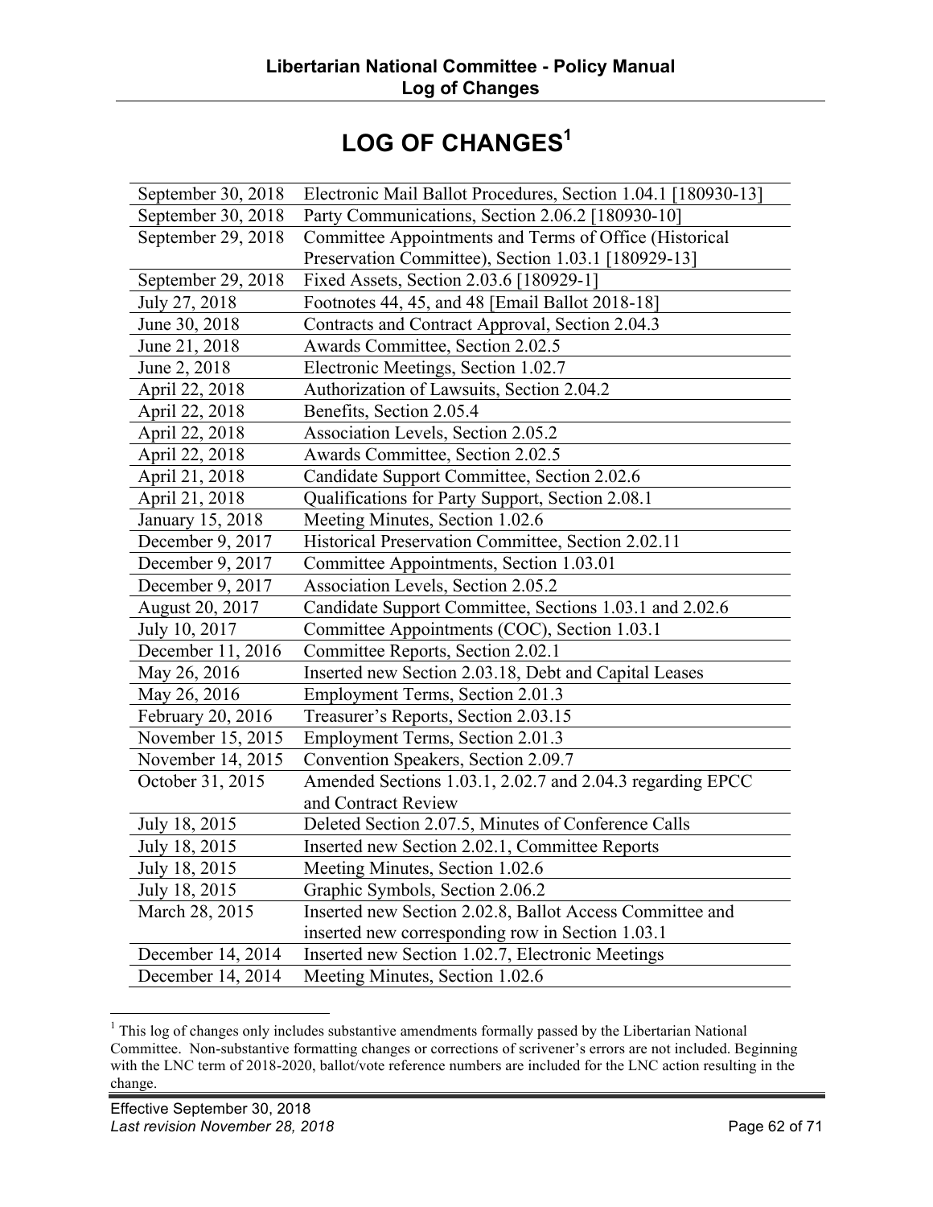# LOG OF CHANGES[1]

| | |
|---|---|
| September 30, 2018 | Electronic Mail Ballot Procedures, Section 1.04.1 [180930-13] |
| September 30, 2018 | Party Communications, Section 2.06.2 [180930-10] |
| September 29, 2018 | Committee Appointments and Terms of Office (Historical Preservation Committee), Section 1.03.1 [180929-13] |
| September 29, 2018 | Fixed Assets, Section 2.03.6 [180929-1] |
| July 27, 2018 | Footnotes 44, 45, and 48 [Email Ballot 2018-18] |
| June 30, 2018 | Contracts and Contract Approval, Section 2.04.3 |
| June 21, 2018 | Awards Committee, Section 2.02.5 |
| June 2, 2018 | Electronic Meetings, Section 1.02.7 |
| April 22, 2018 | Authorization of Lawsuits, Section 2.04.2 |
| April 22, 2018 | Benefits, Section 2.05.4 |
| April 22, 2018 | Association Levels, Section 2.05.2 |
| April 22, 2018 | Awards Committee, Section 2.02.5 |
| April 21, 2018 | Candidate Support Committee, Section 2.02.6 |
| April 21, 2018 | Qualifications for Party Support, Section 2.08.1 |
| January 15, 2018 | Meeting Minutes, Section 1.02.6 |
| December 9, 2017 | Historical Preservation Committee, Section 2.02.11 |
| December 9, 2017 | Committee Appointments, Section 1.03.01 |
| December 9, 2017 | Association Levels, Section 2.05.2 |
| August 20, 2017 | Candidate Support Committee, Sections 1.03.1 and 2.02.6 |
| July 10, 2017 | Committee Appointments (COC), Section 1.03.1 |
| December 11, 2016 | Committee Reports, Section 2.02.1 |
| May 26, 2016 | Inserted new Section 2.03.18, Debt and Capital Leases |
| May 26, 2016 | Employment Terms, Section 2.01.3 |
| February 20, 2016 | Treasurer's Reports, Section 2.03.15 |
| November 15, 2015 | Employment Terms, Section 2.01.3 |
| November 14, 2015 | Convention Speakers, Section 2.09.7 |
| October 31, 2015 | Amended Sections 1.03.1, 2.02.7 and 2.04.3 regarding EPCC and Contract Review |
| July 18, 2015 | Deleted Section 2.07.5, Minutes of Conference Calls |
| July 18, 2015 | Inserted new Section 2.02.1, Committee Reports |
| July 18, 2015 | Meeting Minutes, Section 1.02.6 |
| July 18, 2015 | Graphic Symbols, Section 2.06.2 |
| March 28, 2015 | Inserted new Section 2.02.8, Ballot Access Committee and inserted new corresponding row in Section 1.03.1 |
| December 14, 2014 | Inserted new Section 1.02.7, Electronic Meetings |
| December 14, 2014 | Meeting Minutes, Section 1.02.6 |

[1] This log of changes only includes substantive amendments formally passed by the Libertarian National Committee. Non-substantive formatting changes or corrections of scrivener's errors are not included. Beginning with the LNC term of 2018-2020, ballot/vote reference numbers are included for the LNC action resulting in the change.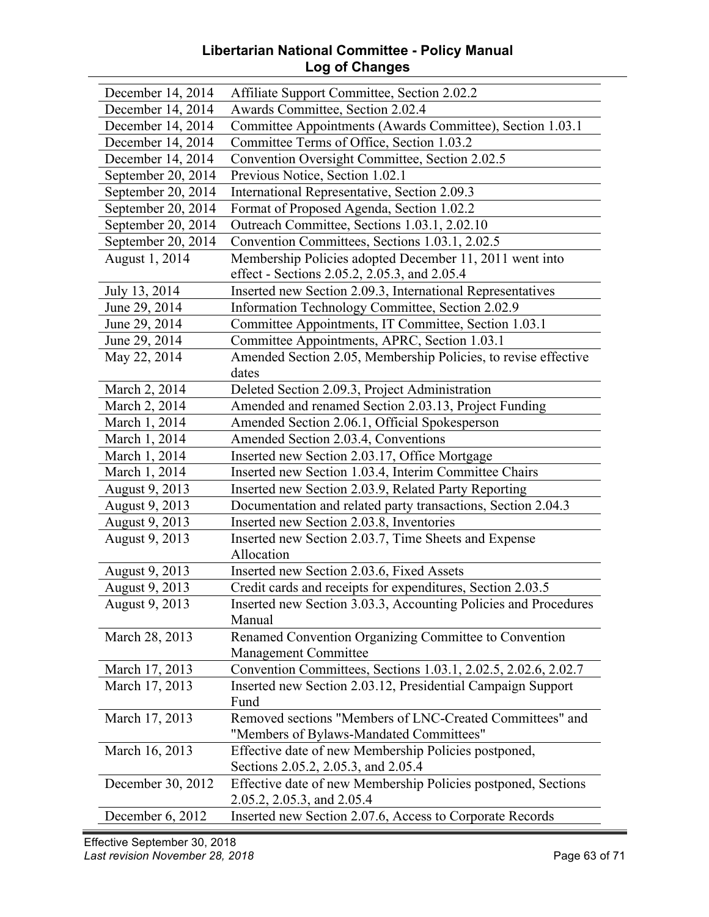# Libertarian National Committee - Policy Manual
## Log of Changes

| | |
|---|---|
| December 14, 2014 | Affiliate Support Committee, Section 2.02.2 |
| December 14, 2014 | Awards Committee, Section 2.02.4 |
| December 14, 2014 | Committee Appointments (Awards Committee), Section 1.03.1 |
| December 14, 2014 | Committee Terms of Office, Section 1.03.2 |
| December 14, 2014 | Convention Oversight Committee, Section 2.02.5 |
| September 20, 2014 | Previous Notice, Section 1.02.1 |
| September 20, 2014 | International Representative, Section 2.09.3 |
| September 20, 2014 | Format of Proposed Agenda, Section 1.02.2 |
| September 20, 2014 | Outreach Committee, Sections 1.03.1, 2.02.10 |
| September 20, 2014 | Convention Committees, Sections 1.03.1, 2.02.5 |
| August 1, 2014 | Membership Policies adopted December 11, 2011 went into effect - Sections 2.05.2, 2.05.3, and 2.05.4 |
| July 13, 2014 | Inserted new Section 2.09.3, International Representatives |
| June 29, 2014 | Information Technology Committee, Section 2.02.9 |
| June 29, 2014 | Committee Appointments, IT Committee, Section 1.03.1 |
| June 29, 2014 | Committee Appointments, APRC, Section 1.03.1 |
| May 22, 2014 | Amended Section 2.05, Membership Policies, to revise effective dates |
| March 2, 2014 | Deleted Section 2.09.3, Project Administration |
| March 2, 2014 | Amended and renamed Section 2.03.13, Project Funding |
| March 1, 2014 | Amended Section 2.06.1, Official Spokesperson |
| March 1, 2014 | Amended Section 2.03.4, Conventions |
| March 1, 2014 | Inserted new Section 2.03.17, Office Mortgage |
| March 1, 2014 | Inserted new Section 1.03.4, Interim Committee Chairs |
| August 9, 2013 | Inserted new Section 2.03.9, Related Party Reporting |
| August 9, 2013 | Documentation and related party transactions, Section 2.04.3 |
| August 9, 2013 | Inserted new Section 2.03.8, Inventories |
| August 9, 2013 | Inserted new Section 2.03.7, Time Sheets and Expense Allocation |
| August 9, 2013 | Inserted new Section 2.03.6, Fixed Assets |
| August 9, 2013 | Credit cards and receipts for expenditures, Section 2.03.5 |
| August 9, 2013 | Inserted new Section 3.03.3, Accounting Policies and Procedures Manual |
| March 28, 2013 | Renamed Convention Organizing Committee to Convention Management Committee |
| March 17, 2013 | Convention Committees, Sections 1.03.1, 2.02.5, 2.02.6, 2.02.7 |
| March 17, 2013 | Inserted new Section 2.03.12, Presidential Campaign Support Fund |
| March 17, 2013 | Removed sections "Members of LNC-Created Committees" and "Members of Bylaws-Mandated Committees" |
| March 16, 2013 | Effective date of new Membership Policies postponed, Sections 2.05.2, 2.05.3, and 2.05.4 |
| December 30, 2012 | Effective date of new Membership Policies postponed, Sections 2.05.2, 2.05.3, and 2.05.4 |
| December 6, 2012 | Inserted new Section 2.07.6, Access to Corporate Records |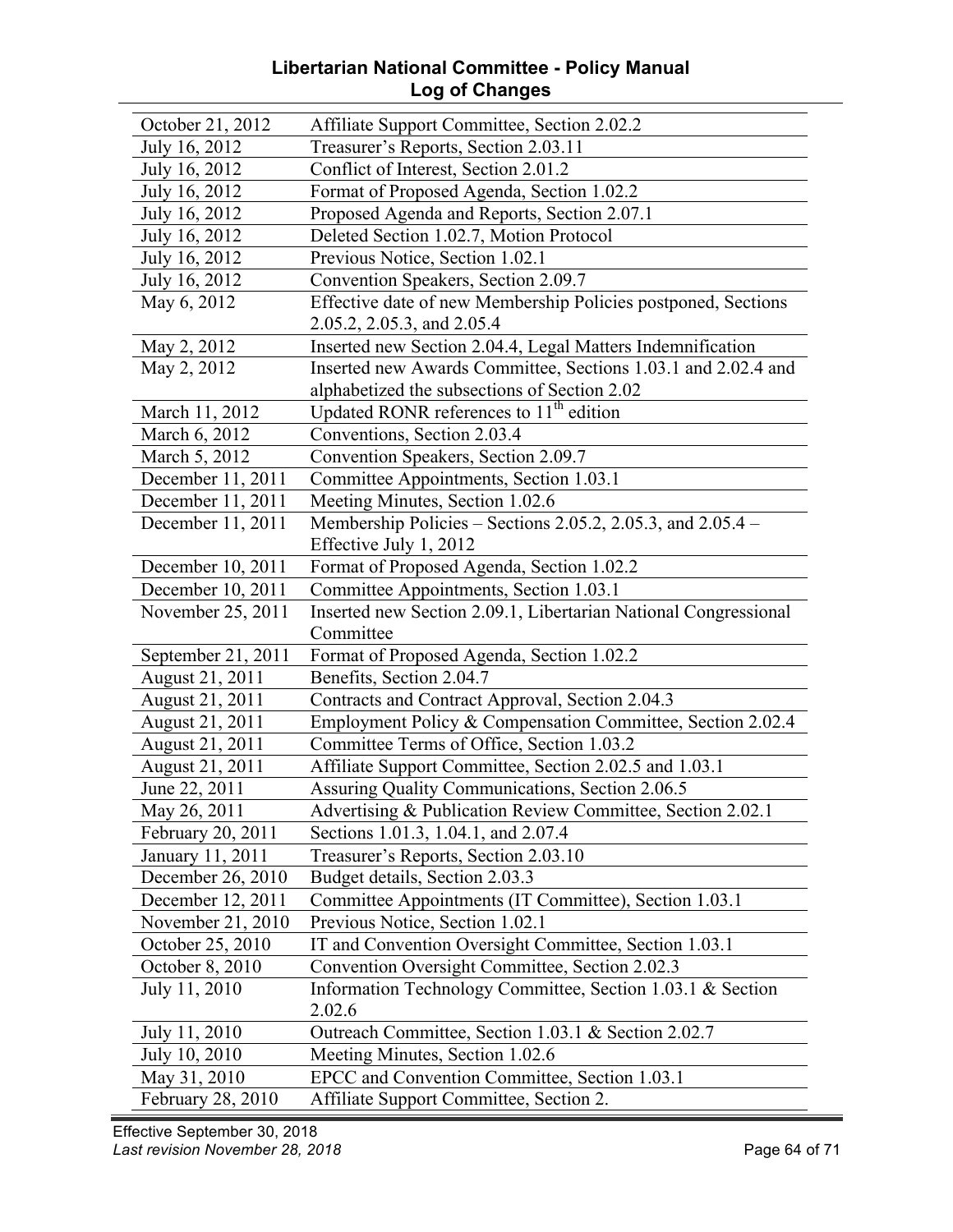# Libertarian National Committee - Policy Manual
## Log of Changes

| | |
|---|---|
| October 21, 2012 | Affiliate Support Committee, Section 2.02.2 |
| July 16, 2012 | Treasurer's Reports, Section 2.03.11 |
| July 16, 2012 | Conflict of Interest, Section 2.01.2 |
| July 16, 2012 | Format of Proposed Agenda, Section 1.02.2 |
| July 16, 2012 | Proposed Agenda and Reports, Section 2.07.1 |
| July 16, 2012 | Deleted Section 1.02.7, Motion Protocol |
| July 16, 2012 | Previous Notice, Section 1.02.1 |
| July 16, 2012 | Convention Speakers, Section 2.09.7 |
| May 6, 2012 | Effective date of new Membership Policies postponed, Sections 2.05.2, 2.05.3, and 2.05.4 |
| May 2, 2012 | Inserted new Section 2.04.4, Legal Matters Indemnification |
| May 2, 2012 | Inserted new Awards Committee, Sections 1.03.1 and 2.02.4 and alphabetized the subsections of Section 2.02 |
| March 11, 2012 | Updated RONR references to 11th edition |
| March 6, 2012 | Conventions, Section 2.03.4 |
| March 5, 2012 | Convention Speakers, Section 2.09.7 |
| December 11, 2011 | Committee Appointments, Section 1.03.1 |
| December 11, 2011 | Meeting Minutes, Section 1.02.6 |
| December 11, 2011 | Membership Policies – Sections 2.05.2, 2.05.3, and 2.05.4 – Effective July 1, 2012 |
| December 10, 2011 | Format of Proposed Agenda, Section 1.02.2 |
| December 10, 2011 | Committee Appointments, Section 1.03.1 |
| November 25, 2011 | Inserted new Section 2.09.1, Libertarian National Congressional Committee |
| September 21, 2011 | Format of Proposed Agenda, Section 1.02.2 |
| August 21, 2011 | Benefits, Section 2.04.7 |
| August 21, 2011 | Contracts and Contract Approval, Section 2.04.3 |
| August 21, 2011 | Employment Policy & Compensation Committee, Section 2.02.4 |
| August 21, 2011 | Committee Terms of Office, Section 1.03.2 |
| August 21, 2011 | Affiliate Support Committee, Section 2.02.5 and 1.03.1 |
| June 22, 2011 | Assuring Quality Communications, Section 2.06.5 |
| May 26, 2011 | Advertising & Publication Review Committee, Section 2.02.1 |
| February 20, 2011 | Sections 1.01.3, 1.04.1, and 2.07.4 |
| January 11, 2011 | Treasurer's Reports, Section 2.03.10 |
| December 26, 2010 | Budget details, Section 2.03.3 |
| December 12, 2011 | Committee Appointments (IT Committee), Section 1.03.1 |
| November 21, 2010 | Previous Notice, Section 1.02.1 |
| October 25, 2010 | IT and Convention Oversight Committee, Section 1.03.1 |
| October 8, 2010 | Convention Oversight Committee, Section 2.02.3 |
| July 11, 2010 | Information Technology Committee, Section 1.03.1 & Section 2.02.6 |
| July 11, 2010 | Outreach Committee, Section 1.03.1 & Section 2.02.7 |
| July 10, 2010 | Meeting Minutes, Section 1.02.6 |
| May 31, 2010 | EPCC and Convention Committee, Section 1.03.1 |
| February 28, 2010 | Affiliate Support Committee, Section 2. |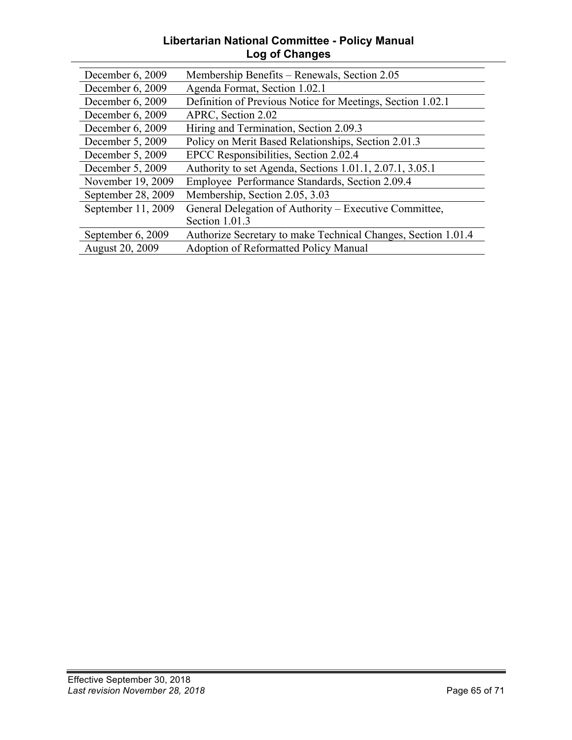| | |
|---|---|
| December 6, 2009 | Membership Benefits – Renewals, Section 2.05 |
| December 6, 2009 | Agenda Format, Section 1.02.1 |
| December 6, 2009 | Definition of Previous Notice for Meetings, Section 1.02.1 |
| December 6, 2009 | APRC, Section 2.02 |
| December 6, 2009 | Hiring and Termination, Section 2.09.3 |
| December 5, 2009 | Policy on Merit Based Relationships, Section 2.01.3 |
| December 5, 2009 | EPCC Responsibilities, Section 2.02.4 |
| December 5, 2009 | Authority to set Agenda, Sections 1.01.1, 2.07.1, 3.05.1 |
| November 19, 2009 | Employee Performance Standards, Section 2.09.4 |
| September 28, 2009 | Membership, Section 2.05, 3.03 |
| September 11, 2009 | General Delegation of Authority – Executive Committee, Section 1.01.3 |
| September 6, 2009 | Authorize Secretary to make Technical Changes, Section 1.01.4 |
| August 20, 2009 | Adoption of Reformatted Policy Manual |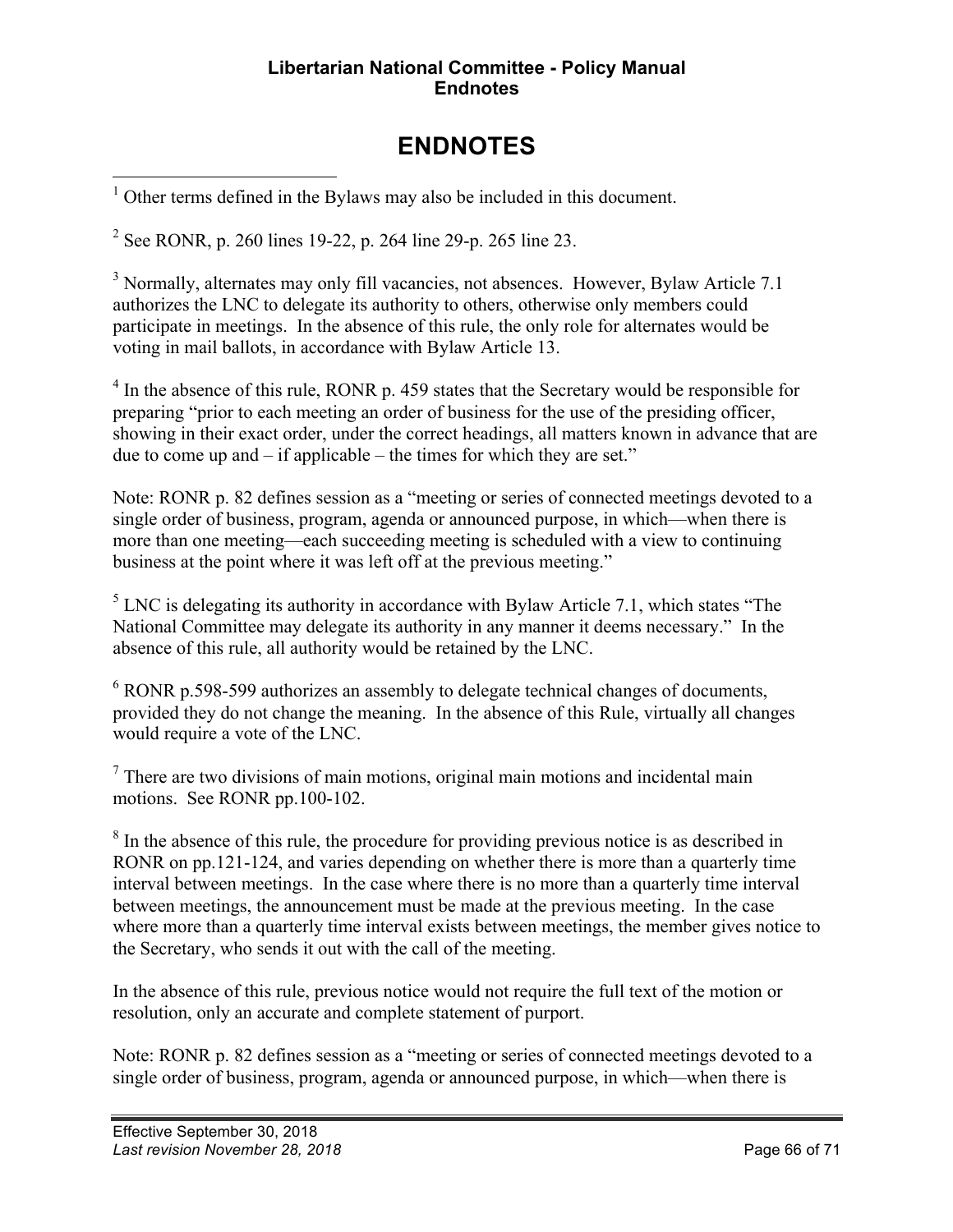# ENDNOTES

[1] Other terms defined in the Bylaws may also be included in this document.

[2] See RONR, p. 260 lines 19-22, p. 264 line 29-p. 265 line 23.

[3] Normally, alternates may only fill vacancies, not absences. However, Bylaw Article 7.1 authorizes the LNC to delegate its authority to others, otherwise only members could participate in meetings. In the absence of this rule, the only role for alternates would be voting in mail ballots, in accordance with Bylaw Article 13.

[4] In the absence of this rule, RONR p. 459 states that the Secretary would be responsible for preparing "prior to each meeting an order of business for the use of the presiding officer, showing in their exact order, under the correct headings, all matters known in advance that are due to come up and – if applicable – the times for which they are set."

Note: RONR p. 82 defines session as a "meeting or series of connected meetings devoted to a single order of business, program, agenda or announced purpose, in which—when there is more than one meeting—each succeeding meeting is scheduled with a view to continuing business at the point where it was left off at the previous meeting."

[5] LNC is delegating its authority in accordance with Bylaw Article 7.1, which states "The National Committee may delegate its authority in any manner it deems necessary." In the absence of this rule, all authority would be retained by the LNC.

[6] RONR p.598-599 authorizes an assembly to delegate technical changes of documents, provided they do not change the meaning. In the absence of this Rule, virtually all changes would require a vote of the LNC.

[7] There are two divisions of main motions, original main motions and incidental main motions. See RONR pp.100-102.

[8] In the absence of this rule, the procedure for providing previous notice is as described in RONR on pp.121-124, and varies depending on whether there is more than a quarterly time interval between meetings. In the case where there is no more than a quarterly time interval between meetings, the announcement must be made at the previous meeting. In the case where more than a quarterly time interval exists between meetings, the member gives notice to the Secretary, who sends it out with the call of the meeting.

In the absence of this rule, previous notice would not require the full text of the motion or resolution, only an accurate and complete statement of purport.

Note: RONR p. 82 defines session as a "meeting or series of connected meetings devoted to a single order of business, program, agenda or announced purpose, in which—when there is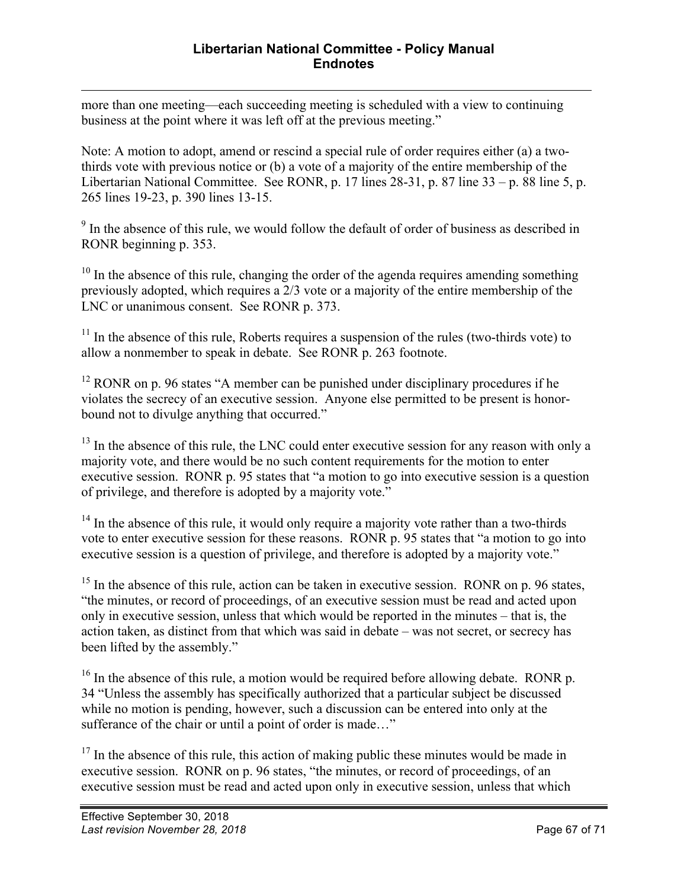more than one meeting—each succeeding meeting is scheduled with a view to continuing business at the point where it was left off at the previous meeting."

Note: A motion to adopt, amend or rescind a special rule of order requires either (a) a two-thirds vote with previous notice or (b) a vote of a majority of the entire membership of the Libertarian National Committee. See RONR, p. 17 lines 28-31, p. 87 line 33 – p. 88 line 5, p. 265 lines 19-23, p. 390 lines 13-15.

[9] In the absence of this rule, we would follow the default of order of business as described in RONR beginning p. 353.

[10] In the absence of this rule, changing the order of the agenda requires amending something previously adopted, which requires a 2/3 vote or a majority of the entire membership of the LNC or unanimous consent. See RONR p. 373.

[11] In the absence of this rule, Roberts requires a suspension of the rules (two-thirds vote) to allow a nonmember to speak in debate. See RONR p. 263 footnote.

[12] RONR on p. 96 states "A member can be punished under disciplinary procedures if he violates the secrecy of an executive session. Anyone else permitted to be present is honor-bound not to divulge anything that occurred."

[13] In the absence of this rule, the LNC could enter executive session for any reason with only a majority vote, and there would be no such content requirements for the motion to enter executive session. RONR p. 95 states that "a motion to go into executive session is a question of privilege, and therefore is adopted by a majority vote."

[14] In the absence of this rule, it would only require a majority vote rather than a two-thirds vote to enter executive session for these reasons. RONR p. 95 states that "a motion to go into executive session is a question of privilege, and therefore is adopted by a majority vote."

[15] In the absence of this rule, action can be taken in executive session. RONR on p. 96 states, "the minutes, or record of proceedings, of an executive session must be read and acted upon only in executive session, unless that which would be reported in the minutes – that is, the action taken, as distinct from that which was said in debate – was not secret, or secrecy has been lifted by the assembly."

[16] In the absence of this rule, a motion would be required before allowing debate. RONR p. 34 "Unless the assembly has specifically authorized that a particular subject be discussed while no motion is pending, however, such a discussion can be entered into only at the sufferance of the chair or until a point of order is made…"

[17] In the absence of this rule, this action of making public these minutes would be made in executive session. RONR on p. 96 states, "the minutes, or record of proceedings, of an executive session must be read and acted upon only in executive session, unless that which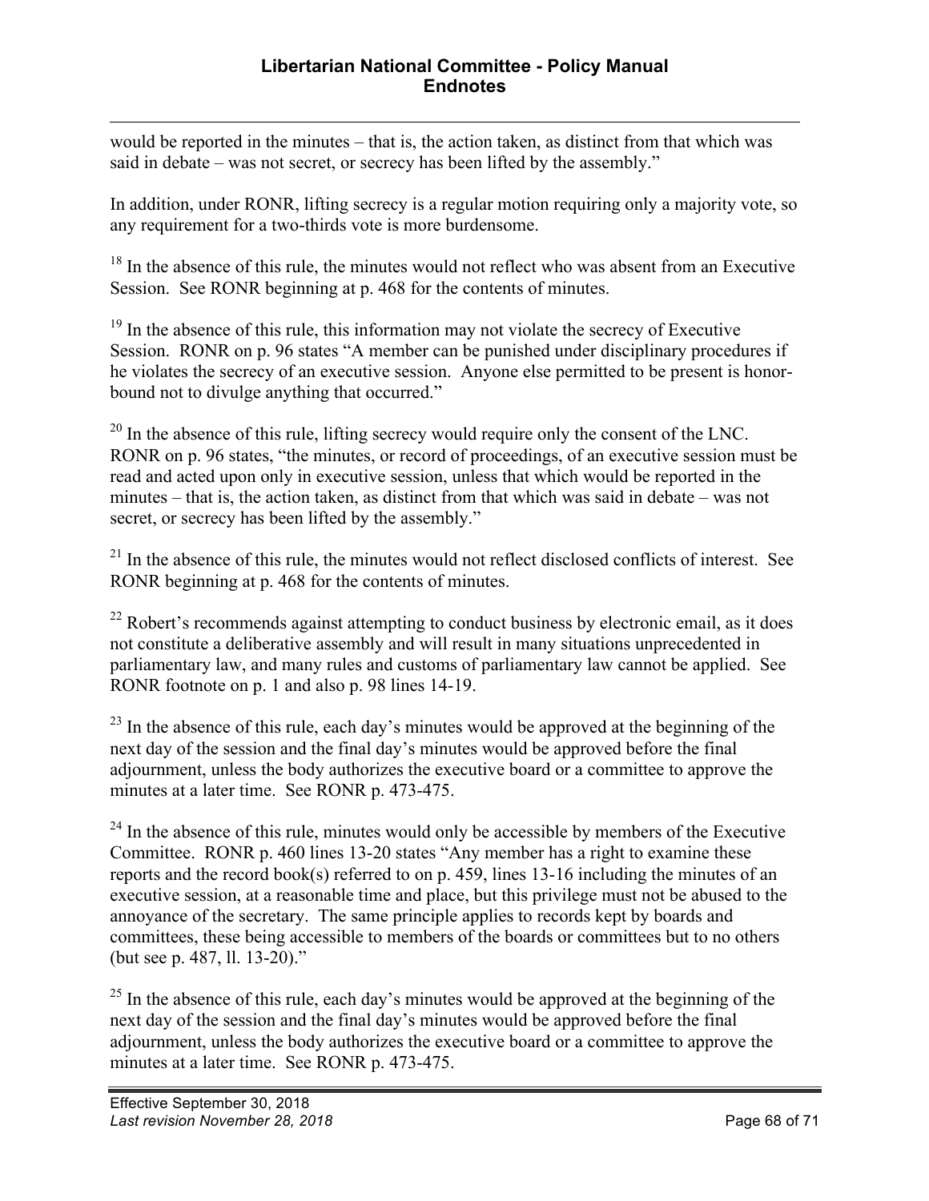would be reported in the minutes – that is, the action taken, as distinct from that which was said in debate – was not secret, or secrecy has been lifted by the assembly."

In addition, under RONR, lifting secrecy is a regular motion requiring only a majority vote, so any requirement for a two-thirds vote is more burdensome.

[18] In the absence of this rule, the minutes would not reflect who was absent from an Executive Session. See RONR beginning at p. 468 for the contents of minutes.

[19] In the absence of this rule, this information may not violate the secrecy of Executive Session. RONR on p. 96 states "A member can be punished under disciplinary procedures if he violates the secrecy of an executive session. Anyone else permitted to be present is honor-bound not to divulge anything that occurred."

[20] In the absence of this rule, lifting secrecy would require only the consent of the LNC. RONR on p. 96 states, "the minutes, or record of proceedings, of an executive session must be read and acted upon only in executive session, unless that which would be reported in the minutes – that is, the action taken, as distinct from that which was said in debate – was not secret, or secrecy has been lifted by the assembly."

[21] In the absence of this rule, the minutes would not reflect disclosed conflicts of interest. See RONR beginning at p. 468 for the contents of minutes.

[22] Robert's recommends against attempting to conduct business by electronic email, as it does not constitute a deliberative assembly and will result in many situations unprecedented in parliamentary law, and many rules and customs of parliamentary law cannot be applied. See RONR footnote on p. 1 and also p. 98 lines 14-19.

[23] In the absence of this rule, each day's minutes would be approved at the beginning of the next day of the session and the final day's minutes would be approved before the final adjournment, unless the body authorizes the executive board or a committee to approve the minutes at a later time. See RONR p. 473-475.

[24] In the absence of this rule, minutes would only be accessible by members of the Executive Committee. RONR p. 460 lines 13-20 states "Any member has a right to examine these reports and the record book(s) referred to on p. 459, lines 13-16 including the minutes of an executive session, at a reasonable time and place, but this privilege must not be abused to the annoyance of the secretary. The same principle applies to records kept by boards and committees, these being accessible to members of the boards or committees but to no others (but see p. 487, ll. 13-20)."

[25] In the absence of this rule, each day's minutes would be approved at the beginning of the next day of the session and the final day's minutes would be approved before the final adjournment, unless the body authorizes the executive board or a committee to approve the minutes at a later time. See RONR p. 473-475.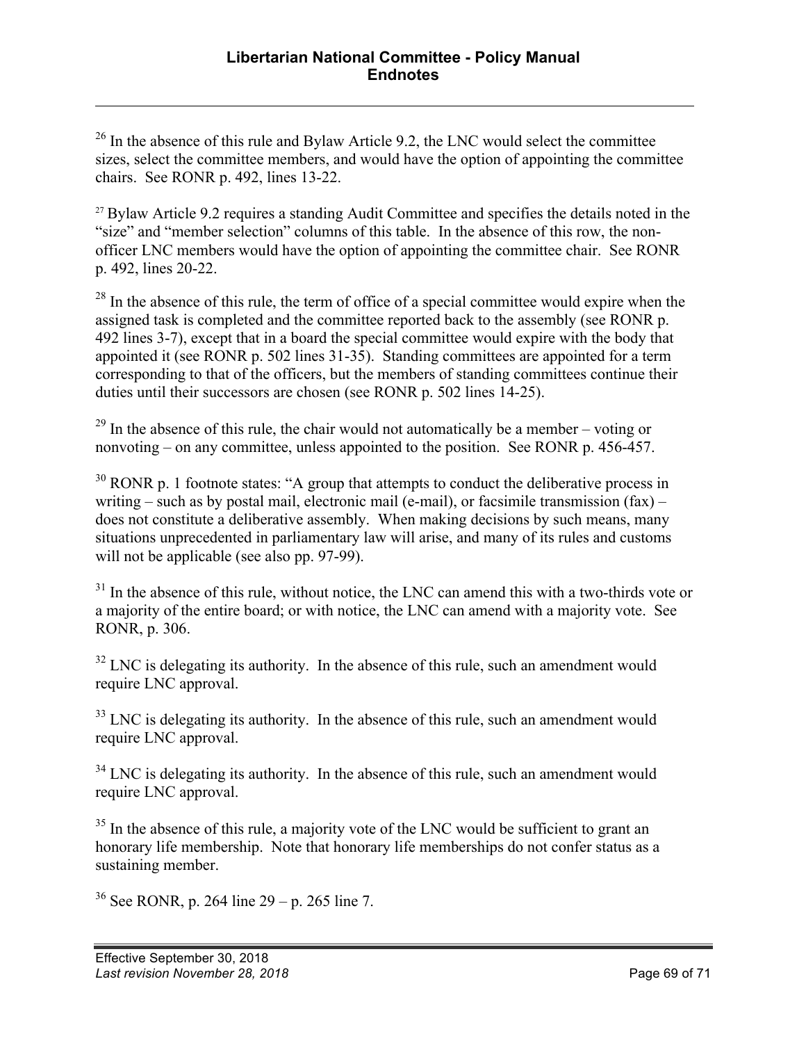[26] In the absence of this rule and Bylaw Article 9.2, the LNC would select the committee sizes, select the committee members, and would have the option of appointing the committee chairs. See RONR p. 492, lines 13-22.

[27] Bylaw Article 9.2 requires a standing Audit Committee and specifies the details noted in the "size" and "member selection" columns of this table. In the absence of this row, the non-officer LNC members would have the option of appointing the committee chair. See RONR p. 492, lines 20-22.

[28] In the absence of this rule, the term of office of a special committee would expire when the assigned task is completed and the committee reported back to the assembly (see RONR p. 492 lines 3-7), except that in a board the special committee would expire with the body that appointed it (see RONR p. 502 lines 31-35). Standing committees are appointed for a term corresponding to that of the officers, but the members of standing committees continue their duties until their successors are chosen (see RONR p. 502 lines 14-25).

[29] In the absence of this rule, the chair would not automatically be a member – voting or nonvoting – on any committee, unless appointed to the position. See RONR p. 456-457.

[30] RONR p. 1 footnote states: "A group that attempts to conduct the deliberative process in writing – such as by postal mail, electronic mail (e-mail), or facsimile transmission (fax) – does not constitute a deliberative assembly. When making decisions by such means, many situations unprecedented in parliamentary law will arise, and many of its rules and customs will not be applicable (see also pp. 97-99).

[31] In the absence of this rule, without notice, the LNC can amend this with a two-thirds vote or a majority of the entire board; or with notice, the LNC can amend with a majority vote. See RONR, p. 306.

[32] LNC is delegating its authority. In the absence of this rule, such an amendment would require LNC approval.

[33] LNC is delegating its authority. In the absence of this rule, such an amendment would require LNC approval.

[34] LNC is delegating its authority. In the absence of this rule, such an amendment would require LNC approval.

[35] In the absence of this rule, a majority vote of the LNC would be sufficient to grant an honorary life membership. Note that honorary life memberships do not confer status as a sustaining member.

[36] See RONR, p. 264 line 29 – p. 265 line 7.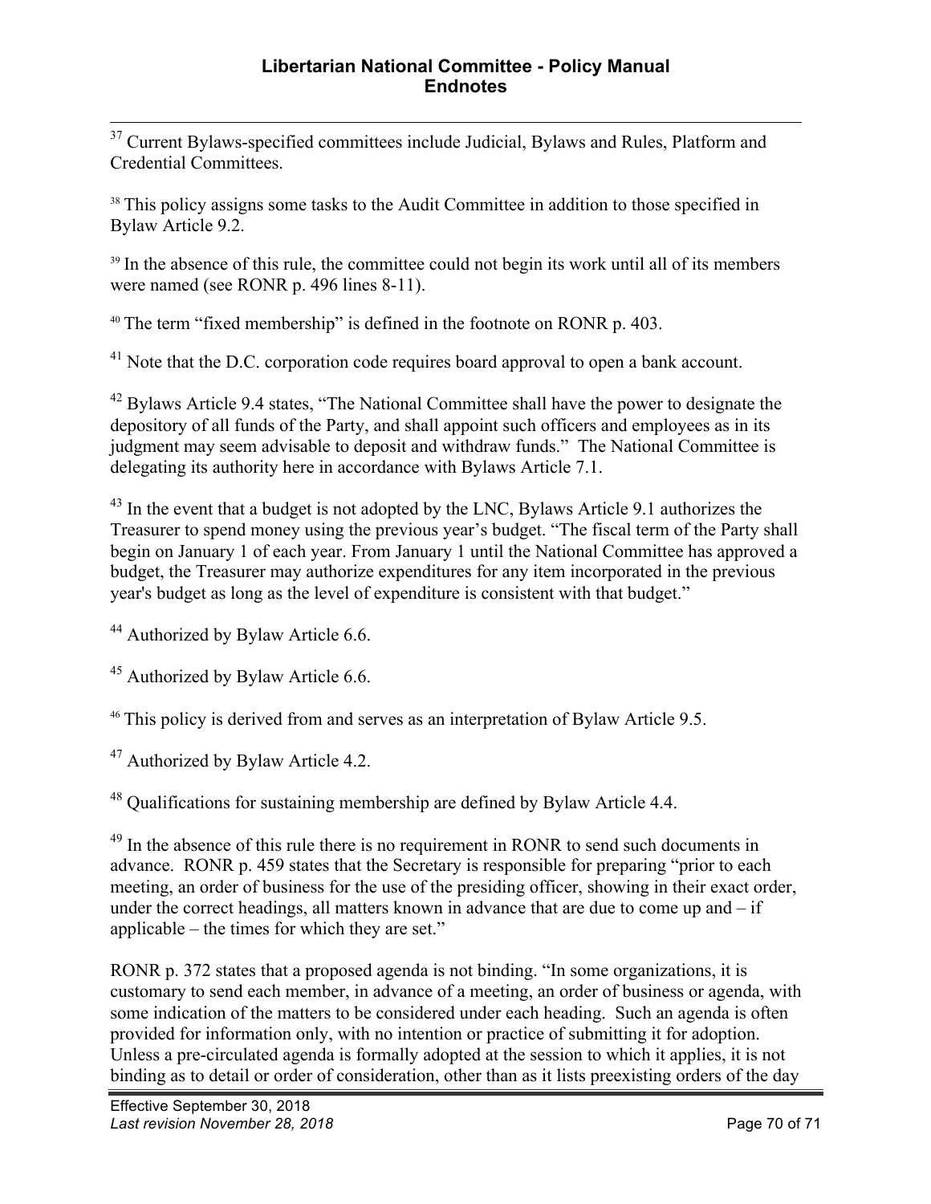[37] Current Bylaws-specified committees include Judicial, Bylaws and Rules, Platform and Credential Committees.

[38] This policy assigns some tasks to the Audit Committee in addition to those specified in Bylaw Article 9.2.

[39] In the absence of this rule, the committee could not begin its work until all of its members were named (see RONR p. 496 lines 8-11).

[40] The term "fixed membership" is defined in the footnote on RONR p. 403.

[41] Note that the D.C. corporation code requires board approval to open a bank account.

[42] Bylaws Article 9.4 states, "The National Committee shall have the power to designate the depository of all funds of the Party, and shall appoint such officers and employees as in its judgment may seem advisable to deposit and withdraw funds." The National Committee is delegating its authority here in accordance with Bylaws Article 7.1.

[43] In the event that a budget is not adopted by the LNC, Bylaws Article 9.1 authorizes the Treasurer to spend money using the previous year's budget. "The fiscal term of the Party shall begin on January 1 of each year. From January 1 until the National Committee has approved a budget, the Treasurer may authorize expenditures for any item incorporated in the previous year's budget as long as the level of expenditure is consistent with that budget."

[44] Authorized by Bylaw Article 6.6.

[45] Authorized by Bylaw Article 6.6.

[46] This policy is derived from and serves as an interpretation of Bylaw Article 9.5.

[47] Authorized by Bylaw Article 4.2.

[48] Qualifications for sustaining membership are defined by Bylaw Article 4.4.

[49] In the absence of this rule there is no requirement in RONR to send such documents in advance. RONR p. 459 states that the Secretary is responsible for preparing "prior to each meeting, an order of business for the use of the presiding officer, showing in their exact order, under the correct headings, all matters known in advance that are due to come up and – if applicable – the times for which they are set."

RONR p. 372 states that a proposed agenda is not binding. "In some organizations, it is customary to send each member, in advance of a meeting, an order of business or agenda, with some indication of the matters to be considered under each heading. Such an agenda is often provided for information only, with no intention or practice of submitting it for adoption. Unless a pre-circulated agenda is formally adopted at the session to which it applies, it is not binding as to detail or order of consideration, other than as it lists preexisting orders of the day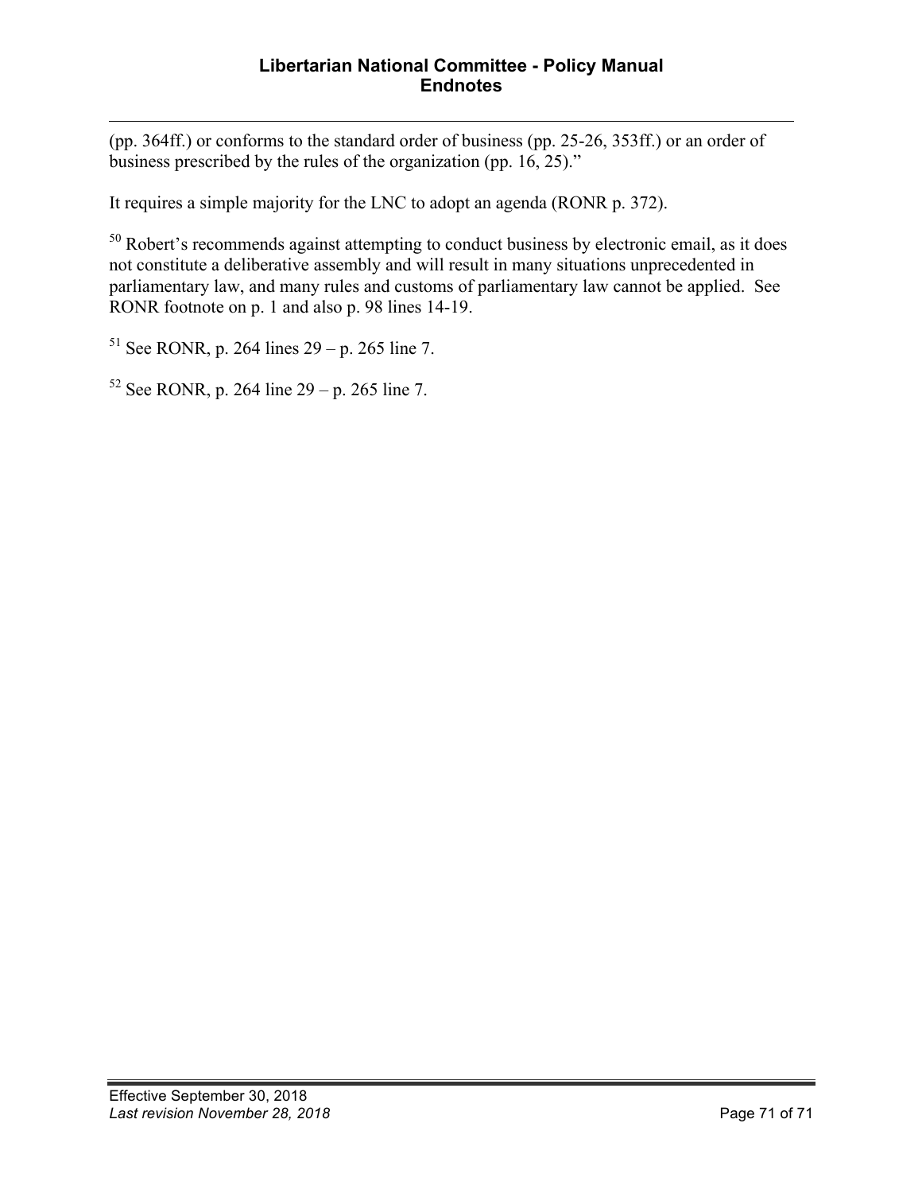(pp. 364ff.) or conforms to the standard order of business (pp. 25-26, 353ff.) or an order of business prescribed by the rules of the organization (pp. 16, 25)."

It requires a simple majority for the LNC to adopt an agenda (RONR p. 372).

[50] Robert's recommends against attempting to conduct business by electronic email, as it does not constitute a deliberative assembly and will result in many situations unprecedented in parliamentary law, and many rules and customs of parliamentary law cannot be applied. See RONR footnote on p. 1 and also p. 98 lines 14-19.

[51] See RONR, p. 264 lines 29 – p. 265 line 7.

[52] See RONR, p. 264 line 29 – p. 265 line 7.